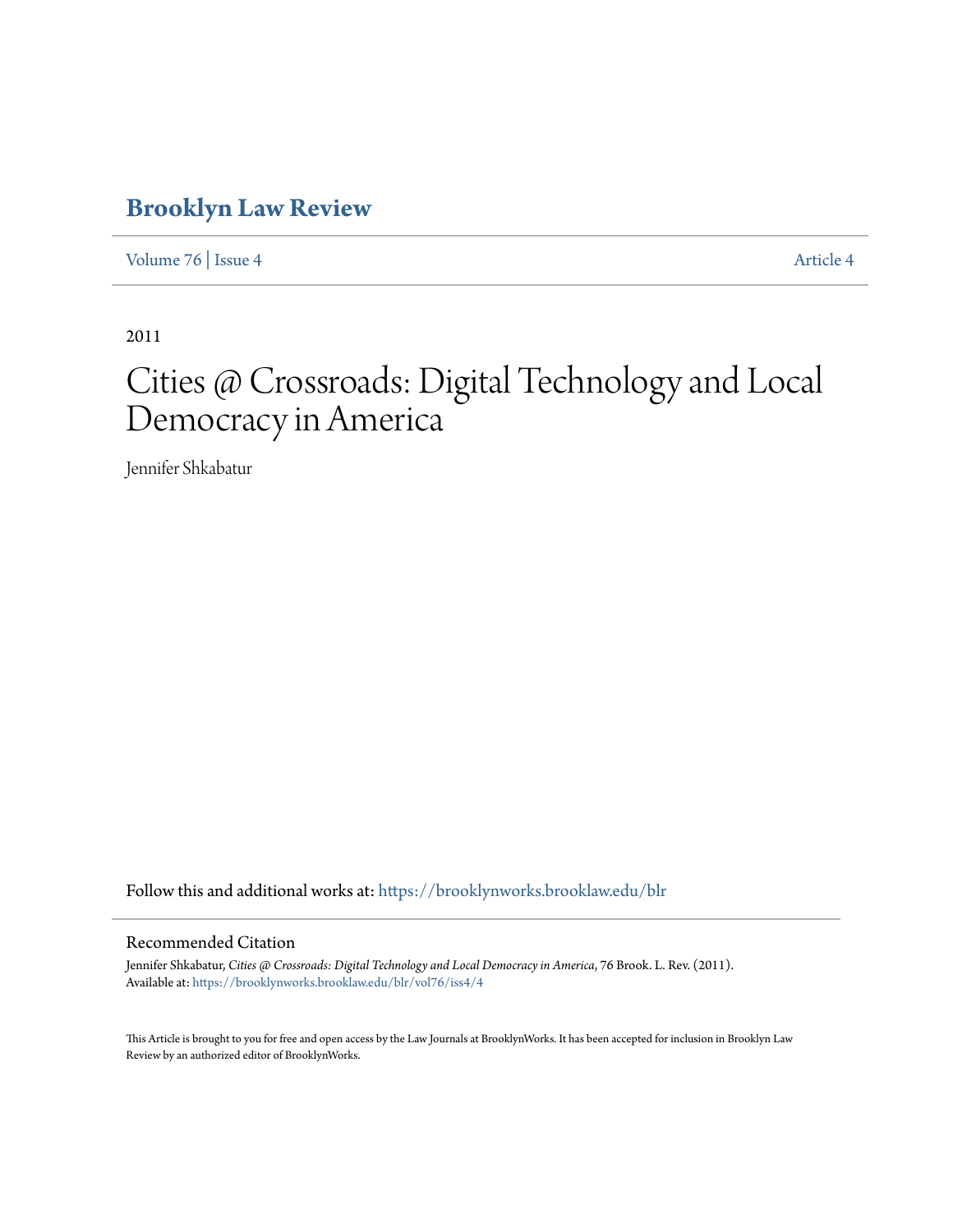# Brooklyn Law Review

Volume 76 | Issue 4 Article 4

2011

# Cities @ Crossroads: Digital Technology and Local Democracy in America

Jennifer Shkabatur

Follow this and additional works at: https://brooklynworks.brooklaw.edu/blr

## Recommended Citation

Jennifer Shkabatur, *Cities @ Crossroads: Digital Technology and Local Democracy in America*, 76 Brook. L. Rev. (2011).
Available at: https://brooklynworks.brooklaw.edu/blr/vol76/iss4/4

This Article is brought to you for free and open access by the Law Journals at BrooklynWorks. It has been accepted for inclusion in Brooklyn Law Review by an authorized editor of BrooklynWorks.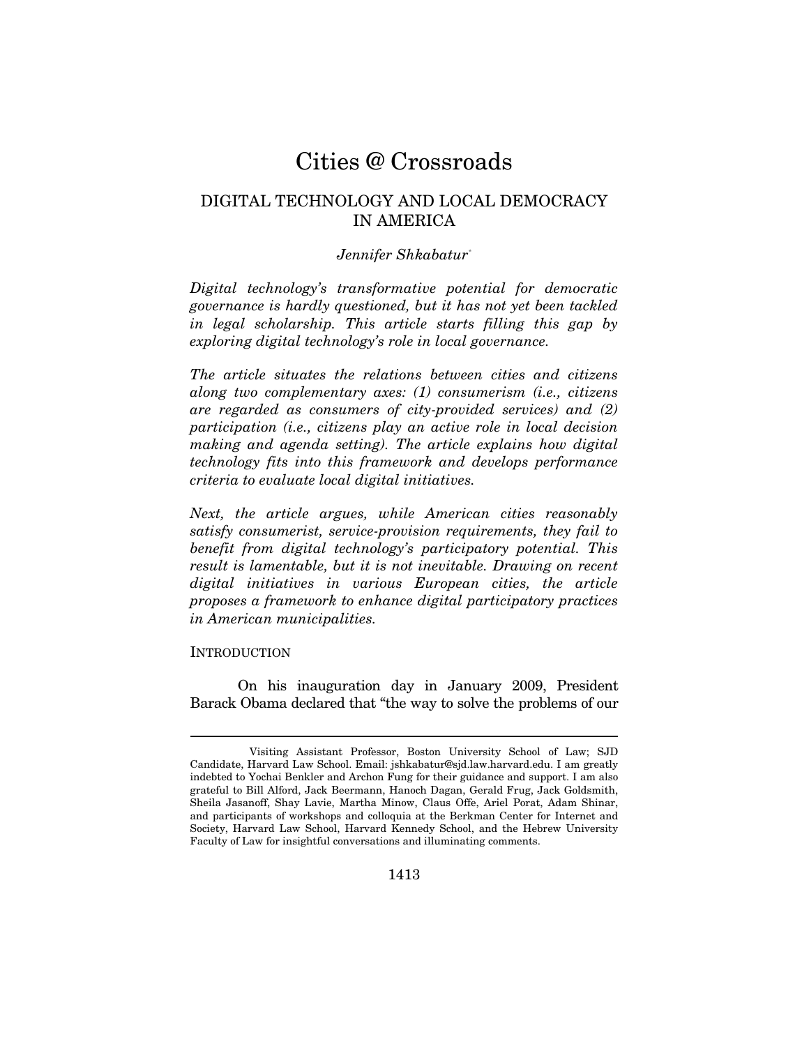# Cities @ Crossroads

## DIGITAL TECHNOLOGY AND LOCAL DEMOCRACY IN AMERICA

*Jennifer Shkabatur*[*]

*Digital technology's transformative potential for democratic governance is hardly questioned, but it has not yet been tackled in legal scholarship. This article starts filling this gap by exploring digital technology's role in local governance.*

*The article situates the relations between cities and citizens along two complementary axes: (1) consumerism (i.e., citizens are regarded as consumers of city-provided services) and (2) participation (i.e., citizens play an active role in local decision making and agenda setting). The article explains how digital technology fits into this framework and develops performance criteria to evaluate local digital initiatives.*

*Next, the article argues, while American cities reasonably satisfy consumerist, service-provision requirements, they fail to benefit from digital technology's participatory potential. This result is lamentable, but it is not inevitable. Drawing on recent digital initiatives in various European cities, the article proposes a framework to enhance digital participatory practices in American municipalities.*

### INTRODUCTION

On his inauguration day in January 2009, President Barack Obama declared that "the way to solve the problems of our

---

[*] Visiting Assistant Professor, Boston University School of Law; SJD Candidate, Harvard Law School. Email: jshkabatur@sjd.law.harvard.edu. I am greatly indebted to Yochai Benkler and Archon Fung for their guidance and support. I am also grateful to Bill Alford, Jack Beermann, Hanoch Dagan, Gerald Frug, Jack Goldsmith, Sheila Jasanoff, Shay Lavie, Martha Minow, Claus Offe, Ariel Porat, Adam Shinar, and participants of workshops and colloquia at the Berkman Center for Internet and Society, Harvard Law School, Harvard Kennedy School, and the Hebrew University Faculty of Law for insightful conversations and illuminating comments.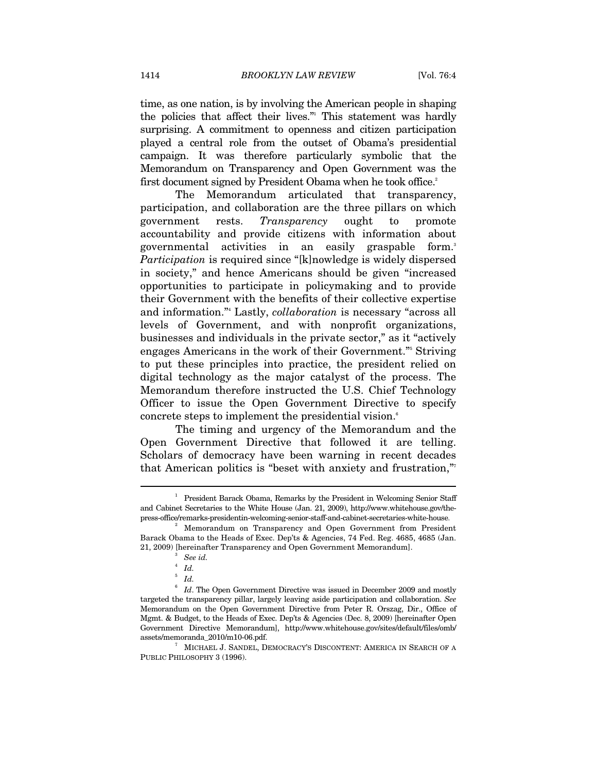time, as one nation, is by involving the American people in shaping the policies that affect their lives."[1] This statement was hardly surprising. A commitment to openness and citizen participation played a central role from the outset of Obama's presidential campaign. It was therefore particularly symbolic that the Memorandum on Transparency and Open Government was the first document signed by President Obama when he took office.[2]

The Memorandum articulated that transparency, participation, and collaboration are the three pillars on which government rests. *Transparency* ought to promote accountability and provide citizens with information about governmental activities in an easily graspable form.[3] *Participation* is required since "[k]nowledge is widely dispersed in society," and hence Americans should be given "increased opportunities to participate in policymaking and to provide their Government with the benefits of their collective expertise and information."[4] Lastly, *collaboration* is necessary "across all levels of Government, and with nonprofit organizations, businesses and individuals in the private sector," as it "actively engages Americans in the work of their Government."[5] Striving to put these principles into practice, the president relied on digital technology as the major catalyst of the process. The Memorandum therefore instructed the U.S. Chief Technology Officer to issue the Open Government Directive to specify concrete steps to implement the presidential vision.[6]

The timing and urgency of the Memorandum and the Open Government Directive that followed it are telling. Scholars of democracy have been warning in recent decades that American politics is "beset with anxiety and frustration,"[7]

---

[1] President Barack Obama, Remarks by the President in Welcoming Senior Staff and Cabinet Secretaries to the White House (Jan. 21, 2009), http://www.whitehouse.gov/the-press-office/remarks-presidentin-welcoming-senior-staff-and-cabinet-secretaries-white-house.

[2] Memorandum on Transparency and Open Government from President Barack Obama to the Heads of Exec. Dep'ts & Agencies, 74 Fed. Reg. 4685, 4685 (Jan. 21, 2009) [hereinafter Transparency and Open Government Memorandum].

[3] *See id.*

[4] *Id.*

[5] *Id.*

[6] *Id*. The Open Government Directive was issued in December 2009 and mostly targeted the transparency pillar, largely leaving aside participation and collaboration. *See* Memorandum on the Open Government Directive from Peter R. Orszag, Dir., Office of Mgmt. & Budget, to the Heads of Exec. Dep'ts & Agencies (Dec. 8, 2009) [hereinafter Open Government Directive Memorandum], http://www.whitehouse.gov/sites/default/files/omb/assets/memoranda_2010/m10-06.pdf.

[7] MICHAEL J. SANDEL, DEMOCRACY'S DISCONTENT: AMERICA IN SEARCH OF A PUBLIC PHILOSOPHY 3 (1996).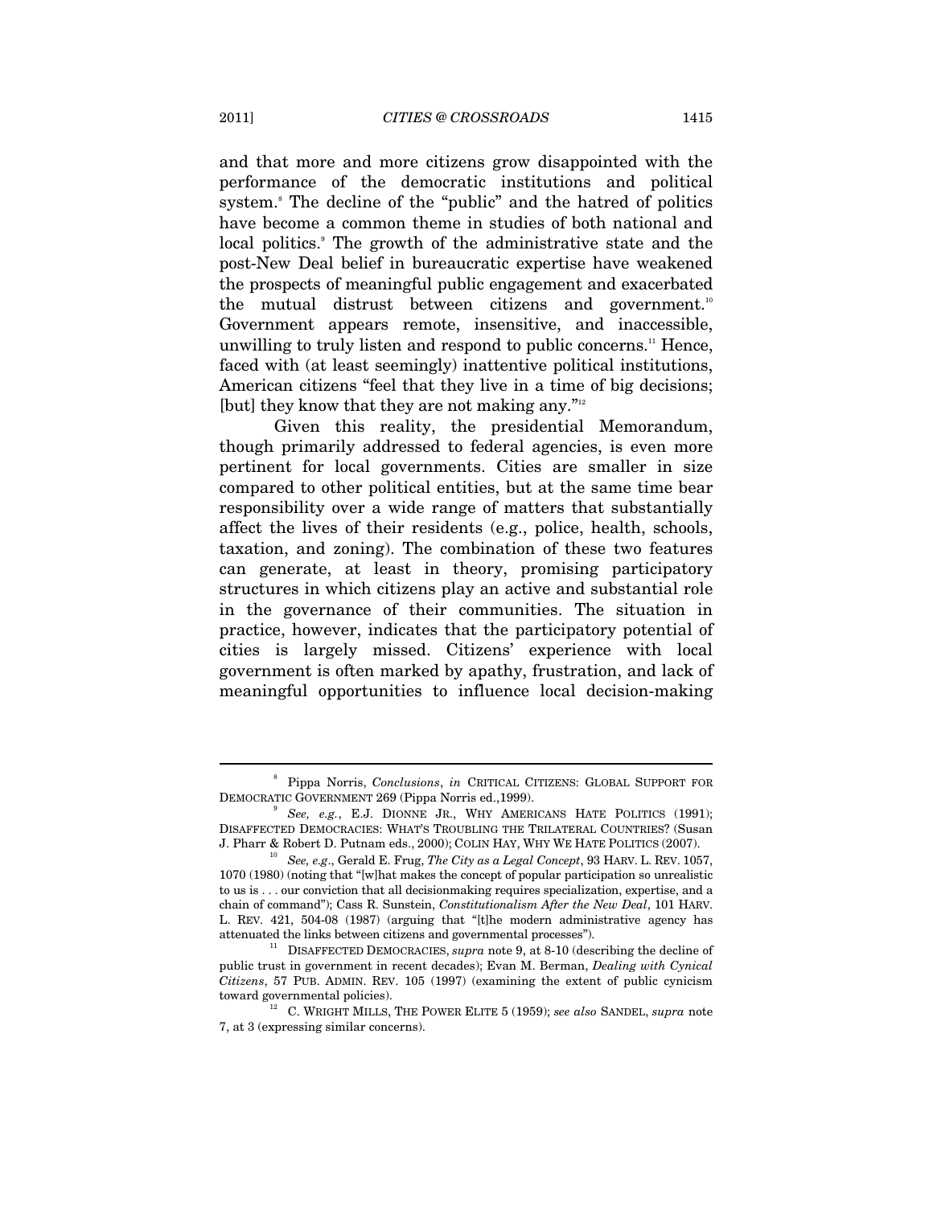and that more and more citizens grow disappointed with the performance of the democratic institutions and political system.[8] The decline of the "public" and the hatred of politics have become a common theme in studies of both national and local politics.[9] The growth of the administrative state and the post-New Deal belief in bureaucratic expertise have weakened the prospects of meaningful public engagement and exacerbated the mutual distrust between citizens and government.[10] Government appears remote, insensitive, and inaccessible, unwilling to truly listen and respond to public concerns.[11] Hence, faced with (at least seemingly) inattentive political institutions, American citizens "feel that they live in a time of big decisions; [but] they know that they are not making any."[12]

Given this reality, the presidential Memorandum, though primarily addressed to federal agencies, is even more pertinent for local governments. Cities are smaller in size compared to other political entities, but at the same time bear responsibility over a wide range of matters that substantially affect the lives of their residents (e.g., police, health, schools, taxation, and zoning). The combination of these two features can generate, at least in theory, promising participatory structures in which citizens play an active and substantial role in the governance of their communities. The situation in practice, however, indicates that the participatory potential of cities is largely missed. Citizens' experience with local government is often marked by apathy, frustration, and lack of meaningful opportunities to influence local decision-making

---

[8] Pippa Norris, *Conclusions*, *in* CRITICAL CITIZENS: GLOBAL SUPPORT FOR DEMOCRATIC GOVERNMENT 269 (Pippa Norris ed.,1999).

[9] *See, e.g.*, E.J. DIONNE JR., WHY AMERICANS HATE POLITICS (1991); DISAFFECTED DEMOCRACIES: WHAT'S TROUBLING THE TRILATERAL COUNTRIES? (Susan J. Pharr & Robert D. Putnam eds., 2000); COLIN HAY, WHY WE HATE POLITICS (2007).

[10] *See, e.g.*, Gerald E. Frug, *The City as a Legal Concept*, 93 HARV. L. REV. 1057, 1070 (1980) (noting that "[w]hat makes the concept of popular participation so unrealistic to us is . . . our conviction that all decisionmaking requires specialization, expertise, and a chain of command"); Cass R. Sunstein, *Constitutionalism After the New Deal*, 101 HARV. L. REV. 421, 504-08 (1987) (arguing that "[t]he modern administrative agency has attenuated the links between citizens and governmental processes").

[11] DISAFFECTED DEMOCRACIES, *supra* note 9, at 8-10 (describing the decline of public trust in government in recent decades); Evan M. Berman, *Dealing with Cynical Citizens*, 57 PUB. ADMIN. REV. 105 (1997) (examining the extent of public cynicism toward governmental policies).

[12] C. WRIGHT MILLS, THE POWER ELITE 5 (1959); *see also* SANDEL, *supra* note 7, at 3 (expressing similar concerns).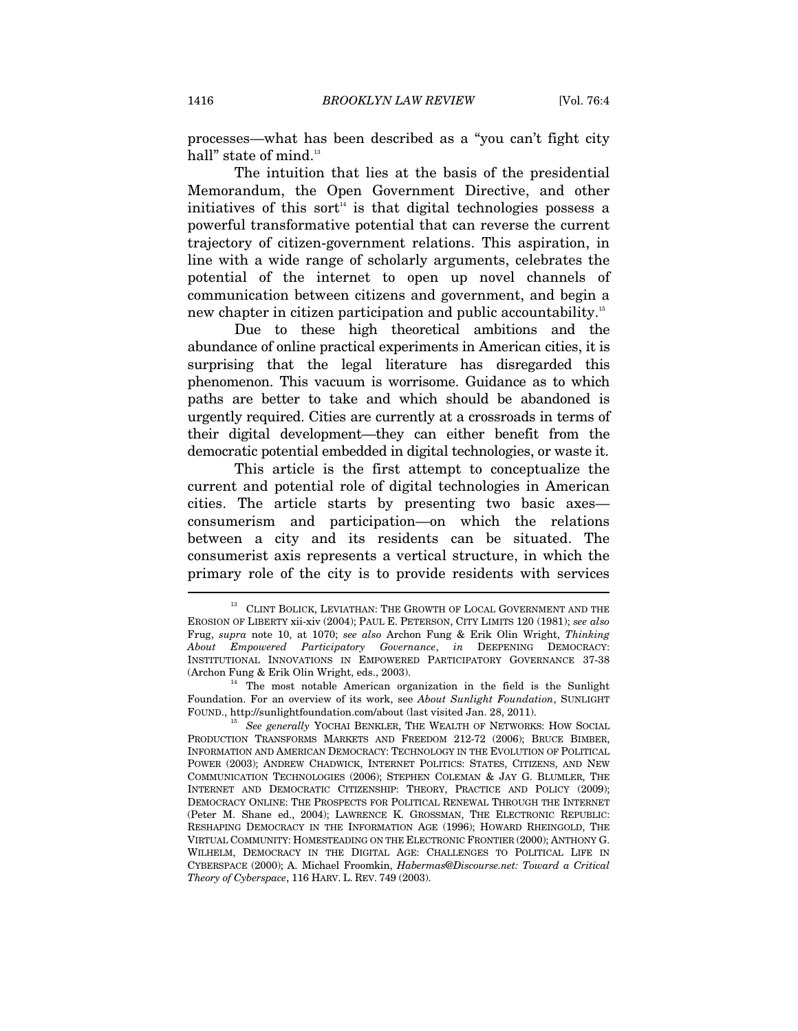processes—what has been described as a "you can't fight city hall" state of mind.[13]

The intuition that lies at the basis of the presidential Memorandum, the Open Government Directive, and other initiatives of this sort[14] is that digital technologies possess a powerful transformative potential that can reverse the current trajectory of citizen-government relations. This aspiration, in line with a wide range of scholarly arguments, celebrates the potential of the internet to open up novel channels of communication between citizens and government, and begin a new chapter in citizen participation and public accountability.[15]

Due to these high theoretical ambitions and the abundance of online practical experiments in American cities, it is surprising that the legal literature has disregarded this phenomenon. This vacuum is worrisome. Guidance as to which paths are better to take and which should be abandoned is urgently required. Cities are currently at a crossroads in terms of their digital development—they can either benefit from the democratic potential embedded in digital technologies, or waste it.

This article is the first attempt to conceptualize the current and potential role of digital technologies in American cities. The article starts by presenting two basic axes—consumerism and participation—on which the relations between a city and its residents can be situated. The consumerist axis represents a vertical structure, in which the primary role of the city is to provide residents with services

---

[13] CLINT BOLICK, LEVIATHAN: THE GROWTH OF LOCAL GOVERNMENT AND THE EROSION OF LIBERTY xii-xiv (2004); PAUL E. PETERSON, CITY LIMITS 120 (1981); *see also* Frug, *supra* note 10, at 1070; *see also* Archon Fung & Erik Olin Wright, *Thinking About Empowered Participatory Governance*, *in* DEEPENING DEMOCRACY: INSTITUTIONAL INNOVATIONS IN EMPOWERED PARTICIPATORY GOVERNANCE 37-38 (Archon Fung & Erik Olin Wright, eds., 2003).

[14] The most notable American organization in the field is the Sunlight Foundation. For an overview of its work, see *About Sunlight Foundation*, SUNLIGHT FOUND., http://sunlightfoundation.com/about (last visited Jan. 28, 2011).

[15] *See generally* YOCHAI BENKLER, THE WEALTH OF NETWORKS: HOW SOCIAL PRODUCTION TRANSFORMS MARKETS AND FREEDOM 212-72 (2006); BRUCE BIMBER, INFORMATION AND AMERICAN DEMOCRACY: TECHNOLOGY IN THE EVOLUTION OF POLITICAL POWER (2003); ANDREW CHADWICK, INTERNET POLITICS: STATES, CITIZENS, AND NEW COMMUNICATION TECHNOLOGIES (2006); STEPHEN COLEMAN & JAY G. BLUMLER, THE INTERNET AND DEMOCRATIC CITIZENSHIP: THEORY, PRACTICE AND POLICY (2009); DEMOCRACY ONLINE: THE PROSPECTS FOR POLITICAL RENEWAL THROUGH THE INTERNET (Peter M. Shane ed., 2004); LAWRENCE K. GROSSMAN, THE ELECTRONIC REPUBLIC: RESHAPING DEMOCRACY IN THE INFORMATION AGE (1996); HOWARD RHEINGOLD, THE VIRTUAL COMMUNITY: HOMESTEADING ON THE ELECTRONIC FRONTIER (2000); ANTHONY G. WILHELM, DEMOCRACY IN THE DIGITAL AGE: CHALLENGES TO POLITICAL LIFE IN CYBERSPACE (2000); A. Michael Froomkin, *Habermas@Discourse.net: Toward a Critical Theory of Cyberspace*, 116 HARV. L. REV. 749 (2003).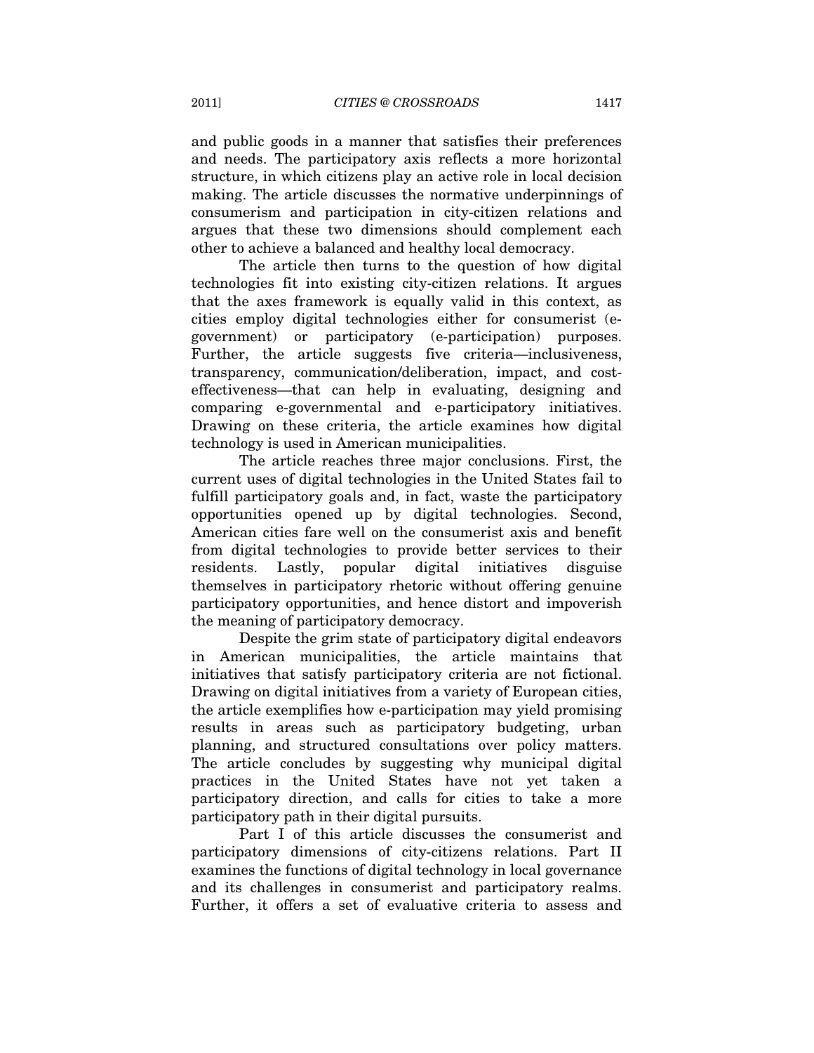and public goods in a manner that satisfies their preferences and needs. The participatory axis reflects a more horizontal structure, in which citizens play an active role in local decision making. The article discusses the normative underpinnings of consumerism and participation in city-citizen relations and argues that these two dimensions should complement each other to achieve a balanced and healthy local democracy.

The article then turns to the question of how digital technologies fit into existing city-citizen relations. It argues that the axes framework is equally valid in this context, as cities employ digital technologies either for consumerist (e-government) or participatory (e-participation) purposes. Further, the article suggests five criteria—inclusiveness, transparency, communication/deliberation, impact, and cost-effectiveness—that can help in evaluating, designing and comparing e-governmental and e-participatory initiatives. Drawing on these criteria, the article examines how digital technology is used in American municipalities.

The article reaches three major conclusions. First, the current uses of digital technologies in the United States fail to fulfill participatory goals and, in fact, waste the participatory opportunities opened up by digital technologies. Second, American cities fare well on the consumerist axis and benefit from digital technologies to provide better services to their residents. Lastly, popular digital initiatives disguise themselves in participatory rhetoric without offering genuine participatory opportunities, and hence distort and impoverish the meaning of participatory democracy.

Despite the grim state of participatory digital endeavors in American municipalities, the article maintains that initiatives that satisfy participatory criteria are not fictional. Drawing on digital initiatives from a variety of European cities, the article exemplifies how e-participation may yield promising results in areas such as participatory budgeting, urban planning, and structured consultations over policy matters. The article concludes by suggesting why municipal digital practices in the United States have not yet taken a participatory direction, and calls for cities to take a more participatory path in their digital pursuits.

Part I of this article discusses the consumerist and participatory dimensions of city-citizens relations. Part II examines the functions of digital technology in local governance and its challenges in consumerist and participatory realms. Further, it offers a set of evaluative criteria to assess and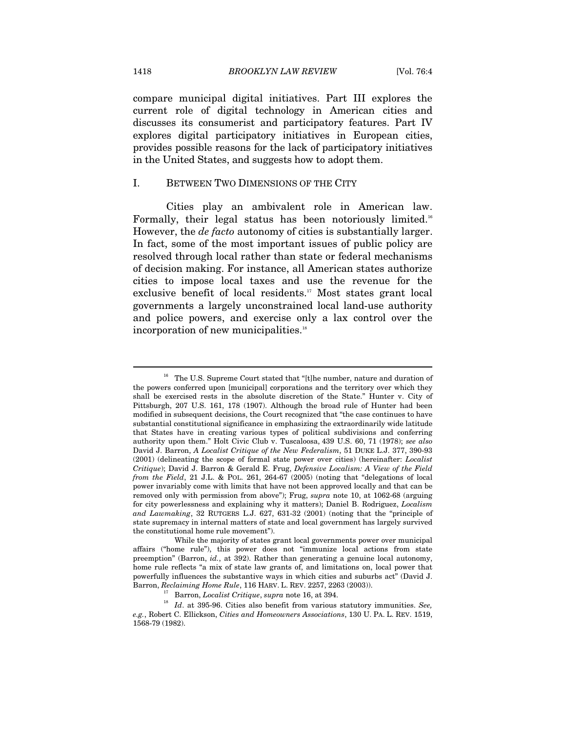compare municipal digital initiatives. Part III explores the current role of digital technology in American cities and discusses its consumerist and participatory features. Part IV explores digital participatory initiatives in European cities, provides possible reasons for the lack of participatory initiatives in the United States, and suggests how to adopt them.

## I. BETWEEN TWO DIMENSIONS OF THE CITY

Cities play an ambivalent role in American law. Formally, their legal status has been notoriously limited.[16] However, the *de facto* autonomy of cities is substantially larger. In fact, some of the most important issues of public policy are resolved through local rather than state or federal mechanisms of decision making. For instance, all American states authorize cities to impose local taxes and use the revenue for the exclusive benefit of local residents.[17] Most states grant local governments a largely unconstrained local land-use authority and police powers, and exercise only a lax control over the incorporation of new municipalities.[18]

---

[16] The U.S. Supreme Court stated that "[t]he number, nature and duration of the powers conferred upon [municipal] corporations and the territory over which they shall be exercised rests in the absolute discretion of the State." Hunter v. City of Pittsburgh, 207 U.S. 161, 178 (1907). Although the broad rule of Hunter had been modified in subsequent decisions, the Court recognized that "the case continues to have substantial constitutional significance in emphasizing the extraordinarily wide latitude that States have in creating various types of political subdivisions and conferring authority upon them." Holt Civic Club v. Tuscaloosa, 439 U.S. 60, 71 (1978); *see also* David J. Barron, *A Localist Critique of the New Federalism*, 51 DUKE L.J. 377, 390-93 (2001) (delineating the scope of formal state power over cities) (hereinafter: *Localist Critique*); David J. Barron & Gerald E. Frug, *Defensive Localism: A View of the Field from the Field*, 21 J.L. & POL. 261, 264-67 (2005) (noting that "delegations of local power invariably come with limits that have not been approved locally and that can be removed only with permission from above"); Frug, *supra* note 10, at 1062-68 (arguing for city powerlessness and explaining why it matters); Daniel B. Rodriguez, *Localism and Lawmaking*, 32 RUTGERS L.J. 627, 631-32 (2001) (noting that the "principle of state supremacy in internal matters of state and local government has largely survived the constitutional home rule movement").

While the majority of states grant local governments power over municipal affairs ("home rule"), this power does not "immunize local actions from state preemption" (Barron, *id.*, at 392). Rather than generating a genuine local autonomy, home rule reflects "a mix of state law grants of, and limitations on, local power that powerfully influences the substantive ways in which cities and suburbs act" (David J. Barron, *Reclaiming Home Rule*, 116 HARV. L. REV. 2257, 2263 (2003)).

[17] Barron, *Localist Critique*, *supra* note 16, at 394.

[18] *Id*. at 395-96. Cities also benefit from various statutory immunities. *See, e.g.*, Robert C. Ellickson, *Cities and Homeowners Associations*, 130 U. PA. L. REV. 1519, 1568-79 (1982).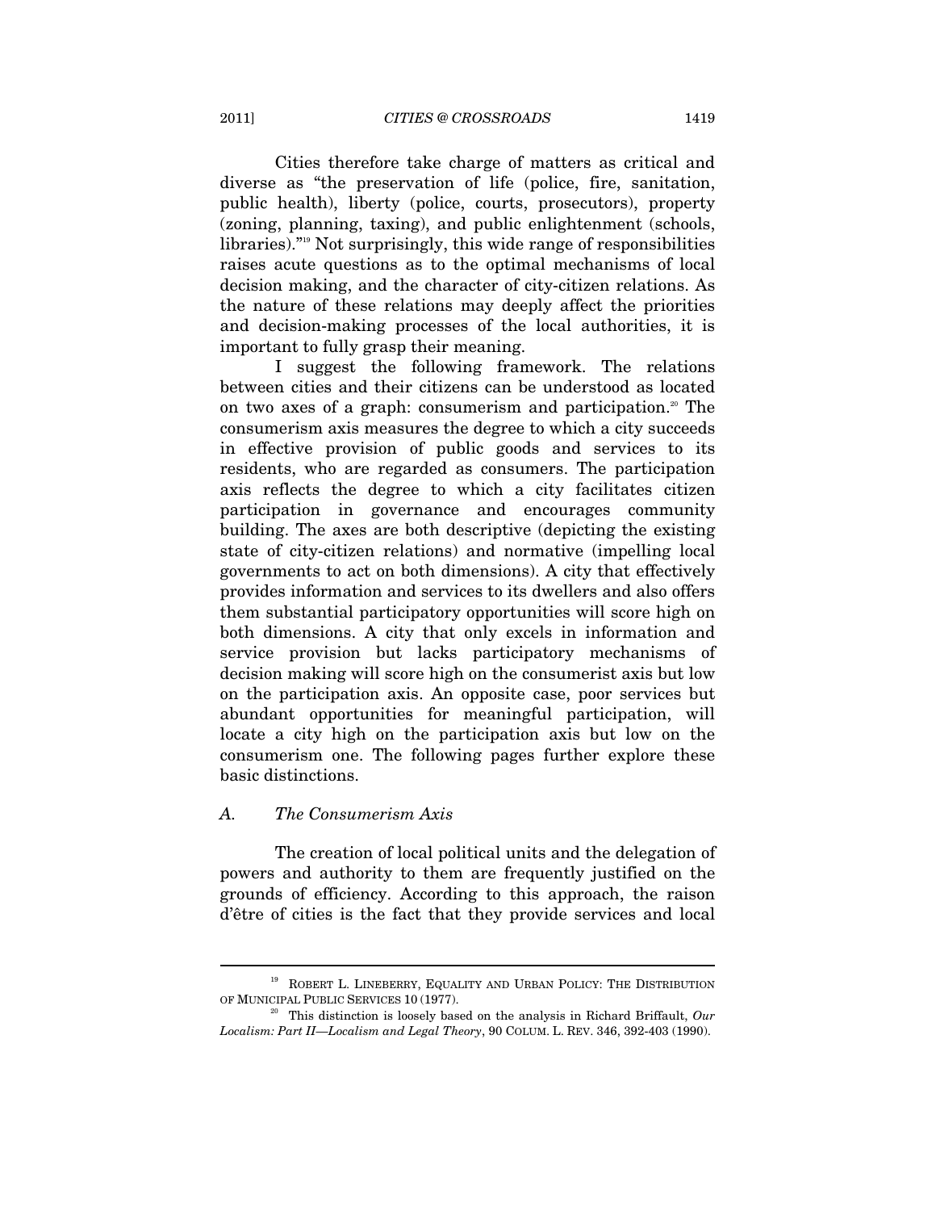Cities therefore take charge of matters as critical and diverse as "the preservation of life (police, fire, sanitation, public health), liberty (police, courts, prosecutors), property (zoning, planning, taxing), and public enlightenment (schools, libraries)."[19] Not surprisingly, this wide range of responsibilities raises acute questions as to the optimal mechanisms of local decision making, and the character of city-citizen relations. As the nature of these relations may deeply affect the priorities and decision-making processes of the local authorities, it is important to fully grasp their meaning.

I suggest the following framework. The relations between cities and their citizens can be understood as located on two axes of a graph: consumerism and participation.[20] The consumerism axis measures the degree to which a city succeeds in effective provision of public goods and services to its residents, who are regarded as consumers. The participation axis reflects the degree to which a city facilitates citizen participation in governance and encourages community building. The axes are both descriptive (depicting the existing state of city-citizen relations) and normative (impelling local governments to act on both dimensions). A city that effectively provides information and services to its dwellers and also offers them substantial participatory opportunities will score high on both dimensions. A city that only excels in information and service provision but lacks participatory mechanisms of decision making will score high on the consumerist axis but low on the participation axis. An opposite case, poor services but abundant opportunities for meaningful participation, will locate a city high on the participation axis but low on the consumerism one. The following pages further explore these basic distinctions.

### *A. The Consumerism Axis*

The creation of local political units and the delegation of powers and authority to them are frequently justified on the grounds of efficiency. According to this approach, the raison d'être of cities is the fact that they provide services and local

---

[19] ROBERT L. LINEBERRY, EQUALITY AND URBAN POLICY: THE DISTRIBUTION OF MUNICIPAL PUBLIC SERVICES 10 (1977).

[20] This distinction is loosely based on the analysis in Richard Briffault, *Our Localism: Part II—Localism and Legal Theory*, 90 COLUM. L. REV. 346, 392-403 (1990).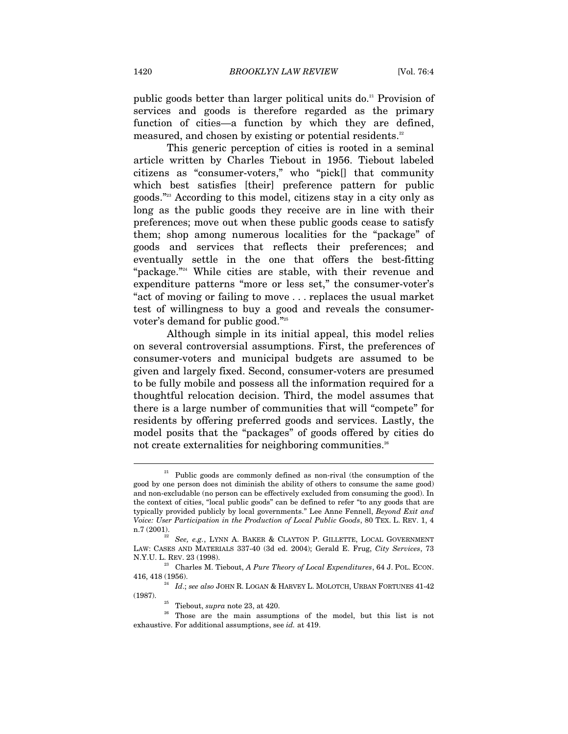public goods better than larger political units do.[21] Provision of services and goods is therefore regarded as the primary function of cities—a function by which they are defined, measured, and chosen by existing or potential residents.[22]

This generic perception of cities is rooted in a seminal article written by Charles Tiebout in 1956. Tiebout labeled citizens as "consumer-voters," who "pick[] that community which best satisfies [their] preference pattern for public goods."[23] According to this model, citizens stay in a city only as long as the public goods they receive are in line with their preferences; move out when these public goods cease to satisfy them; shop among numerous localities for the "package" of goods and services that reflects their preferences; and eventually settle in the one that offers the best-fitting "package."[24] While cities are stable, with their revenue and expenditure patterns "more or less set," the consumer-voter's "act of moving or failing to move . . . replaces the usual market test of willingness to buy a good and reveals the consumer-voter's demand for public good."[25]

Although simple in its initial appeal, this model relies on several controversial assumptions. First, the preferences of consumer-voters and municipal budgets are assumed to be given and largely fixed. Second, consumer-voters are presumed to be fully mobile and possess all the information required for a thoughtful relocation decision. Third, the model assumes that there is a large number of communities that will "compete" for residents by offering preferred goods and services. Lastly, the model posits that the "packages" of goods offered by cities do not create externalities for neighboring communities.[26]

---

[21] Public goods are commonly defined as non-rival (the consumption of the good by one person does not diminish the ability of others to consume the same good) and non-excludable (no person can be effectively excluded from consuming the good). In the context of cities, "local public goods" can be defined to refer "to any goods that are typically provided publicly by local governments." Lee Anne Fennell, *Beyond Exit and Voice: User Participation in the Production of Local Public Goods*, 80 TEX. L. REV. 1, 4 n.7 (2001).

[22] *See, e.g.*, LYNN A. BAKER & CLAYTON P. GILLETTE, LOCAL GOVERNMENT LAW: CASES AND MATERIALS 337-40 (3d ed. 2004); Gerald E. Frug, *City Services*, 73 N.Y.U. L. REV. 23 (1998).

[23] Charles M. Tiebout, *A Pure Theory of Local Expenditures*, 64 J. POL. ECON. 416, 418 (1956).

[24] *Id*.; *see also* JOHN R. LOGAN & HARVEY L. MOLOTCH, URBAN FORTUNES 41-42 (1987).

[25] Tiebout, *supra* note 23, at 420.

[26] Those are the main assumptions of the model, but this list is not exhaustive. For additional assumptions, see *id.* at 419.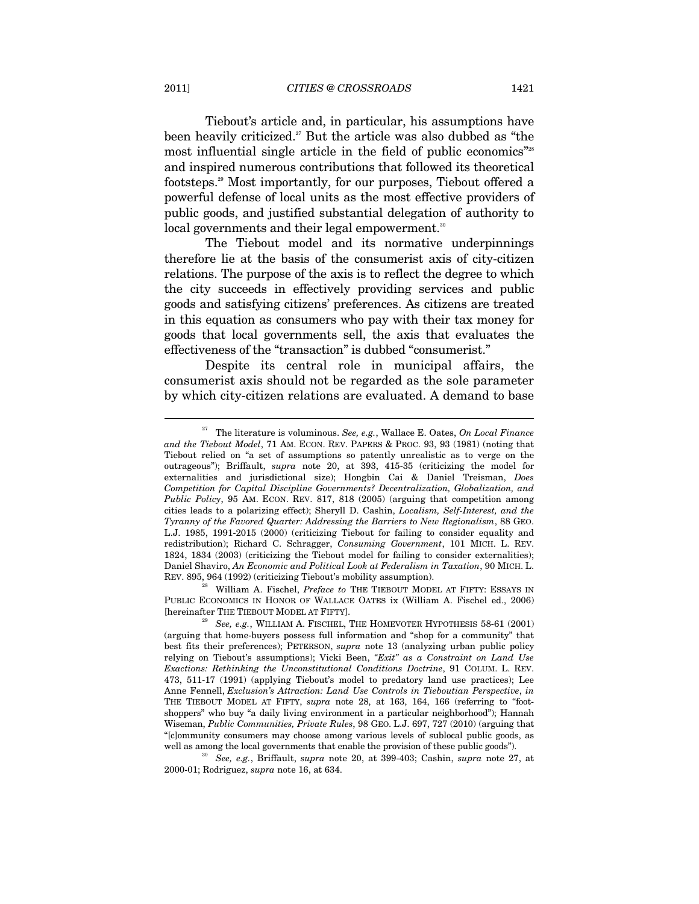Tiebout's article and, in particular, his assumptions have been heavily criticized.[27] But the article was also dubbed as "the most influential single article in the field of public economics"[28] and inspired numerous contributions that followed its theoretical footsteps.[29] Most importantly, for our purposes, Tiebout offered a powerful defense of local units as the most effective providers of public goods, and justified substantial delegation of authority to local governments and their legal empowerment.[30]

The Tiebout model and its normative underpinnings therefore lie at the basis of the consumerist axis of city-citizen relations. The purpose of the axis is to reflect the degree to which the city succeeds in effectively providing services and public goods and satisfying citizens' preferences. As citizens are treated in this equation as consumers who pay with their tax money for goods that local governments sell, the axis that evaluates the effectiveness of the "transaction" is dubbed "consumerist."

Despite its central role in municipal affairs, the consumerist axis should not be regarded as the sole parameter by which city-citizen relations are evaluated. A demand to base

---

[27] The literature is voluminous. *See, e.g.*, Wallace E. Oates, *On Local Finance and the Tiebout Model*, 71 AM. ECON. REV. PAPERS & PROC. 93, 93 (1981) (noting that Tiebout relied on "a set of assumptions so patently unrealistic as to verge on the outrageous"); Briffault, *supra* note 20, at 393, 415-35 (criticizing the model for externalities and jurisdictional size); Hongbin Cai & Daniel Treisman, *Does Competition for Capital Discipline Governments? Decentralization, Globalization, and Public Policy*, 95 AM. ECON. REV. 817, 818 (2005) (arguing that competition among cities leads to a polarizing effect); Sheryll D. Cashin, *Localism, Self-Interest, and the Tyranny of the Favored Quarter: Addressing the Barriers to New Regionalism*, 88 GEO. L.J. 1985, 1991-2015 (2000) (criticizing Tiebout for failing to consider equality and redistribution); Richard C. Schragger, *Consuming Government*, 101 MICH. L. REV. 1824, 1834 (2003) (criticizing the Tiebout model for failing to consider externalities); Daniel Shaviro, *An Economic and Political Look at Federalism in Taxation*, 90 MICH. L. REV. 895, 964 (1992) (criticizing Tiebout's mobility assumption).

[28] William A. Fischel, *Preface to* THE TIEBOUT MODEL AT FIFTY: ESSAYS IN PUBLIC ECONOMICS IN HONOR OF WALLACE OATES ix (William A. Fischel ed., 2006) [hereinafter THE TIEBOUT MODEL AT FIFTY].

[29] *See, e.g.*, WILLIAM A. FISCHEL, THE HOMEVOTER HYPOTHESIS 58-61 (2001) (arguing that home-buyers possess full information and "shop for a community" that best fits their preferences); PETERSON, *supra* note 13 (analyzing urban public policy relying on Tiebout's assumptions); Vicki Been, *"Exit" as a Constraint on Land Use Exactions: Rethinking the Unconstitutional Conditions Doctrine*, 91 COLUM. L. REV. 473, 511-17 (1991) (applying Tiebout's model to predatory land use practices); Lee Anne Fennell, *Exclusion's Attraction: Land Use Controls in Tieboutian Perspective*, *in* THE TIEBOUT MODEL AT FIFTY, *supra* note 28, at 163, 164, 166 (referring to "foot-shoppers" who buy "a daily living environment in a particular neighborhood"); Hannah Wiseman, *Public Communities, Private Rules*, 98 GEO. L.J. 697, 727 (2010) (arguing that "[c]ommunity consumers may choose among various levels of sublocal public goods, as well as among the local governments that enable the provision of these public goods").

[30] *See, e.g.*, Briffault, *supra* note 20, at 399-403; Cashin, *supra* note 27, at 2000-01; Rodriguez, *supra* note 16, at 634.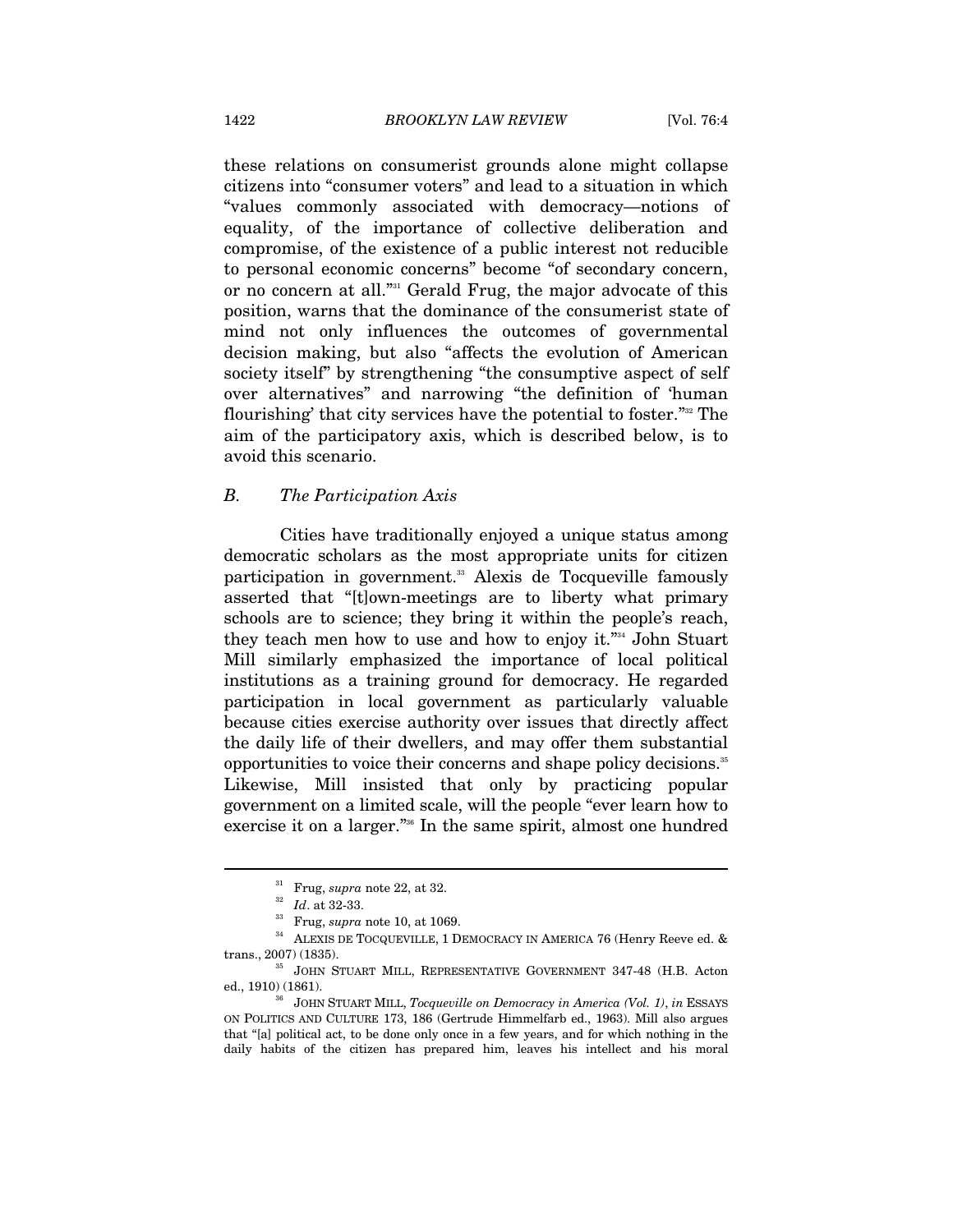these relations on consumerist grounds alone might collapse citizens into "consumer voters" and lead to a situation in which "values commonly associated with democracy—notions of equality, of the importance of collective deliberation and compromise, of the existence of a public interest not reducible to personal economic concerns" become "of secondary concern, or no concern at all."[31] Gerald Frug, the major advocate of this position, warns that the dominance of the consumerist state of mind not only influences the outcomes of governmental decision making, but also "affects the evolution of American society itself" by strengthening "the consumptive aspect of self over alternatives" and narrowing "the definition of 'human flourishing' that city services have the potential to foster."[32] The aim of the participatory axis, which is described below, is to avoid this scenario.

### *B. The Participation Axis*

Cities have traditionally enjoyed a unique status among democratic scholars as the most appropriate units for citizen participation in government.[33] Alexis de Tocqueville famously asserted that "[t]own-meetings are to liberty what primary schools are to science; they bring it within the people's reach, they teach men how to use and how to enjoy it."[34] John Stuart Mill similarly emphasized the importance of local political institutions as a training ground for democracy. He regarded participation in local government as particularly valuable because cities exercise authority over issues that directly affect the daily life of their dwellers, and may offer them substantial opportunities to voice their concerns and shape policy decisions.[35] Likewise, Mill insisted that only by practicing popular government on a limited scale, will the people "ever learn how to exercise it on a larger."[36] In the same spirit, almost one hundred

---

[31] Frug, *supra* note 22, at 32.

[32] *Id*. at 32-33.

[33] Frug, *supra* note 10, at 1069.

[34] ALEXIS DE TOCQUEVILLE, 1 DEMOCRACY IN AMERICA 76 (Henry Reeve ed. & trans., 2007) (1835).

[35] JOHN STUART MILL, REPRESENTATIVE GOVERNMENT 347-48 (H.B. Acton ed., 1910) (1861).

[36] JOHN STUART MILL, *Tocqueville on Democracy in America (Vol. 1)*, *in* ESSAYS ON POLITICS AND CULTURE 173, 186 (Gertrude Himmelfarb ed., 1963). Mill also argues that "[a] political act, to be done only once in a few years, and for which nothing in the daily habits of the citizen has prepared him, leaves his intellect and his moral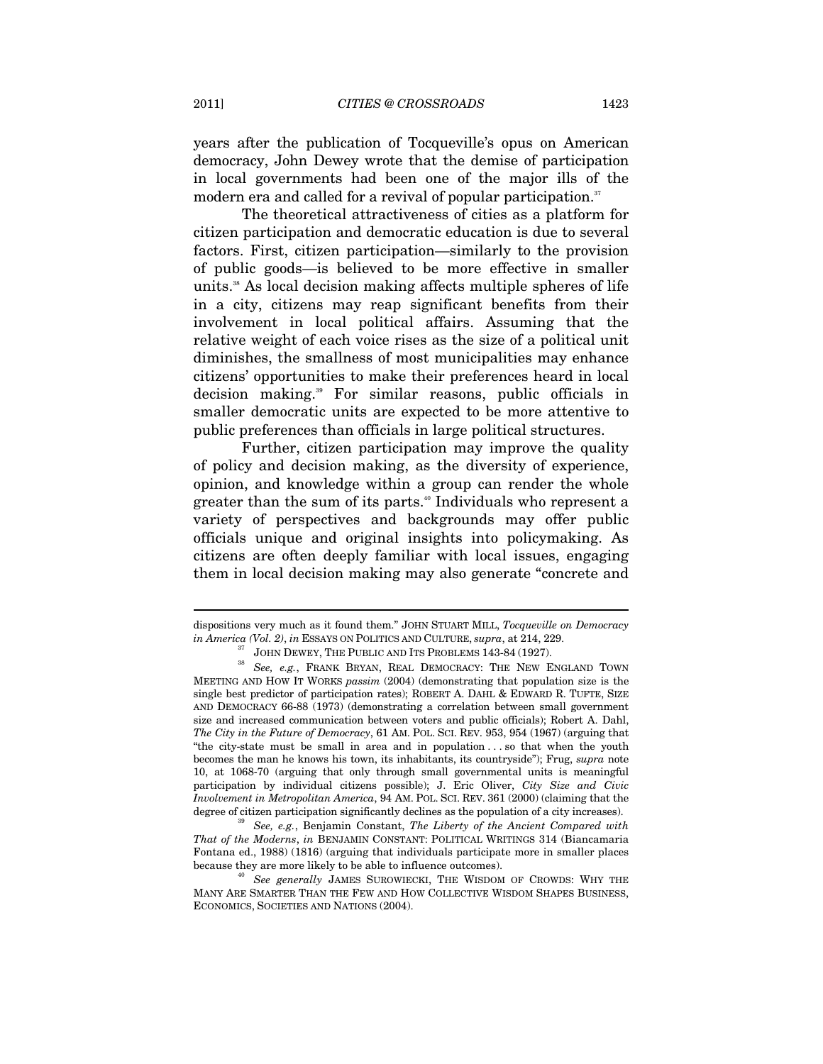years after the publication of Tocqueville's opus on American democracy, John Dewey wrote that the demise of participation in local governments had been one of the major ills of the modern era and called for a revival of popular participation.[37]

The theoretical attractiveness of cities as a platform for citizen participation and democratic education is due to several factors. First, citizen participation—similarly to the provision of public goods—is believed to be more effective in smaller units.[38] As local decision making affects multiple spheres of life in a city, citizens may reap significant benefits from their involvement in local political affairs. Assuming that the relative weight of each voice rises as the size of a political unit diminishes, the smallness of most municipalities may enhance citizens' opportunities to make their preferences heard in local decision making.[39] For similar reasons, public officials in smaller democratic units are expected to be more attentive to public preferences than officials in large political structures.

Further, citizen participation may improve the quality of policy and decision making, as the diversity of experience, opinion, and knowledge within a group can render the whole greater than the sum of its parts.[40] Individuals who represent a variety of perspectives and backgrounds may offer public officials unique and original insights into policymaking. As citizens are often deeply familiar with local issues, engaging them in local decision making may also generate "concrete and

---

dispositions very much as it found them." JOHN STUART MILL, *Tocqueville on Democracy in America (Vol. 2)*, *in* ESSAYS ON POLITICS AND CULTURE, *supra*, at 214, 229.

[37] JOHN DEWEY, THE PUBLIC AND ITS PROBLEMS 143-84 (1927).

[38] *See, e.g.*, FRANK BRYAN, REAL DEMOCRACY: THE NEW ENGLAND TOWN MEETING AND HOW IT WORKS *passim* (2004) (demonstrating that population size is the single best predictor of participation rates); ROBERT A. DAHL & EDWARD R. TUFTE, SIZE AND DEMOCRACY 66-88 (1973) (demonstrating a correlation between small government size and increased communication between voters and public officials); Robert A. Dahl, *The City in the Future of Democracy*, 61 AM. POL. SCI. REV. 953, 954 (1967) (arguing that "the city-state must be small in area and in population . . . so that when the youth becomes the man he knows his town, its inhabitants, its countryside"); Frug, *supra* note 10, at 1068-70 (arguing that only through small governmental units is meaningful participation by individual citizens possible); J. Eric Oliver, *City Size and Civic Involvement in Metropolitan America*, 94 AM. POL. SCI. REV. 361 (2000) (claiming that the degree of citizen participation significantly declines as the population of a city increases).

[39] *See, e.g.*, Benjamin Constant, *The Liberty of the Ancient Compared with That of the Moderns*, *in* BENJAMIN CONSTANT: POLITICAL WRITINGS 314 (Biancamaria Fontana ed., 1988) (1816) (arguing that individuals participate more in smaller places because they are more likely to be able to influence outcomes).

[40] *See generally* JAMES SUROWIECKI, THE WISDOM OF CROWDS: WHY THE MANY ARE SMARTER THAN THE FEW AND HOW COLLECTIVE WISDOM SHAPES BUSINESS, ECONOMICS, SOCIETIES AND NATIONS (2004).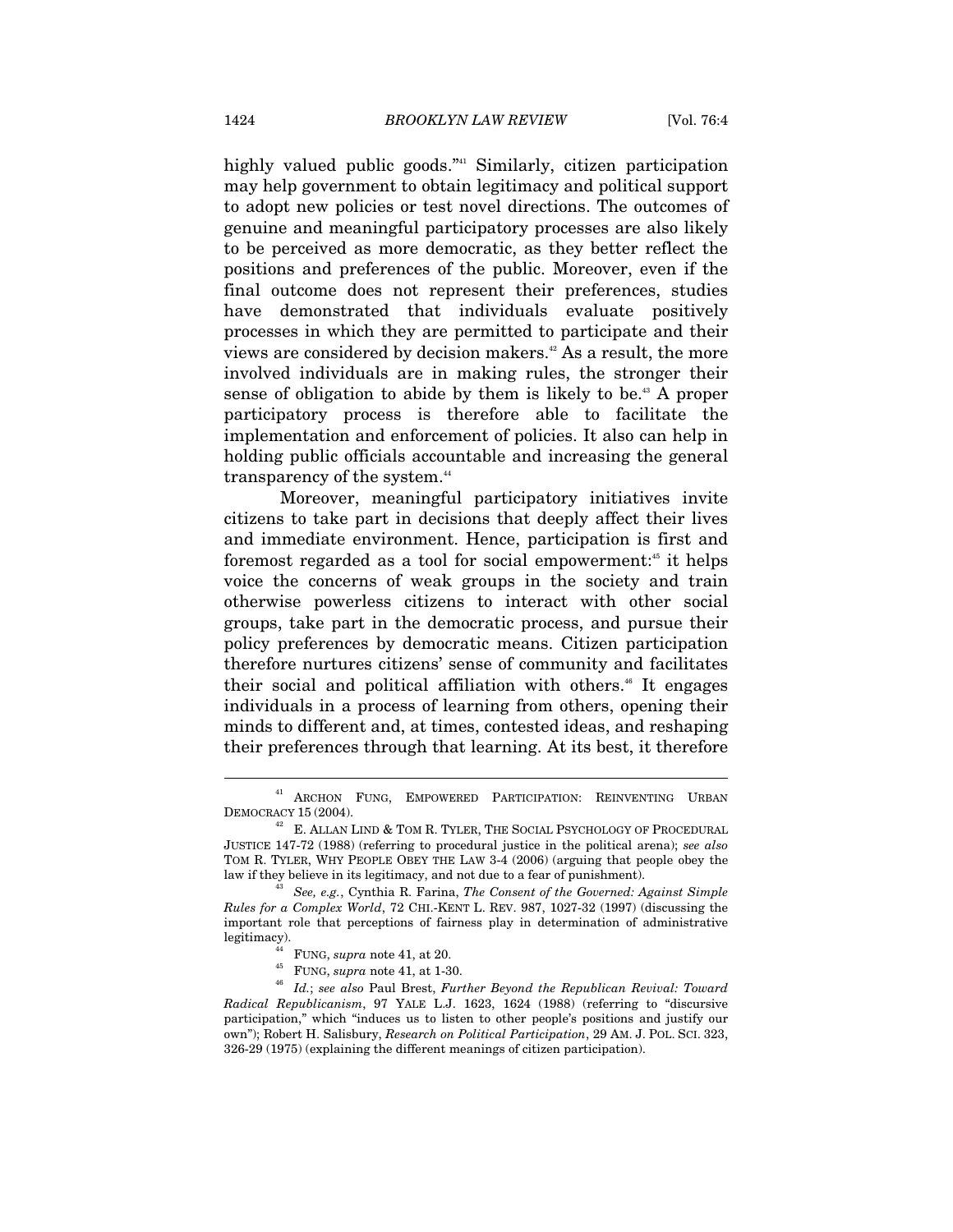highly valued public goods."[41] Similarly, citizen participation may help government to obtain legitimacy and political support to adopt new policies or test novel directions. The outcomes of genuine and meaningful participatory processes are also likely to be perceived as more democratic, as they better reflect the positions and preferences of the public. Moreover, even if the final outcome does not represent their preferences, studies have demonstrated that individuals evaluate positively processes in which they are permitted to participate and their views are considered by decision makers.[42] As a result, the more involved individuals are in making rules, the stronger their sense of obligation to abide by them is likely to be.[43] A proper participatory process is therefore able to facilitate the implementation and enforcement of policies. It also can help in holding public officials accountable and increasing the general transparency of the system.[44]

Moreover, meaningful participatory initiatives invite citizens to take part in decisions that deeply affect their lives and immediate environment. Hence, participation is first and foremost regarded as a tool for social empowerment:[45] it helps voice the concerns of weak groups in the society and train otherwise powerless citizens to interact with other social groups, take part in the democratic process, and pursue their policy preferences by democratic means. Citizen participation therefore nurtures citizens' sense of community and facilitates their social and political affiliation with others.[46] It engages individuals in a process of learning from others, opening their minds to different and, at times, contested ideas, and reshaping their preferences through that learning. At its best, it therefore

---

[41] ARCHON FUNG, EMPOWERED PARTICIPATION: REINVENTING URBAN DEMOCRACY 15 (2004).

[42] E. ALLAN LIND & TOM R. TYLER, THE SOCIAL PSYCHOLOGY OF PROCEDURAL JUSTICE 147-72 (1988) (referring to procedural justice in the political arena); *see also* TOM R. TYLER, WHY PEOPLE OBEY THE LAW 3-4 (2006) (arguing that people obey the law if they believe in its legitimacy, and not due to a fear of punishment).

[43] *See, e.g.*, Cynthia R. Farina, *The Consent of the Governed: Against Simple Rules for a Complex World*, 72 CHI.-KENT L. REV. 987, 1027-32 (1997) (discussing the important role that perceptions of fairness play in determination of administrative legitimacy).

[44] FUNG, *supra* note 41, at 20.

[45] FUNG, *supra* note 41, at 1-30.

[46] *Id.*; *see also* Paul Brest, *Further Beyond the Republican Revival: Toward Radical Republicanism*, 97 YALE L.J. 1623, 1624 (1988) (referring to "discursive participation," which "induces us to listen to other people's positions and justify our own"); Robert H. Salisbury, *Research on Political Participation*, 29 AM. J. POL. SCI. 323, 326-29 (1975) (explaining the different meanings of citizen participation).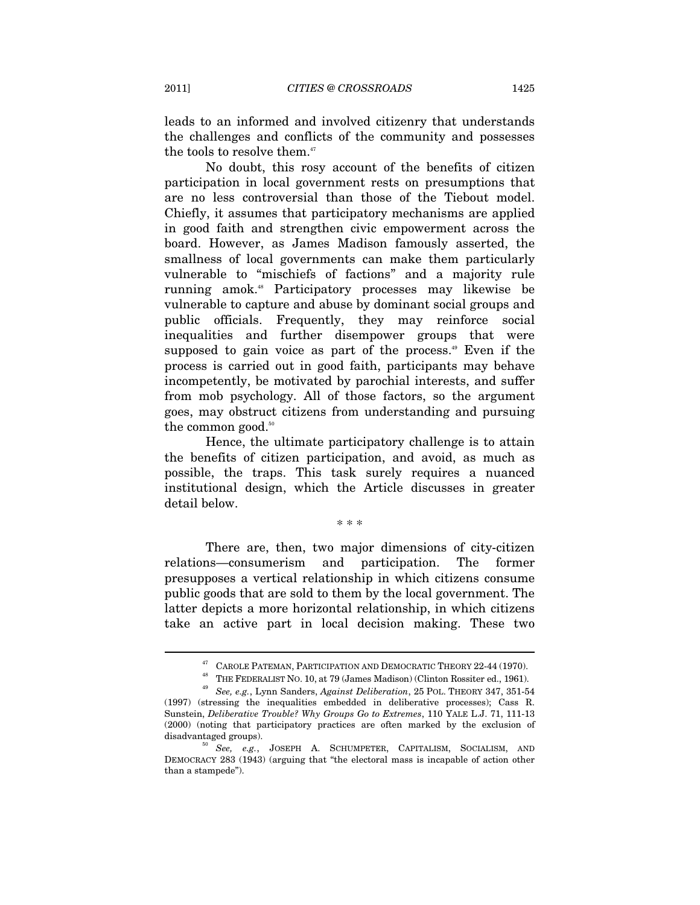leads to an informed and involved citizenry that understands the challenges and conflicts of the community and possesses the tools to resolve them.[47]

No doubt, this rosy account of the benefits of citizen participation in local government rests on presumptions that are no less controversial than those of the Tiebout model. Chiefly, it assumes that participatory mechanisms are applied in good faith and strengthen civic empowerment across the board. However, as James Madison famously asserted, the smallness of local governments can make them particularly vulnerable to "mischiefs of factions" and a majority rule running amok.[48] Participatory processes may likewise be vulnerable to capture and abuse by dominant social groups and public officials. Frequently, they may reinforce social inequalities and further disempower groups that were supposed to gain voice as part of the process.[49] Even if the process is carried out in good faith, participants may behave incompetently, be motivated by parochial interests, and suffer from mob psychology. All of those factors, so the argument goes, may obstruct citizens from understanding and pursuing the common good.[50]

Hence, the ultimate participatory challenge is to attain the benefits of citizen participation, and avoid, as much as possible, the traps. This task surely requires a nuanced institutional design, which the Article discusses in greater detail below.

\* \* \*

There are, then, two major dimensions of city-citizen relations—consumerism and participation. The former presupposes a vertical relationship in which citizens consume public goods that are sold to them by the local government. The latter depicts a more horizontal relationship, in which citizens take an active part in local decision making. These two

---

[47] CAROLE PATEMAN, PARTICIPATION AND DEMOCRATIC THEORY 22-44 (1970).

[48] THE FEDERALIST NO. 10, at 79 (James Madison) (Clinton Rossiter ed., 1961).

[49] *See, e.g.*, Lynn Sanders, *Against Deliberation*, 25 POL. THEORY 347, 351-54 (1997) (stressing the inequalities embedded in deliberative processes); Cass R. Sunstein, *Deliberative Trouble? Why Groups Go to Extremes*, 110 YALE L.J. 71, 111-13 (2000) (noting that participatory practices are often marked by the exclusion of disadvantaged groups).

[50] *See, e.g.*, JOSEPH A. SCHUMPETER, CAPITALISM, SOCIALISM, AND DEMOCRACY 283 (1943) (arguing that "the electoral mass is incapable of action other than a stampede").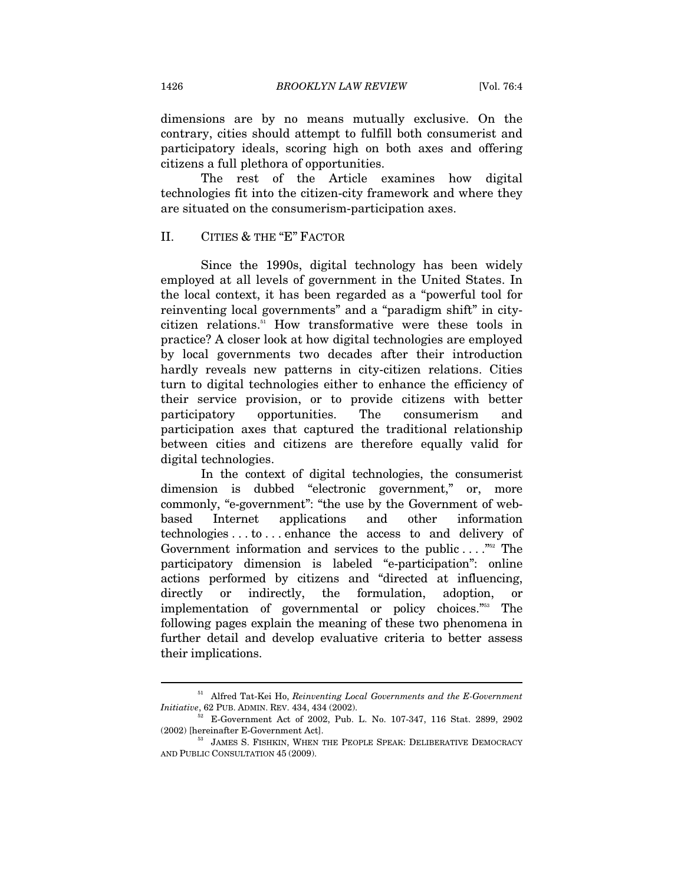dimensions are by no means mutually exclusive. On the contrary, cities should attempt to fulfill both consumerist and participatory ideals, scoring high on both axes and offering citizens a full plethora of opportunities.

The rest of the Article examines how digital technologies fit into the citizen-city framework and where they are situated on the consumerism-participation axes.

## II. CITIES & THE "E" FACTOR

Since the 1990s, digital technology has been widely employed at all levels of government in the United States. In the local context, it has been regarded as a "powerful tool for reinventing local governments" and a "paradigm shift" in city-citizen relations.[51] How transformative were these tools in practice? A closer look at how digital technologies are employed by local governments two decades after their introduction hardly reveals new patterns in city-citizen relations. Cities turn to digital technologies either to enhance the efficiency of their service provision, or to provide citizens with better participatory opportunities. The consumerism and participation axes that captured the traditional relationship between cities and citizens are therefore equally valid for digital technologies.

In the context of digital technologies, the consumerist dimension is dubbed "electronic government," or, more commonly, "e-government": "the use by the Government of web-based Internet applications and other information technologies . . . to . . . enhance the access to and delivery of Government information and services to the public . . . ."[52] The participatory dimension is labeled "e-participation": online actions performed by citizens and "directed at influencing, directly or indirectly, the formulation, adoption, or implementation of governmental or policy choices."[53] The following pages explain the meaning of these two phenomena in further detail and develop evaluative criteria to better assess their implications.

---

[51] Alfred Tat-Kei Ho, *Reinventing Local Governments and the E-Government Initiative*, 62 PUB. ADMIN. REV. 434, 434 (2002).

[52] E-Government Act of 2002, Pub. L. No. 107-347, 116 Stat. 2899, 2902 (2002) [hereinafter E-Government Act].

[53] JAMES S. FISHKIN, WHEN THE PEOPLE SPEAK: DELIBERATIVE DEMOCRACY AND PUBLIC CONSULTATION 45 (2009).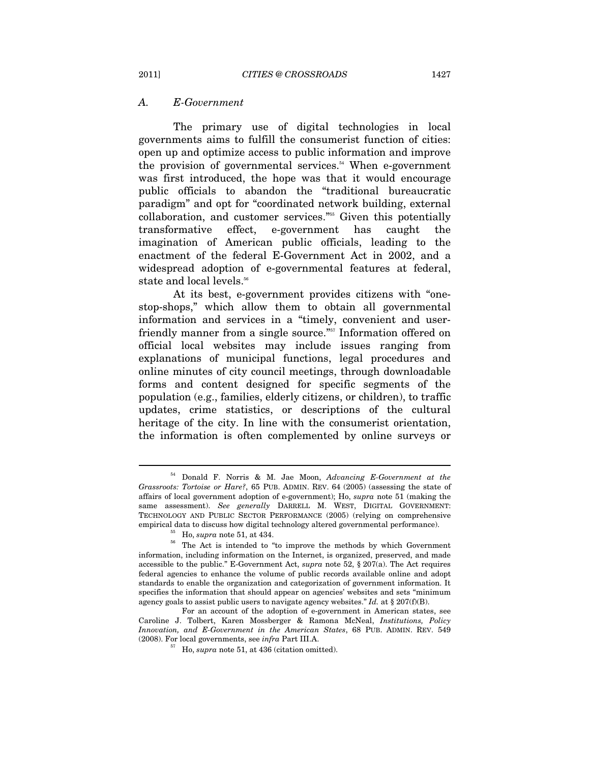### A. E-Government

The primary use of digital technologies in local governments aims to fulfill the consumerist function of cities: open up and optimize access to public information and improve the provision of governmental services.[54] When e-government was first introduced, the hope was that it would encourage public officials to abandon the "traditional bureaucratic paradigm" and opt for "coordinated network building, external collaboration, and customer services."[55] Given this potentially transformative effect, e-government has caught the imagination of American public officials, leading to the enactment of the federal E-Government Act in 2002, and a widespread adoption of e-governmental features at federal, state and local levels.[56]

At its best, e-government provides citizens with "one-stop-shops," which allow them to obtain all governmental information and services in a "timely, convenient and user-friendly manner from a single source."[57] Information offered on official local websites may include issues ranging from explanations of municipal functions, legal procedures and online minutes of city council meetings, through downloadable forms and content designed for specific segments of the population (e.g., families, elderly citizens, or children), to traffic updates, crime statistics, or descriptions of the cultural heritage of the city. In line with the consumerist orientation, the information is often complemented by online surveys or

---

[54] Donald F. Norris & M. Jae Moon, *Advancing E-Government at the Grassroots: Tortoise or Hare?*, 65 PUB. ADMIN. REV. 64 (2005) (assessing the state of affairs of local government adoption of e-government); Ho, *supra* note 51 (making the same assessment). *See generally* DARRELL M. WEST, DIGITAL GOVERNMENT: TECHNOLOGY AND PUBLIC SECTOR PERFORMANCE (2005) (relying on comprehensive empirical data to discuss how digital technology altered governmental performance).

[55] Ho, *supra* note 51, at 434.

[56] The Act is intended to "to improve the methods by which Government information, including information on the Internet, is organized, preserved, and made accessible to the public." E-Government Act, *supra* note 52, § 207(a). The Act requires federal agencies to enhance the volume of public records available online and adopt standards to enable the organization and categorization of government information. It specifies the information that should appear on agencies' websites and sets "minimum agency goals to assist public users to navigate agency websites." *Id.* at § 207(f)(B).

For an account of the adoption of e-government in American states, see Caroline J. Tolbert, Karen Mossberger & Ramona McNeal, *Institutions, Policy Innovation, and E-Government in the American States*, 68 PUB. ADMIN. REV. 549 (2008). For local governments, see *infra* Part III.A.

[57] Ho, *supra* note 51, at 436 (citation omitted).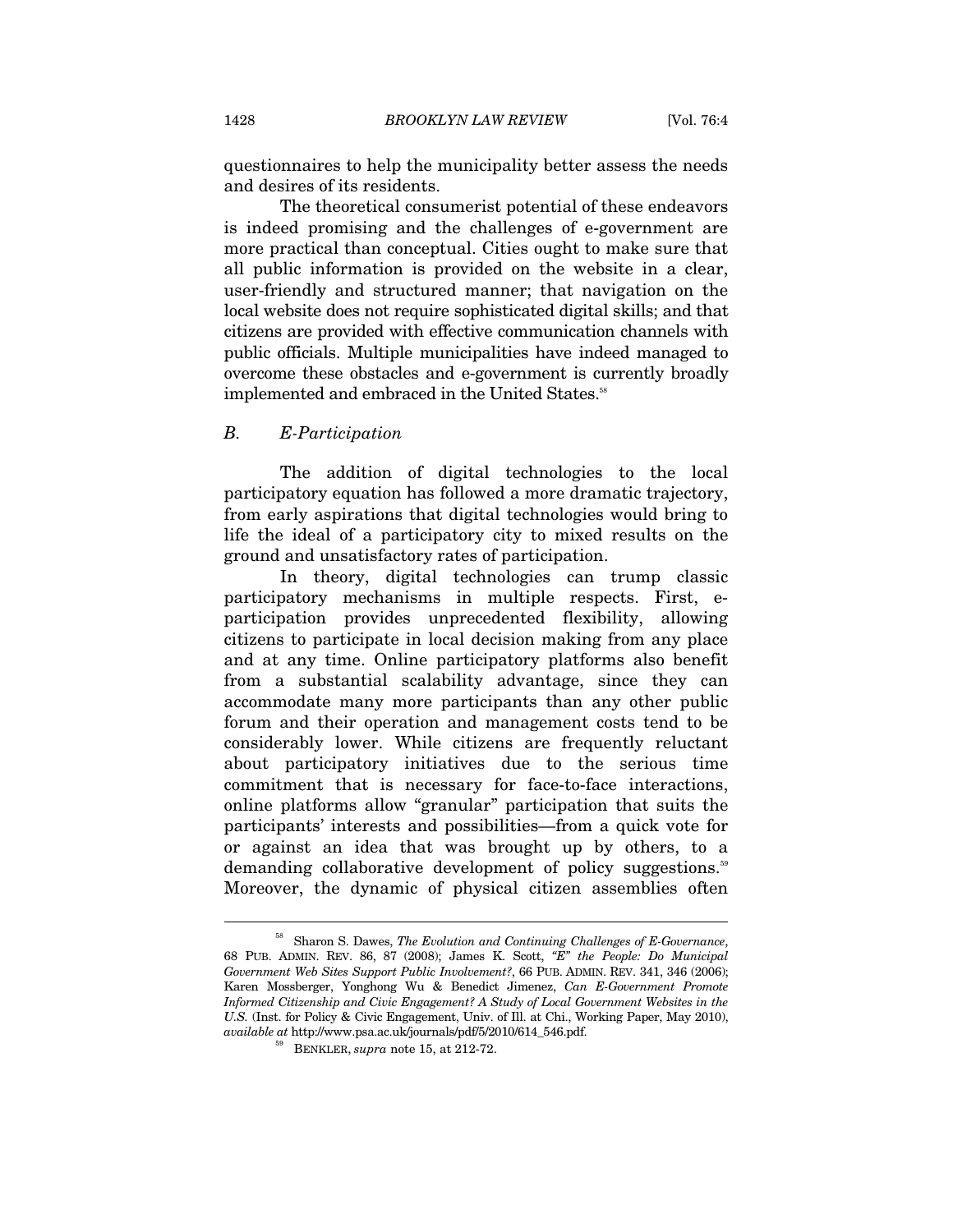questionnaires to help the municipality better assess the needs and desires of its residents.

The theoretical consumerist potential of these endeavors is indeed promising and the challenges of e-government are more practical than conceptual. Cities ought to make sure that all public information is provided on the website in a clear, user-friendly and structured manner; that navigation on the local website does not require sophisticated digital skills; and that citizens are provided with effective communication channels with public officials. Multiple municipalities have indeed managed to overcome these obstacles and e-government is currently broadly implemented and embraced in the United States.[58]

### *B. E-Participation*

The addition of digital technologies to the local participatory equation has followed a more dramatic trajectory, from early aspirations that digital technologies would bring to life the ideal of a participatory city to mixed results on the ground and unsatisfactory rates of participation.

In theory, digital technologies can trump classic participatory mechanisms in multiple respects. First, e-participation provides unprecedented flexibility, allowing citizens to participate in local decision making from any place and at any time. Online participatory platforms also benefit from a substantial scalability advantage, since they can accommodate many more participants than any other public forum and their operation and management costs tend to be considerably lower. While citizens are frequently reluctant about participatory initiatives due to the serious time commitment that is necessary for face-to-face interactions, online platforms allow "granular" participation that suits the participants' interests and possibilities—from a quick vote for or against an idea that was brought up by others, to a demanding collaborative development of policy suggestions.[59] Moreover, the dynamic of physical citizen assemblies often

---

[58] Sharon S. Dawes, *The Evolution and Continuing Challenges of E-Governance*, 68 PUB. ADMIN. REV. 86, 87 (2008); James K. Scott, *"E" the People: Do Municipal Government Web Sites Support Public Involvement?*, 66 PUB. ADMIN. REV. 341, 346 (2006); Karen Mossberger, Yonghong Wu & Benedict Jimenez, *Can E-Government Promote Informed Citizenship and Civic Engagement? A Study of Local Government Websites in the U.S.* (Inst. for Policy & Civic Engagement, Univ. of Ill. at Chi., Working Paper, May 2010), *available at* http://www.psa.ac.uk/journals/pdf/5/2010/614_546.pdf.

[59] BENKLER, *supra* note 15, at 212-72.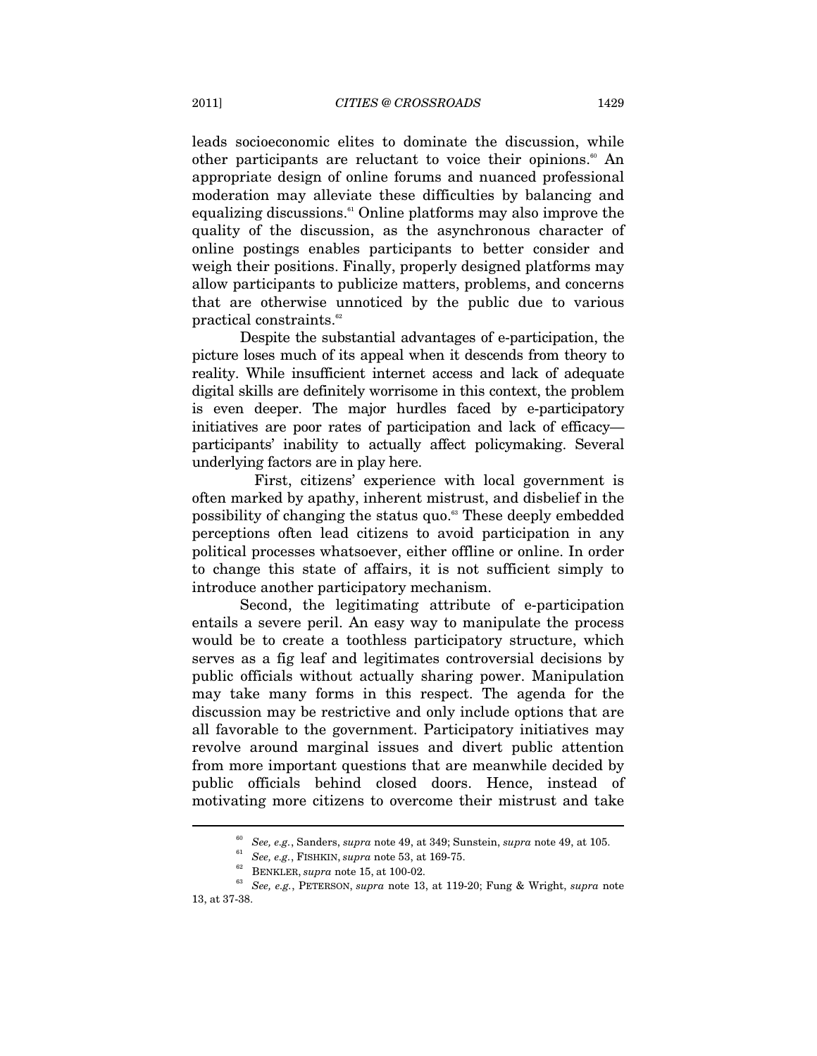leads socioeconomic elites to dominate the discussion, while other participants are reluctant to voice their opinions.[60] An appropriate design of online forums and nuanced professional moderation may alleviate these difficulties by balancing and equalizing discussions.[61] Online platforms may also improve the quality of the discussion, as the asynchronous character of online postings enables participants to better consider and weigh their positions. Finally, properly designed platforms may allow participants to publicize matters, problems, and concerns that are otherwise unnoticed by the public due to various practical constraints.[62]

Despite the substantial advantages of e-participation, the picture loses much of its appeal when it descends from theory to reality. While insufficient internet access and lack of adequate digital skills are definitely worrisome in this context, the problem is even deeper. The major hurdles faced by e-participatory initiatives are poor rates of participation and lack of efficacy—participants' inability to actually affect policymaking. Several underlying factors are in play here.

First, citizens' experience with local government is often marked by apathy, inherent mistrust, and disbelief in the possibility of changing the status quo.[63] These deeply embedded perceptions often lead citizens to avoid participation in any political processes whatsoever, either offline or online. In order to change this state of affairs, it is not sufficient simply to introduce another participatory mechanism.

Second, the legitimating attribute of e-participation entails a severe peril. An easy way to manipulate the process would be to create a toothless participatory structure, which serves as a fig leaf and legitimates controversial decisions by public officials without actually sharing power. Manipulation may take many forms in this respect. The agenda for the discussion may be restrictive and only include options that are all favorable to the government. Participatory initiatives may revolve around marginal issues and divert public attention from more important questions that are meanwhile decided by public officials behind closed doors. Hence, instead of motivating more citizens to overcome their mistrust and take

---

[60] *See, e.g.*, Sanders, *supra* note 49, at 349; Sunstein, *supra* note 49, at 105.

[61] *See, e.g.*, FISHKIN, *supra* note 53, at 169-75.

[62] BENKLER, *supra* note 15, at 100-02.

[63] *See, e.g.*, PETERSON, *supra* note 13, at 119-20; Fung & Wright, *supra* note 13, at 37-38.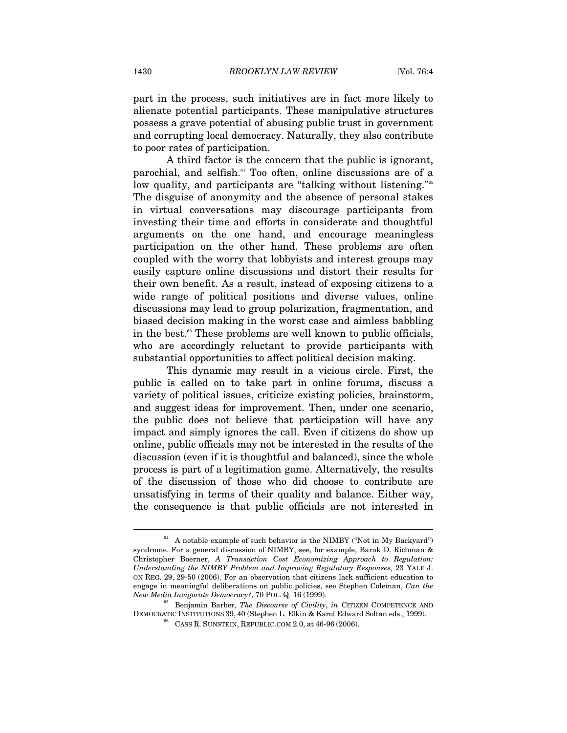part in the process, such initiatives are in fact more likely to alienate potential participants. These manipulative structures possess a grave potential of abusing public trust in government and corrupting local democracy. Naturally, they also contribute to poor rates of participation.

A third factor is the concern that the public is ignorant, parochial, and selfish.[64] Too often, online discussions are of a low quality, and participants are "talking without listening."[65] The disguise of anonymity and the absence of personal stakes in virtual conversations may discourage participants from investing their time and efforts in considerate and thoughtful arguments on the one hand, and encourage meaningless participation on the other hand. These problems are often coupled with the worry that lobbyists and interest groups may easily capture online discussions and distort their results for their own benefit. As a result, instead of exposing citizens to a wide range of political positions and diverse values, online discussions may lead to group polarization, fragmentation, and biased decision making in the worst case and aimless babbling in the best.[66] These problems are well known to public officials, who are accordingly reluctant to provide participants with substantial opportunities to affect political decision making.

This dynamic may result in a vicious circle. First, the public is called on to take part in online forums, discuss a variety of political issues, criticize existing policies, brainstorm, and suggest ideas for improvement. Then, under one scenario, the public does not believe that participation will have any impact and simply ignores the call. Even if citizens do show up online, public officials may not be interested in the results of the discussion (even if it is thoughtful and balanced), since the whole process is part of a legitimation game. Alternatively, the results of the discussion of those who did choose to contribute are unsatisfying in terms of their quality and balance. Either way, the consequence is that public officials are not interested in

---

[64] A notable example of such behavior is the NIMBY ("Not in My Backyard") syndrome. For a general discussion of NIMBY, see, for example, Barak D. Richman & Christopher Boerner, *A Transaction Cost Economizing Approach to Regulation: Understanding the NIMBY Problem and Improving Regulatory Responses*, 23 YALE J. ON REG. 29, 29-50 (2006). For an observation that citizens lack sufficient education to engage in meaningful deliberations on public policies, see Stephen Coleman, *Can the New Media Invigorate Democracy?*, 70 POL. Q. 16 (1999).

[65] Benjamin Barber, *The Discourse of Civility*, *in* CITIZEN COMPETENCE AND DEMOCRATIC INSTITUTIONS 39, 40 (Stephen L. Elkin & Karol Edward Soltan eds., 1999).

[66] CASS R. SUNSTEIN, REPUBLIC.COM 2.0, at 46-96 (2006).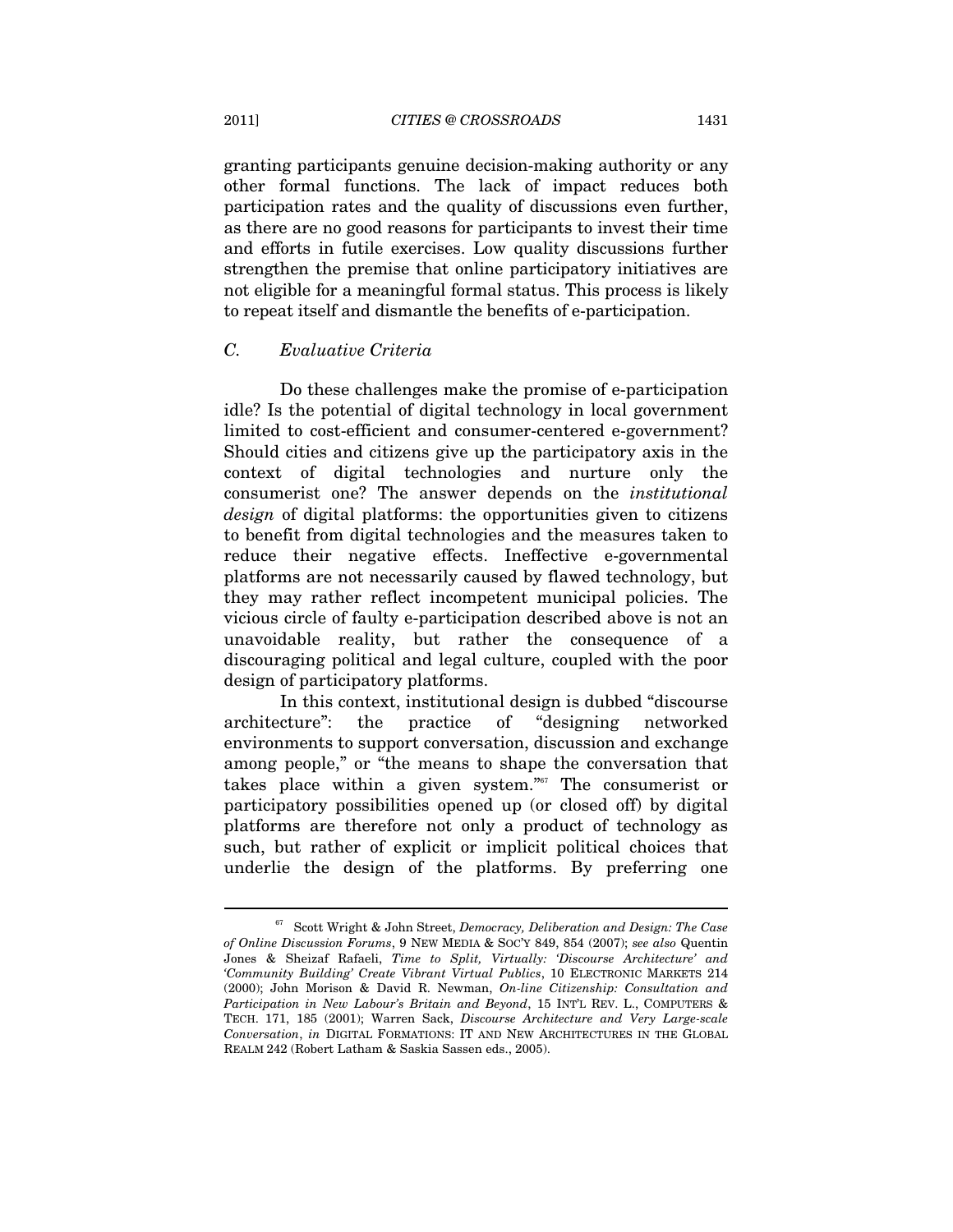granting participants genuine decision-making authority or any other formal functions. The lack of impact reduces both participation rates and the quality of discussions even further, as there are no good reasons for participants to invest their time and efforts in futile exercises. Low quality discussions further strengthen the premise that online participatory initiatives are not eligible for a meaningful formal status. This process is likely to repeat itself and dismantle the benefits of e-participation.

### *C. Evaluative Criteria*

Do these challenges make the promise of e-participation idle? Is the potential of digital technology in local government limited to cost-efficient and consumer-centered e-government? Should cities and citizens give up the participatory axis in the context of digital technologies and nurture only the consumerist one? The answer depends on the *institutional design* of digital platforms: the opportunities given to citizens to benefit from digital technologies and the measures taken to reduce their negative effects. Ineffective e-governmental platforms are not necessarily caused by flawed technology, but they may rather reflect incompetent municipal policies. The vicious circle of faulty e-participation described above is not an unavoidable reality, but rather the consequence of a discouraging political and legal culture, coupled with the poor design of participatory platforms.

In this context, institutional design is dubbed "discourse architecture": the practice of "designing networked environments to support conversation, discussion and exchange among people," or "the means to shape the conversation that takes place within a given system."[67] The consumerist or participatory possibilities opened up (or closed off) by digital platforms are therefore not only a product of technology as such, but rather of explicit or implicit political choices that underlie the design of the platforms. By preferring one

---

[67] Scott Wright & John Street, *Democracy, Deliberation and Design: The Case of Online Discussion Forums*, 9 NEW MEDIA & SOC'Y 849, 854 (2007); *see also* Quentin Jones & Sheizaf Rafaeli, *Time to Split, Virtually: 'Discourse Architecture' and 'Community Building' Create Vibrant Virtual Publics*, 10 ELECTRONIC MARKETS 214 (2000); John Morison & David R. Newman, *On-line Citizenship: Consultation and Participation in New Labour's Britain and Beyond*, 15 INT'L REV. L., COMPUTERS & TECH. 171, 185 (2001); Warren Sack, *Discourse Architecture and Very Large-scale Conversation*, *in* DIGITAL FORMATIONS: IT AND NEW ARCHITECTURES IN THE GLOBAL REALM 242 (Robert Latham & Saskia Sassen eds., 2005).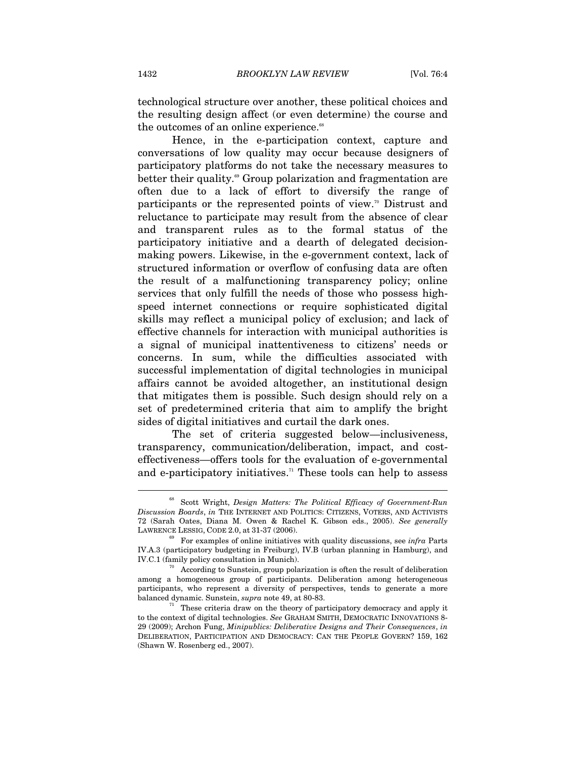technological structure over another, these political choices and the resulting design affect (or even determine) the course and the outcomes of an online experience.[68]

Hence, in the e-participation context, capture and conversations of low quality may occur because designers of participatory platforms do not take the necessary measures to better their quality.[69] Group polarization and fragmentation are often due to a lack of effort to diversify the range of participants or the represented points of view.[70] Distrust and reluctance to participate may result from the absence of clear and transparent rules as to the formal status of the participatory initiative and a dearth of delegated decision-making powers. Likewise, in the e-government context, lack of structured information or overflow of confusing data are often the result of a malfunctioning transparency policy; online services that only fulfill the needs of those who possess high-speed internet connections or require sophisticated digital skills may reflect a municipal policy of exclusion; and lack of effective channels for interaction with municipal authorities is a signal of municipal inattentiveness to citizens' needs or concerns. In sum, while the difficulties associated with successful implementation of digital technologies in municipal affairs cannot be avoided altogether, an institutional design that mitigates them is possible. Such design should rely on a set of predetermined criteria that aim to amplify the bright sides of digital initiatives and curtail the dark ones.

The set of criteria suggested below—inclusiveness, transparency, communication/deliberation, impact, and cost-effectiveness—offers tools for the evaluation of e-governmental and e-participatory initiatives.[71] These tools can help to assess

---

[68] Scott Wright, *Design Matters: The Political Efficacy of Government-Run Discussion Boards*, *in* THE INTERNET AND POLITICS: CITIZENS, VOTERS, AND ACTIVISTS 72 (Sarah Oates, Diana M. Owen & Rachel K. Gibson eds., 2005). *See generally* LAWRENCE LESSIG, CODE 2.0, at 31-37 (2006).

[69] For examples of online initiatives with quality discussions, see *infra* Parts IV.A.3 (participatory budgeting in Freiburg), IV.B (urban planning in Hamburg), and IV.C.1 (family policy consultation in Munich).

[70] According to Sunstein, group polarization is often the result of deliberation among a homogeneous group of participants. Deliberation among heterogeneous participants, who represent a diversity of perspectives, tends to generate a more balanced dynamic. Sunstein, *supra* note 49, at 80-83.

[71] These criteria draw on the theory of participatory democracy and apply it to the context of digital technologies. *See* GRAHAM SMITH, DEMOCRATIC INNOVATIONS 8-29 (2009); Archon Fung, *Minipublics: Deliberative Designs and Their Consequences*, *in* DELIBERATION, PARTICIPATION AND DEMOCRACY: CAN THE PEOPLE GOVERN? 159, 162 (Shawn W. Rosenberg ed., 2007).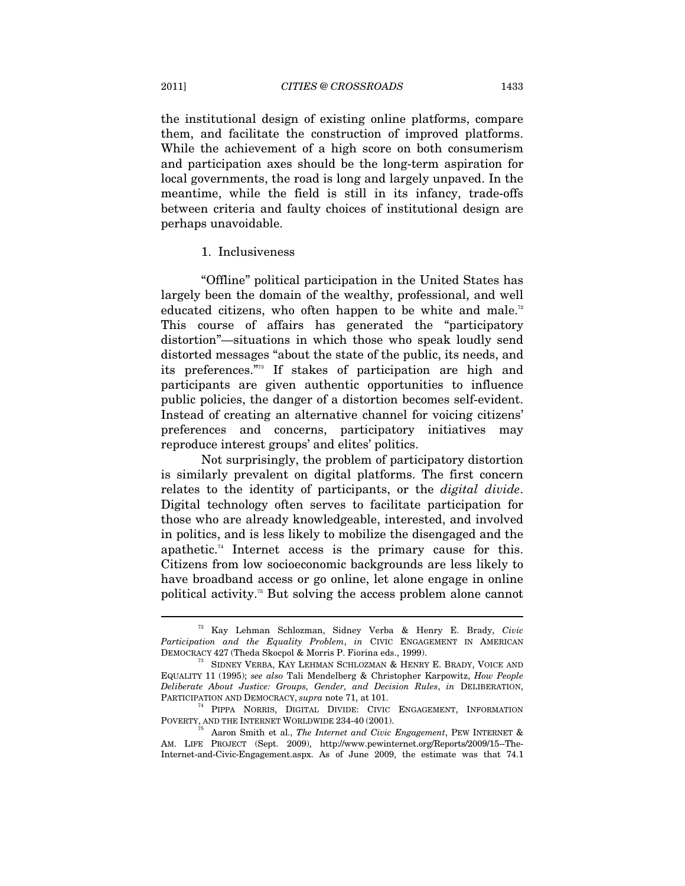the institutional design of existing online platforms, compare them, and facilitate the construction of improved platforms. While the achievement of a high score on both consumerism and participation axes should be the long-term aspiration for local governments, the road is long and largely unpaved. In the meantime, while the field is still in its infancy, trade-offs between criteria and faulty choices of institutional design are perhaps unavoidable.

#### 1. Inclusiveness

"Offline" political participation in the United States has largely been the domain of the wealthy, professional, and well educated citizens, who often happen to be white and male.[72] This course of affairs has generated the "participatory distortion"—situations in which those who speak loudly send distorted messages "about the state of the public, its needs, and its preferences."[73] If stakes of participation are high and participants are given authentic opportunities to influence public policies, the danger of a distortion becomes self-evident. Instead of creating an alternative channel for voicing citizens' preferences and concerns, participatory initiatives may reproduce interest groups' and elites' politics.

Not surprisingly, the problem of participatory distortion is similarly prevalent on digital platforms. The first concern relates to the identity of participants, or the *digital divide*. Digital technology often serves to facilitate participation for those who are already knowledgeable, interested, and involved in politics, and is less likely to mobilize the disengaged and the apathetic.[74] Internet access is the primary cause for this. Citizens from low socioeconomic backgrounds are less likely to have broadband access or go online, let alone engage in online political activity.[75] But solving the access problem alone cannot

---

[72] Kay Lehman Schlozman, Sidney Verba & Henry E. Brady, *Civic Participation and the Equality Problem*, *in* CIVIC ENGAGEMENT IN AMERICAN DEMOCRACY 427 (Theda Skocpol & Morris P. Fiorina eds., 1999).

[73] SIDNEY VERBA, KAY LEHMAN SCHLOZMAN & HENRY E. BRADY, VOICE AND EQUALITY 11 (1995); *see also* Tali Mendelberg & Christopher Karpowitz, *How People Deliberate About Justice: Groups, Gender, and Decision Rules*, *in* DELIBERATION, PARTICIPATION AND DEMOCRACY, *supra* note 71, at 101.

[74] PIPPA NORRIS, DIGITAL DIVIDE: CIVIC ENGAGEMENT, INFORMATION POVERTY, AND THE INTERNET WORLDWIDE 234-40 (2001).

[75] Aaron Smith et al., *The Internet and Civic Engagement*, PEW INTERNET & AM. LIFE PROJECT (Sept. 2009), http://www.pewinternet.org/Reports/2009/15--The-Internet-and-Civic-Engagement.aspx. As of June 2009, the estimate was that 74.1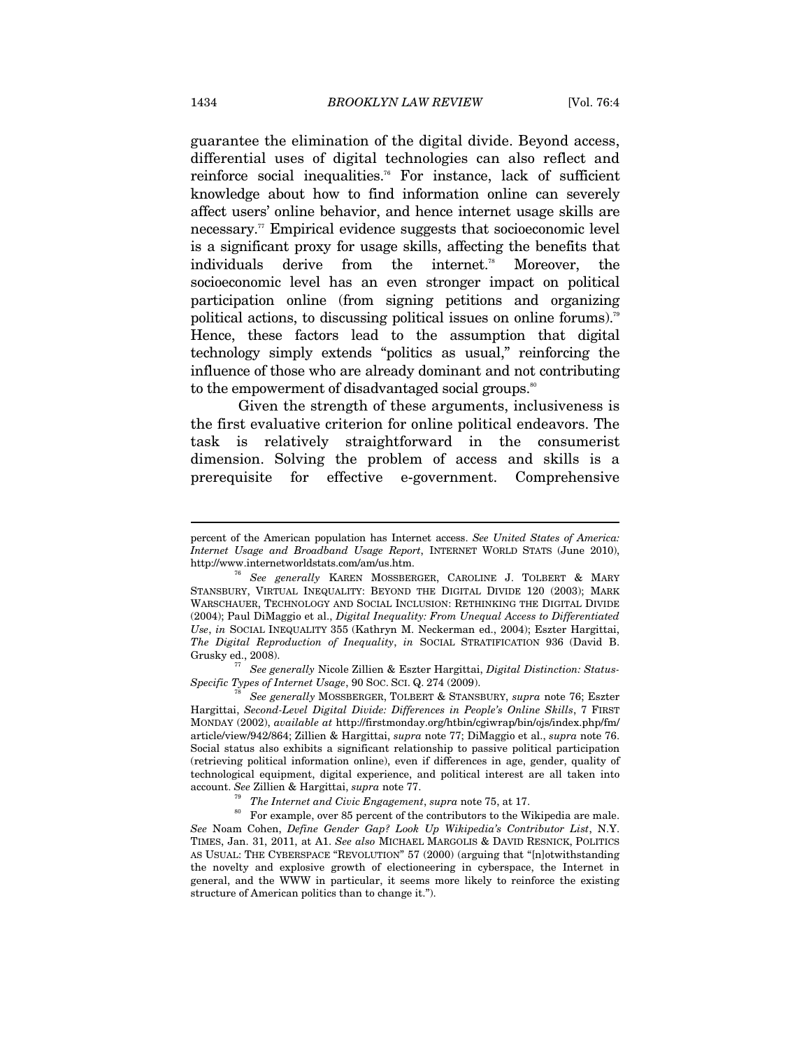guarantee the elimination of the digital divide. Beyond access, differential uses of digital technologies can also reflect and reinforce social inequalities.[76] For instance, lack of sufficient knowledge about how to find information online can severely affect users' online behavior, and hence internet usage skills are necessary.[77] Empirical evidence suggests that socioeconomic level is a significant proxy for usage skills, affecting the benefits that individuals derive from the internet.[78] Moreover, the socioeconomic level has an even stronger impact on political participation online (from signing petitions and organizing political actions, to discussing political issues on online forums).[79] Hence, these factors lead to the assumption that digital technology simply extends "politics as usual," reinforcing the influence of those who are already dominant and not contributing to the empowerment of disadvantaged social groups.[80]

Given the strength of these arguments, inclusiveness is the first evaluative criterion for online political endeavors. The task is relatively straightforward in the consumerist dimension. Solving the problem of access and skills is a prerequisite for effective e-government. Comprehensive

---

percent of the American population has Internet access. *See United States of America: Internet Usage and Broadband Usage Report*, INTERNET WORLD STATS (June 2010), http://www.internetworldstats.com/am/us.htm.

[76] *See generally* KAREN MOSSBERGER, CAROLINE J. TOLBERT & MARY STANSBURY, VIRTUAL INEQUALITY: BEYOND THE DIGITAL DIVIDE 120 (2003); MARK WARSCHAUER, TECHNOLOGY AND SOCIAL INCLUSION: RETHINKING THE DIGITAL DIVIDE (2004); Paul DiMaggio et al., *Digital Inequality: From Unequal Access to Differentiated Use*, *in* SOCIAL INEQUALITY 355 (Kathryn M. Neckerman ed., 2004); Eszter Hargittai, *The Digital Reproduction of Inequality*, *in* SOCIAL STRATIFICATION 936 (David B. Grusky ed., 2008).

[77] *See generally* Nicole Zillien & Eszter Hargittai, *Digital Distinction: Status-Specific Types of Internet Usage*, 90 SOC. SCI. Q. 274 (2009).

[78] *See generally* MOSSBERGER, TOLBERT & STANSBURY, *supra* note 76; Eszter Hargittai, *Second-Level Digital Divide: Differences in People's Online Skills*, 7 FIRST MONDAY (2002), *available at* http://firstmonday.org/htbin/cgiwrap/bin/ojs/index.php/fm/article/view/942/864; Zillien & Hargittai, *supra* note 77; DiMaggio et al., *supra* note 76. Social status also exhibits a significant relationship to passive political participation (retrieving political information online), even if differences in age, gender, quality of technological equipment, digital experience, and political interest are all taken into account. *See* Zillien & Hargittai, *supra* note 77.

[79] *The Internet and Civic Engagement*, *supra* note 75, at 17.

[80] For example, over 85 percent of the contributors to the Wikipedia are male. *See* Noam Cohen, *Define Gender Gap? Look Up Wikipedia's Contributor List*, N.Y. TIMES, Jan. 31, 2011, at A1. *See also* MICHAEL MARGOLIS & DAVID RESNICK, POLITICS AS USUAL: THE CYBERSPACE "REVOLUTION" 57 (2000) (arguing that "[n]otwithstanding the novelty and explosive growth of electioneering in cyberspace, the Internet in general, and the WWW in particular, it seems more likely to reinforce the existing structure of American politics than to change it.").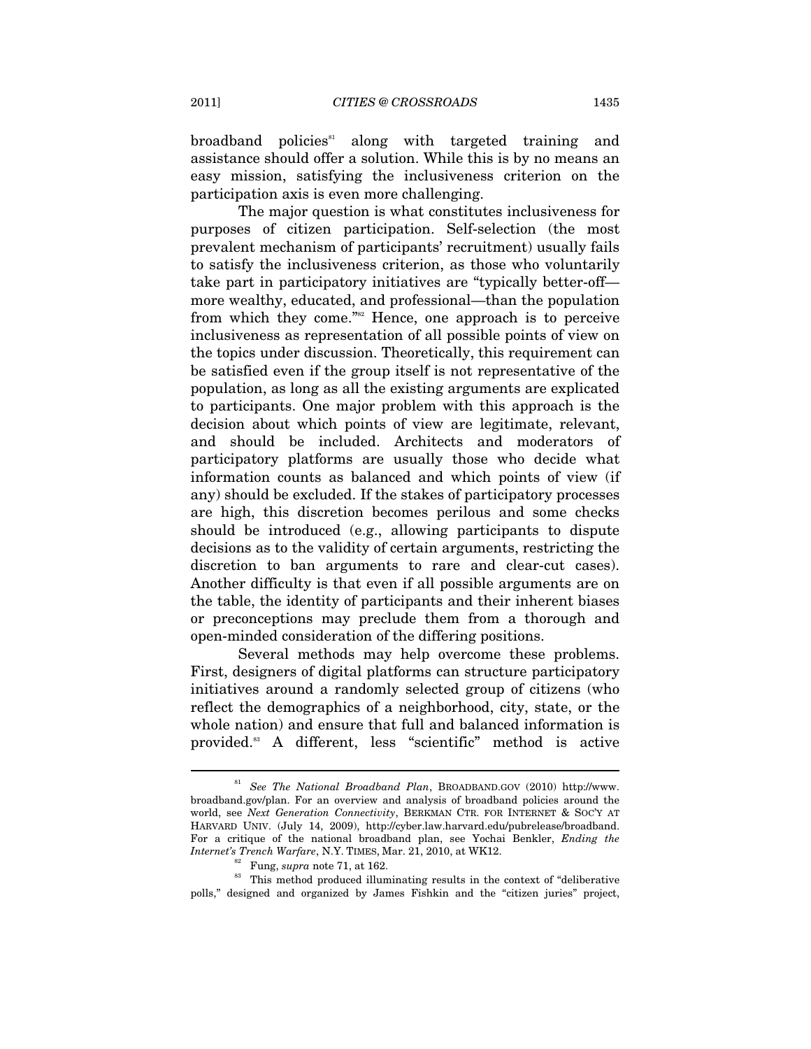broadband policies[81] along with targeted training and assistance should offer a solution. While this is by no means an easy mission, satisfying the inclusiveness criterion on the participation axis is even more challenging.

The major question is what constitutes inclusiveness for purposes of citizen participation. Self-selection (the most prevalent mechanism of participants' recruitment) usually fails to satisfy the inclusiveness criterion, as those who voluntarily take part in participatory initiatives are "typically better-off—more wealthy, educated, and professional—than the population from which they come."[82] Hence, one approach is to perceive inclusiveness as representation of all possible points of view on the topics under discussion. Theoretically, this requirement can be satisfied even if the group itself is not representative of the population, as long as all the existing arguments are explicated to participants. One major problem with this approach is the decision about which points of view are legitimate, relevant, and should be included. Architects and moderators of participatory platforms are usually those who decide what information counts as balanced and which points of view (if any) should be excluded. If the stakes of participatory processes are high, this discretion becomes perilous and some checks should be introduced (e.g., allowing participants to dispute decisions as to the validity of certain arguments, restricting the discretion to ban arguments to rare and clear-cut cases). Another difficulty is that even if all possible arguments are on the table, the identity of participants and their inherent biases or preconceptions may preclude them from a thorough and open-minded consideration of the differing positions.

Several methods may help overcome these problems. First, designers of digital platforms can structure participatory initiatives around a randomly selected group of citizens (who reflect the demographics of a neighborhood, city, state, or the whole nation) and ensure that full and balanced information is provided.[83] A different, less "scientific" method is active

---

[81] *See The National Broadband Plan*, BROADBAND.GOV (2010) http://www.broadband.gov/plan. For an overview and analysis of broadband policies around the world, see *Next Generation Connectivity*, BERKMAN CTR. FOR INTERNET & SOC'Y AT HARVARD UNIV. (July 14, 2009), http://cyber.law.harvard.edu/pubrelease/broadband. For a critique of the national broadband plan, see Yochai Benkler, *Ending the Internet's Trench Warfare*, N.Y. TIMES, Mar. 21, 2010, at WK12.

[82] Fung, *supra* note 71, at 162.

[83] This method produced illuminating results in the context of "deliberative polls," designed and organized by James Fishkin and the "citizen juries" project,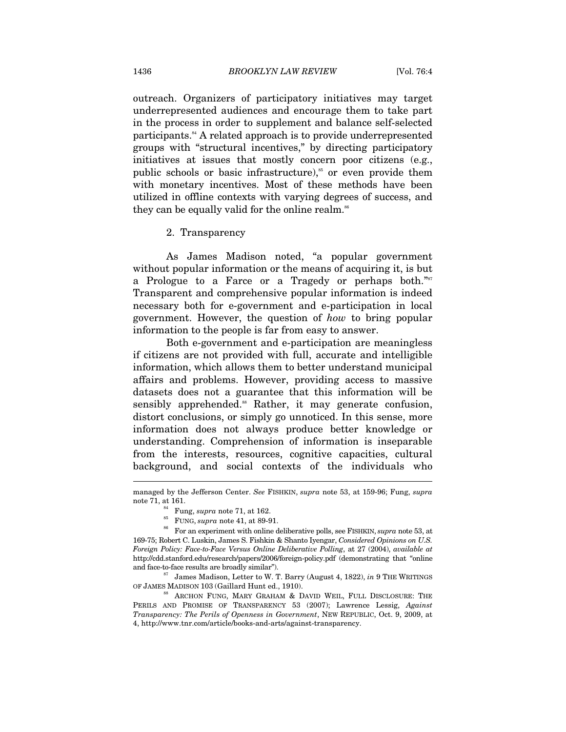outreach. Organizers of participatory initiatives may target underrepresented audiences and encourage them to take part in the process in order to supplement and balance self-selected participants.[84] A related approach is to provide underrepresented groups with "structural incentives," by directing participatory initiatives at issues that mostly concern poor citizens (e.g., public schools or basic infrastructure),[85] or even provide them with monetary incentives. Most of these methods have been utilized in offline contexts with varying degrees of success, and they can be equally valid for the online realm.[86]

### 2. Transparency

As James Madison noted, "a popular government without popular information or the means of acquiring it, is but a Prologue to a Farce or a Tragedy or perhaps both."[87] Transparent and comprehensive popular information is indeed necessary both for e-government and e-participation in local government. However, the question of *how* to bring popular information to the people is far from easy to answer.

Both e-government and e-participation are meaningless if citizens are not provided with full, accurate and intelligible information, which allows them to better understand municipal affairs and problems. However, providing access to massive datasets does not a guarantee that this information will be sensibly apprehended.[88] Rather, it may generate confusion, distort conclusions, or simply go unnoticed. In this sense, more information does not always produce better knowledge or understanding. Comprehension of information is inseparable from the interests, resources, cognitive capacities, cultural background, and social contexts of the individuals who

---

managed by the Jefferson Center. *See* FISHKIN, *supra* note 53, at 159-96; Fung, *supra* note 71, at 161.

[84] Fung, *supra* note 71, at 162.

[85] FUNG, *supra* note 41, at 89-91.

[86] For an experiment with online deliberative polls, see FISHKIN, *supra* note 53, at 169-75; Robert C. Luskin, James S. Fishkin & Shanto Iyengar, *Considered Opinions on U.S. Foreign Policy: Face-to-Face Versus Online Deliberative Polling*, at 27 (2004), *available at* http://cdd.stanford.edu/research/papers/2006/foreign-policy.pdf (demonstrating that "online and face-to-face results are broadly similar").

[87] James Madison, Letter to W. T. Barry (August 4, 1822), *in* 9 THE WRITINGS OF JAMES MADISON 103 (Gaillard Hunt ed., 1910).

[88] ARCHON FUNG, MARY GRAHAM & DAVID WEIL, FULL DISCLOSURE: THE PERILS AND PROMISE OF TRANSPARENCY 53 (2007); Lawrence Lessig, *Against Transparency: The Perils of Openness in Government*, NEW REPUBLIC, Oct. 9, 2009, at 4, http://www.tnr.com/article/books-and-arts/against-transparency.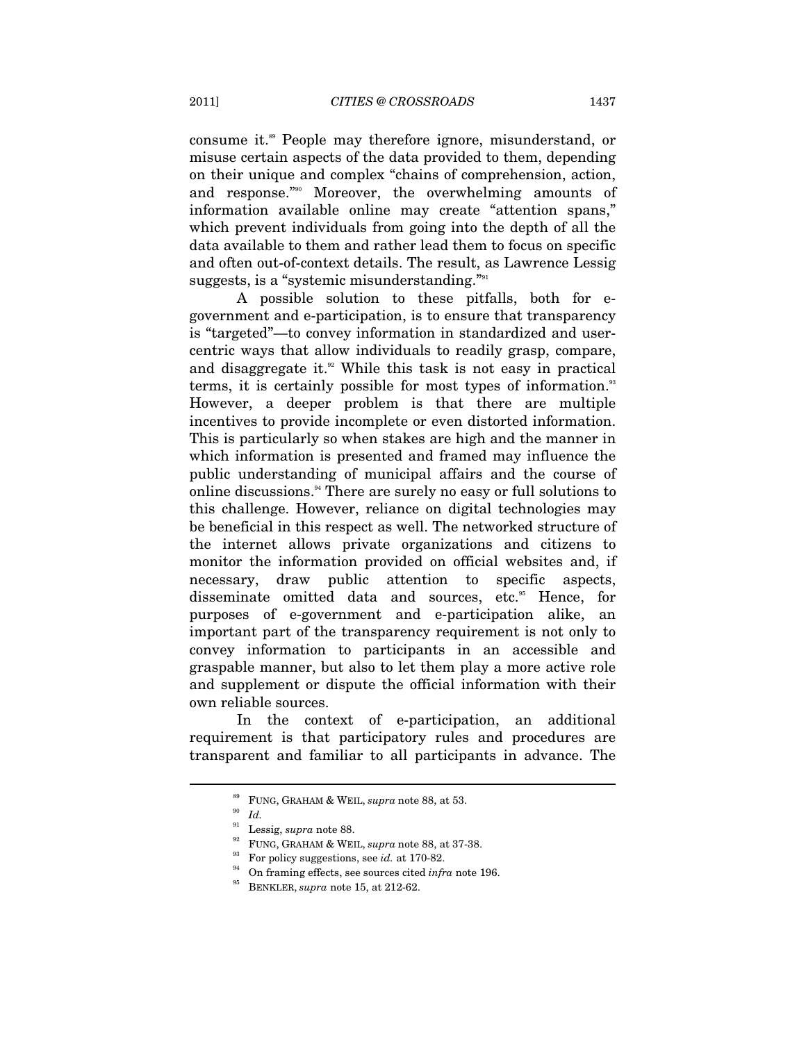consume it.[89] People may therefore ignore, misunderstand, or misuse certain aspects of the data provided to them, depending on their unique and complex "chains of comprehension, action, and response."[90] Moreover, the overwhelming amounts of information available online may create "attention spans," which prevent individuals from going into the depth of all the data available to them and rather lead them to focus on specific and often out-of-context details. The result, as Lawrence Lessig suggests, is a "systemic misunderstanding."[91]

A possible solution to these pitfalls, both for e-government and e-participation, is to ensure that transparency is "targeted"—to convey information in standardized and user-centric ways that allow individuals to readily grasp, compare, and disaggregate it.[92] While this task is not easy in practical terms, it is certainly possible for most types of information.[93] However, a deeper problem is that there are multiple incentives to provide incomplete or even distorted information. This is particularly so when stakes are high and the manner in which information is presented and framed may influence the public understanding of municipal affairs and the course of online discussions.[94] There are surely no easy or full solutions to this challenge. However, reliance on digital technologies may be beneficial in this respect as well. The networked structure of the internet allows private organizations and citizens to monitor the information provided on official websites and, if necessary, draw public attention to specific aspects, disseminate omitted data and sources, etc.[95] Hence, for purposes of e-government and e-participation alike, an important part of the transparency requirement is not only to convey information to participants in an accessible and graspable manner, but also to let them play a more active role and supplement or dispute the official information with their own reliable sources.

In the context of e-participation, an additional requirement is that participatory rules and procedures are transparent and familiar to all participants in advance. The

---

[89] FUNG, GRAHAM & WEIL, *supra* note 88, at 53.

[90] *Id.*

[91] Lessig, *supra* note 88.

[92] FUNG, GRAHAM & WEIL, *supra* note 88, at 37-38.

[93] For policy suggestions, see *id.* at 170-82.

[94] On framing effects, see sources cited *infra* note 196.

[95] BENKLER, *supra* note 15, at 212-62.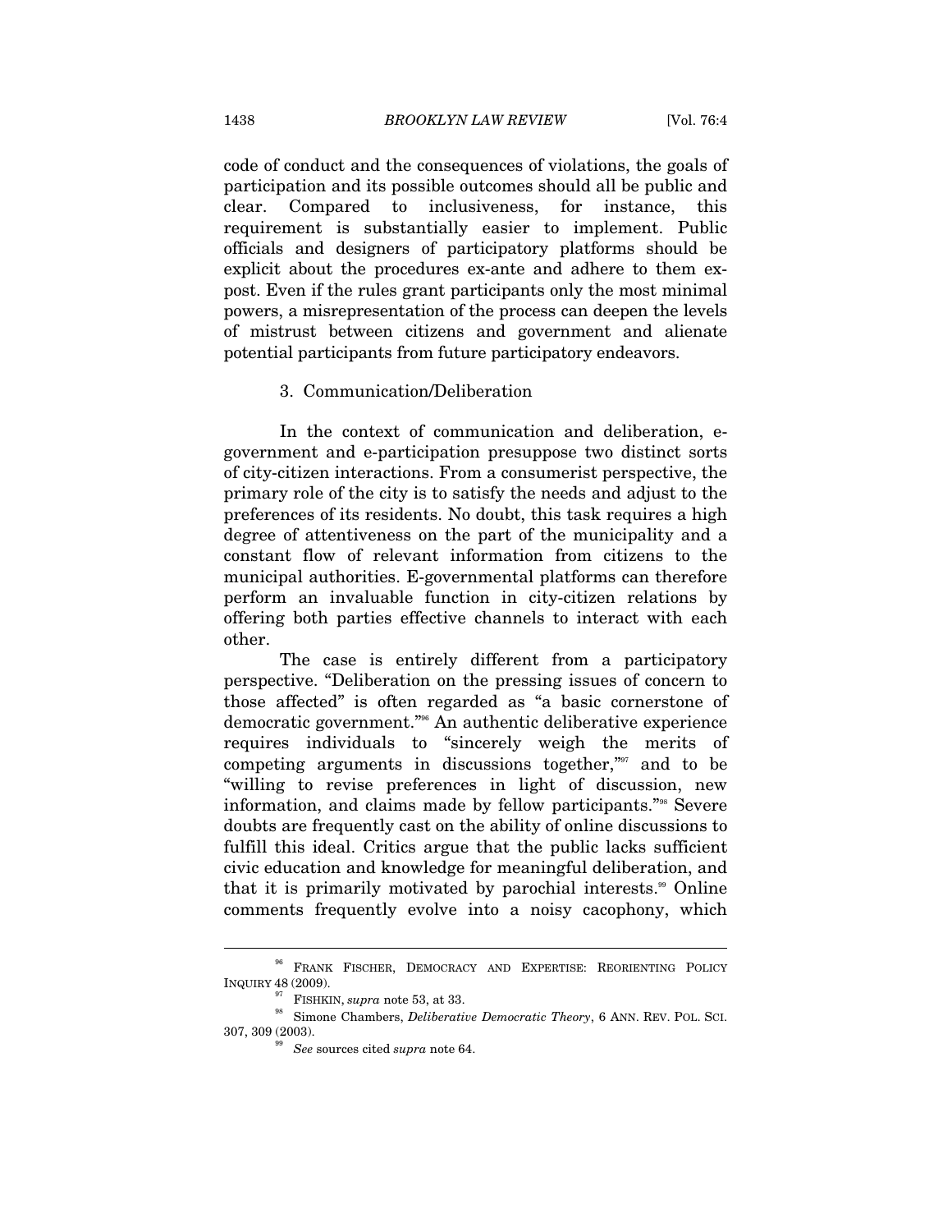code of conduct and the consequences of violations, the goals of participation and its possible outcomes should all be public and clear. Compared to inclusiveness, for instance, this requirement is substantially easier to implement. Public officials and designers of participatory platforms should be explicit about the procedures ex-ante and adhere to them ex-post. Even if the rules grant participants only the most minimal powers, a misrepresentation of the process can deepen the levels of mistrust between citizens and government and alienate potential participants from future participatory endeavors.

### 3. Communication/Deliberation

In the context of communication and deliberation, e-government and e-participation presuppose two distinct sorts of city-citizen interactions. From a consumerist perspective, the primary role of the city is to satisfy the needs and adjust to the preferences of its residents. No doubt, this task requires a high degree of attentiveness on the part of the municipality and a constant flow of relevant information from citizens to the municipal authorities. E-governmental platforms can therefore perform an invaluable function in city-citizen relations by offering both parties effective channels to interact with each other.

The case is entirely different from a participatory perspective. "Deliberation on the pressing issues of concern to those affected" is often regarded as "a basic cornerstone of democratic government."[96] An authentic deliberative experience requires individuals to "sincerely weigh the merits of competing arguments in discussions together,"[97] and to be "willing to revise preferences in light of discussion, new information, and claims made by fellow participants."[98] Severe doubts are frequently cast on the ability of online discussions to fulfill this ideal. Critics argue that the public lacks sufficient civic education and knowledge for meaningful deliberation, and that it is primarily motivated by parochial interests.[99] Online comments frequently evolve into a noisy cacophony, which

---

[96] FRANK FISCHER, DEMOCRACY AND EXPERTISE: REORIENTING POLICY INQUIRY 48 (2009).

[97] FISHKIN, *supra* note 53, at 33.

[98] Simone Chambers, *Deliberative Democratic Theory*, 6 ANN. REV. POL. SCI. 307, 309 (2003).

[99] *See* sources cited *supra* note 64.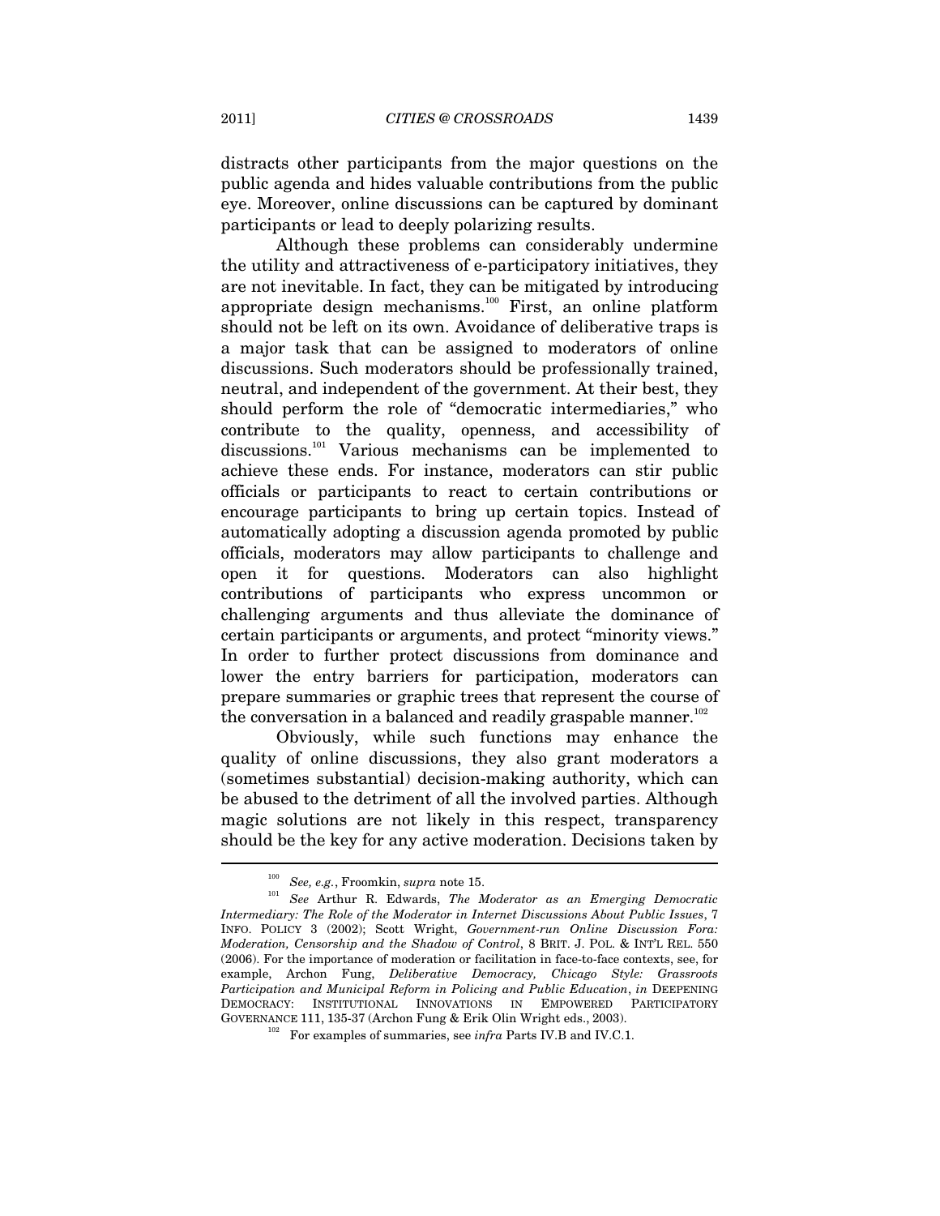distracts other participants from the major questions on the public agenda and hides valuable contributions from the public eye. Moreover, online discussions can be captured by dominant participants or lead to deeply polarizing results.

Although these problems can considerably undermine the utility and attractiveness of e-participatory initiatives, they are not inevitable. In fact, they can be mitigated by introducing appropriate design mechanisms.[100] First, an online platform should not be left on its own. Avoidance of deliberative traps is a major task that can be assigned to moderators of online discussions. Such moderators should be professionally trained, neutral, and independent of the government. At their best, they should perform the role of "democratic intermediaries," who contribute to the quality, openness, and accessibility of discussions.[101] Various mechanisms can be implemented to achieve these ends. For instance, moderators can stir public officials or participants to react to certain contributions or encourage participants to bring up certain topics. Instead of automatically adopting a discussion agenda promoted by public officials, moderators may allow participants to challenge and open it for questions. Moderators can also highlight contributions of participants who express uncommon or challenging arguments and thus alleviate the dominance of certain participants or arguments, and protect "minority views." In order to further protect discussions from dominance and lower the entry barriers for participation, moderators can prepare summaries or graphic trees that represent the course of the conversation in a balanced and readily graspable manner.[102]

Obviously, while such functions may enhance the quality of online discussions, they also grant moderators a (sometimes substantial) decision-making authority, which can be abused to the detriment of all the involved parties. Although magic solutions are not likely in this respect, transparency should be the key for any active moderation. Decisions taken by

---

[100] *See, e.g.*, Froomkin, *supra* note 15.

[101] *See* Arthur R. Edwards, *The Moderator as an Emerging Democratic Intermediary: The Role of the Moderator in Internet Discussions About Public Issues*, 7 INFO. POLICY 3 (2002); Scott Wright, *Government-run Online Discussion Fora: Moderation, Censorship and the Shadow of Control*, 8 BRIT. J. POL. & INT'L REL. 550 (2006). For the importance of moderation or facilitation in face-to-face contexts, see, for example, Archon Fung, *Deliberative Democracy, Chicago Style: Grassroots Participation and Municipal Reform in Policing and Public Education*, *in* DEEPENING DEMOCRACY: INSTITUTIONAL INNOVATIONS IN EMPOWERED PARTICIPATORY GOVERNANCE 111, 135-37 (Archon Fung & Erik Olin Wright eds., 2003).

[102] For examples of summaries, see *infra* Parts IV.B and IV.C.1.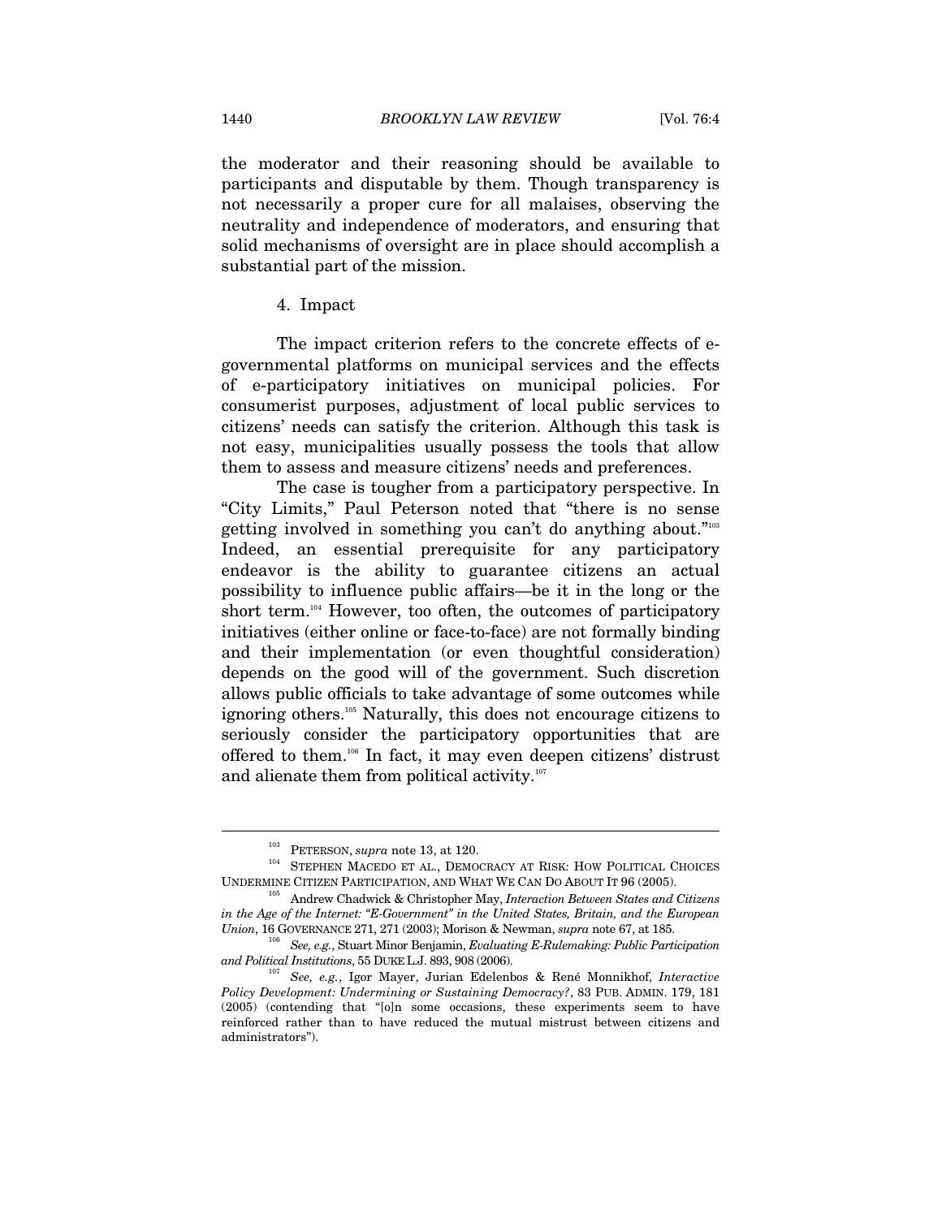the moderator and their reasoning should be available to participants and disputable by them. Though transparency is not necessarily a proper cure for all malaises, observing the neutrality and independence of moderators, and ensuring that solid mechanisms of oversight are in place should accomplish a substantial part of the mission.

#### 4. Impact

The impact criterion refers to the concrete effects of e-governmental platforms on municipal services and the effects of e-participatory initiatives on municipal policies. For consumerist purposes, adjustment of local public services to citizens' needs can satisfy the criterion. Although this task is not easy, municipalities usually possess the tools that allow them to assess and measure citizens' needs and preferences.

The case is tougher from a participatory perspective. In "City Limits," Paul Peterson noted that "there is no sense getting involved in something you can't do anything about."[103] Indeed, an essential prerequisite for any participatory endeavor is the ability to guarantee citizens an actual possibility to influence public affairs—be it in the long or the short term.[104] However, too often, the outcomes of participatory initiatives (either online or face-to-face) are not formally binding and their implementation (or even thoughtful consideration) depends on the good will of the government. Such discretion allows public officials to take advantage of some outcomes while ignoring others.[105] Naturally, this does not encourage citizens to seriously consider the participatory opportunities that are offered to them.[106] In fact, it may even deepen citizens' distrust and alienate them from political activity.[107]

---

[103] PETERSON, *supra* note 13, at 120.

[104] STEPHEN MACEDO ET AL., DEMOCRACY AT RISK: HOW POLITICAL CHOICES UNDERMINE CITIZEN PARTICIPATION, AND WHAT WE CAN DO ABOUT IT 96 (2005).

[105] Andrew Chadwick & Christopher May, *Interaction Between States and Citizens in the Age of the Internet: "E-Government" in the United States, Britain, and the European Union*, 16 GOVERNANCE 271, 271 (2003); Morison & Newman, *supra* note 67, at 185.

[106] *See, e.g.*, Stuart Minor Benjamin, *Evaluating E-Rulemaking: Public Participation and Political Institutions*, 55 DUKE L.J. 893, 908 (2006).

[107] *See, e.g.*, Igor Mayer, Jurian Edelenbos & René Monnikhof, *Interactive Policy Development: Undermining or Sustaining Democracy?*, 83 PUB. ADMIN. 179, 181 (2005) (contending that "[o]n some occasions, these experiments seem to have reinforced rather than to have reduced the mutual mistrust between citizens and administrators").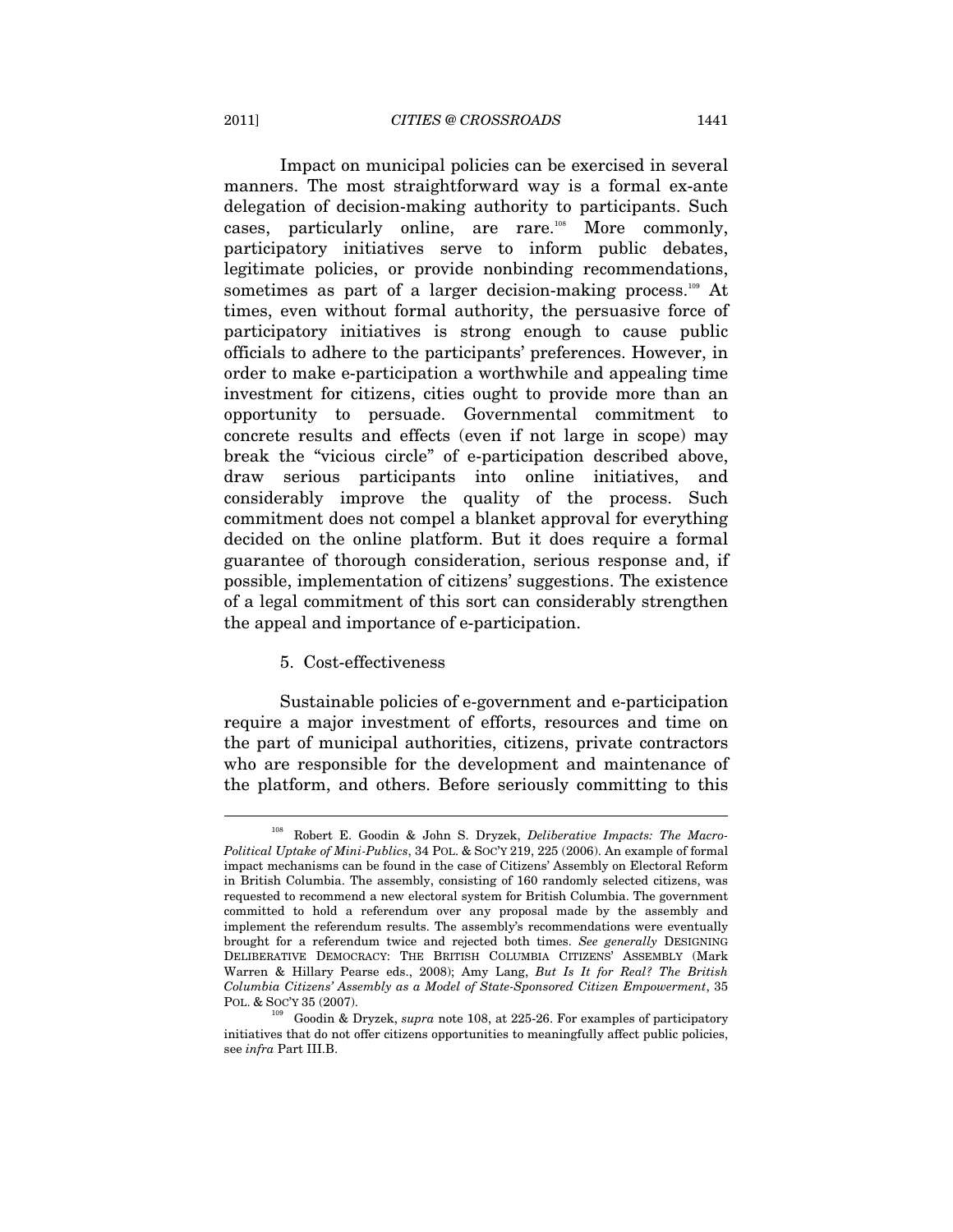Impact on municipal policies can be exercised in several manners. The most straightforward way is a formal ex-ante delegation of decision-making authority to participants. Such cases, particularly online, are rare.[108] More commonly, participatory initiatives serve to inform public debates, legitimate policies, or provide nonbinding recommendations, sometimes as part of a larger decision-making process.[109] At times, even without formal authority, the persuasive force of participatory initiatives is strong enough to cause public officials to adhere to the participants' preferences. However, in order to make e-participation a worthwhile and appealing time investment for citizens, cities ought to provide more than an opportunity to persuade. Governmental commitment to concrete results and effects (even if not large in scope) may break the "vicious circle" of e-participation described above, draw serious participants into online initiatives, and considerably improve the quality of the process. Such commitment does not compel a blanket approval for everything decided on the online platform. But it does require a formal guarantee of thorough consideration, serious response and, if possible, implementation of citizens' suggestions. The existence of a legal commitment of this sort can considerably strengthen the appeal and importance of e-participation.

5. Cost-effectiveness

Sustainable policies of e-government and e-participation require a major investment of efforts, resources and time on the part of municipal authorities, citizens, private contractors who are responsible for the development and maintenance of the platform, and others. Before seriously committing to this

---

[108] Robert E. Goodin & John S. Dryzek, *Deliberative Impacts: The Macro-Political Uptake of Mini-Publics*, 34 POL. & SOC'Y 219, 225 (2006). An example of formal impact mechanisms can be found in the case of Citizens' Assembly on Electoral Reform in British Columbia. The assembly, consisting of 160 randomly selected citizens, was requested to recommend a new electoral system for British Columbia. The government committed to hold a referendum over any proposal made by the assembly and implement the referendum results. The assembly's recommendations were eventually brought for a referendum twice and rejected both times. *See generally* DESIGNING DELIBERATIVE DEMOCRACY: THE BRITISH COLUMBIA CITIZENS' ASSEMBLY (Mark Warren & Hillary Pearse eds., 2008); Amy Lang, *But Is It for Real? The British Columbia Citizens' Assembly as a Model of State-Sponsored Citizen Empowerment*, 35 POL. & SOC'Y 35 (2007).

[109] Goodin & Dryzek, *supra* note 108, at 225-26. For examples of participatory initiatives that do not offer citizens opportunities to meaningfully affect public policies, see *infra* Part III.B.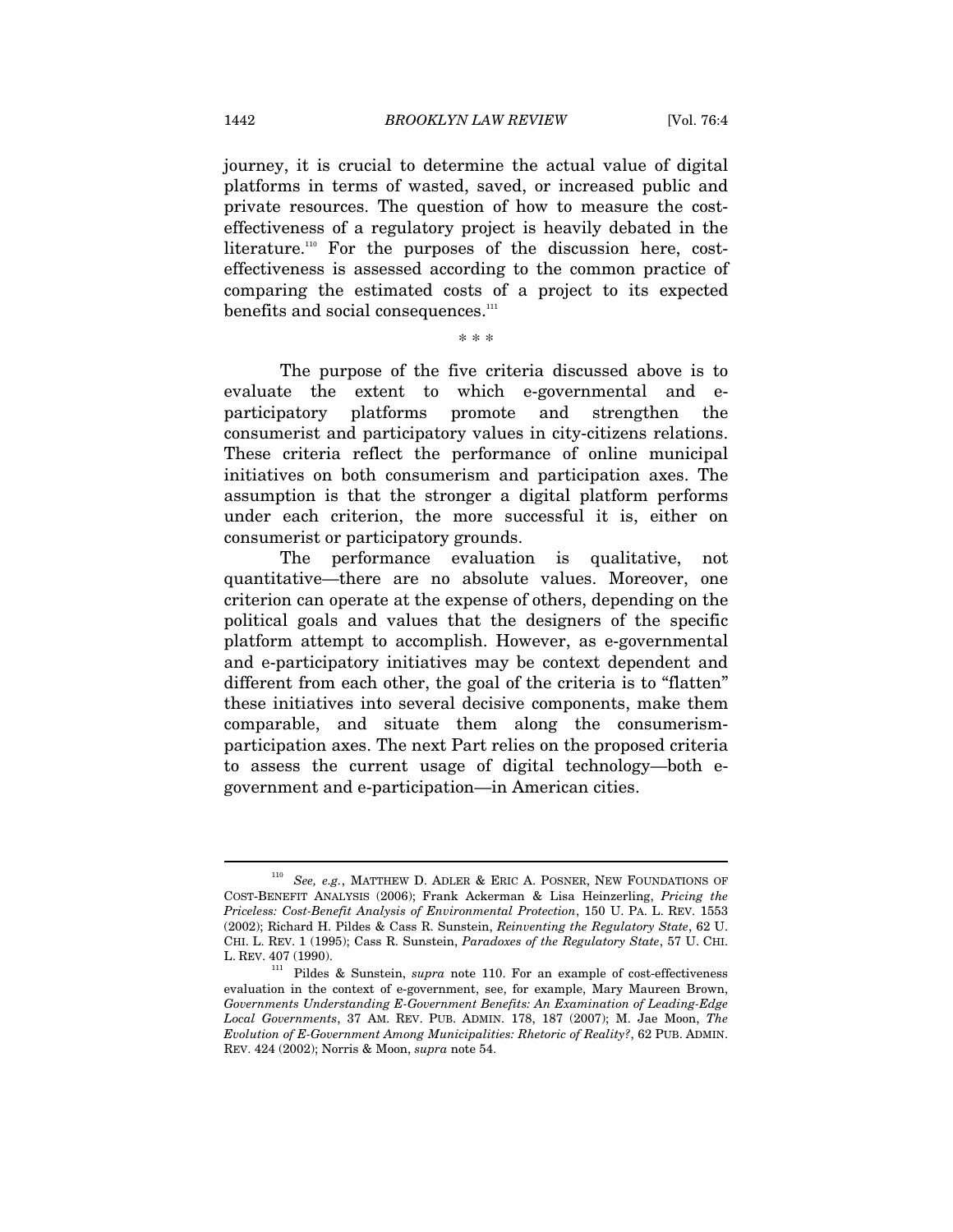journey, it is crucial to determine the actual value of digital platforms in terms of wasted, saved, or increased public and private resources. The question of how to measure the cost-effectiveness of a regulatory project is heavily debated in the literature.[110] For the purposes of the discussion here, cost-effectiveness is assessed according to the common practice of comparing the estimated costs of a project to its expected benefits and social consequences.[111]

\* \* \*

The purpose of the five criteria discussed above is to evaluate the extent to which e-governmental and e-participatory platforms promote and strengthen the consumerist and participatory values in city-citizens relations. These criteria reflect the performance of online municipal initiatives on both consumerism and participation axes. The assumption is that the stronger a digital platform performs under each criterion, the more successful it is, either on consumerist or participatory grounds.

The performance evaluation is qualitative, not quantitative—there are no absolute values. Moreover, one criterion can operate at the expense of others, depending on the political goals and values that the designers of the specific platform attempt to accomplish. However, as e-governmental and e-participatory initiatives may be context dependent and different from each other, the goal of the criteria is to "flatten" these initiatives into several decisive components, make them comparable, and situate them along the consumerism-participation axes. The next Part relies on the proposed criteria to assess the current usage of digital technology—both e-government and e-participation—in American cities.

---

[110] *See, e.g.*, MATTHEW D. ADLER & ERIC A. POSNER, NEW FOUNDATIONS OF COST-BENEFIT ANALYSIS (2006); Frank Ackerman & Lisa Heinzerling, *Pricing the Priceless: Cost-Benefit Analysis of Environmental Protection*, 150 U. PA. L. REV. 1553 (2002); Richard H. Pildes & Cass R. Sunstein, *Reinventing the Regulatory State*, 62 U. CHI. L. REV. 1 (1995); Cass R. Sunstein, *Paradoxes of the Regulatory State*, 57 U. CHI. L. REV. 407 (1990).

[111] Pildes & Sunstein, *supra* note 110. For an example of cost-effectiveness evaluation in the context of e-government, see, for example, Mary Maureen Brown, *Governments Understanding E-Government Benefits: An Examination of Leading-Edge Local Governments*, 37 AM. REV. PUB. ADMIN. 178, 187 (2007); M. Jae Moon, *The Evolution of E-Government Among Municipalities: Rhetoric of Reality?*, 62 PUB. ADMIN. REV. 424 (2002); Norris & Moon, *supra* note 54.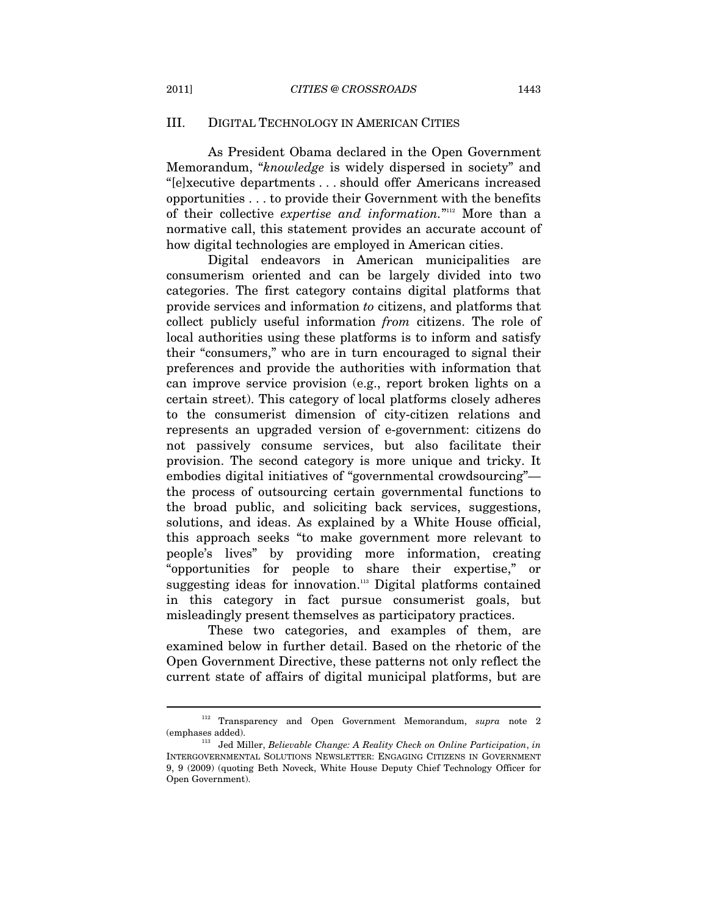## III. DIGITAL TECHNOLOGY IN AMERICAN CITIES

As President Obama declared in the Open Government Memorandum, "*knowledge* is widely dispersed in society" and "[e]xecutive departments . . . should offer Americans increased opportunities . . . to provide their Government with the benefits of their collective *expertise and information.*"[112] More than a normative call, this statement provides an accurate account of how digital technologies are employed in American cities.

Digital endeavors in American municipalities are consumerism oriented and can be largely divided into two categories. The first category contains digital platforms that provide services and information *to* citizens, and platforms that collect publicly useful information *from* citizens. The role of local authorities using these platforms is to inform and satisfy their "consumers," who are in turn encouraged to signal their preferences and provide the authorities with information that can improve service provision (e.g., report broken lights on a certain street). This category of local platforms closely adheres to the consumerist dimension of city-citizen relations and represents an upgraded version of e-government: citizens do not passively consume services, but also facilitate their provision. The second category is more unique and tricky. It embodies digital initiatives of "governmental crowdsourcing"—the process of outsourcing certain governmental functions to the broad public, and soliciting back services, suggestions, solutions, and ideas. As explained by a White House official, this approach seeks "to make government more relevant to people's lives" by providing more information, creating "opportunities for people to share their expertise," or suggesting ideas for innovation.[113] Digital platforms contained in this category in fact pursue consumerist goals, but misleadingly present themselves as participatory practices.

These two categories, and examples of them, are examined below in further detail. Based on the rhetoric of the Open Government Directive, these patterns not only reflect the current state of affairs of digital municipal platforms, but are

---

[112] Transparency and Open Government Memorandum, *supra* note 2 (emphases added).

[113] Jed Miller, *Believable Change: A Reality Check on Online Participation*, *in* INTERGOVERNMENTAL SOLUTIONS NEWSLETTER: ENGAGING CITIZENS IN GOVERNMENT 9, 9 (2009) (quoting Beth Noveck, White House Deputy Chief Technology Officer for Open Government).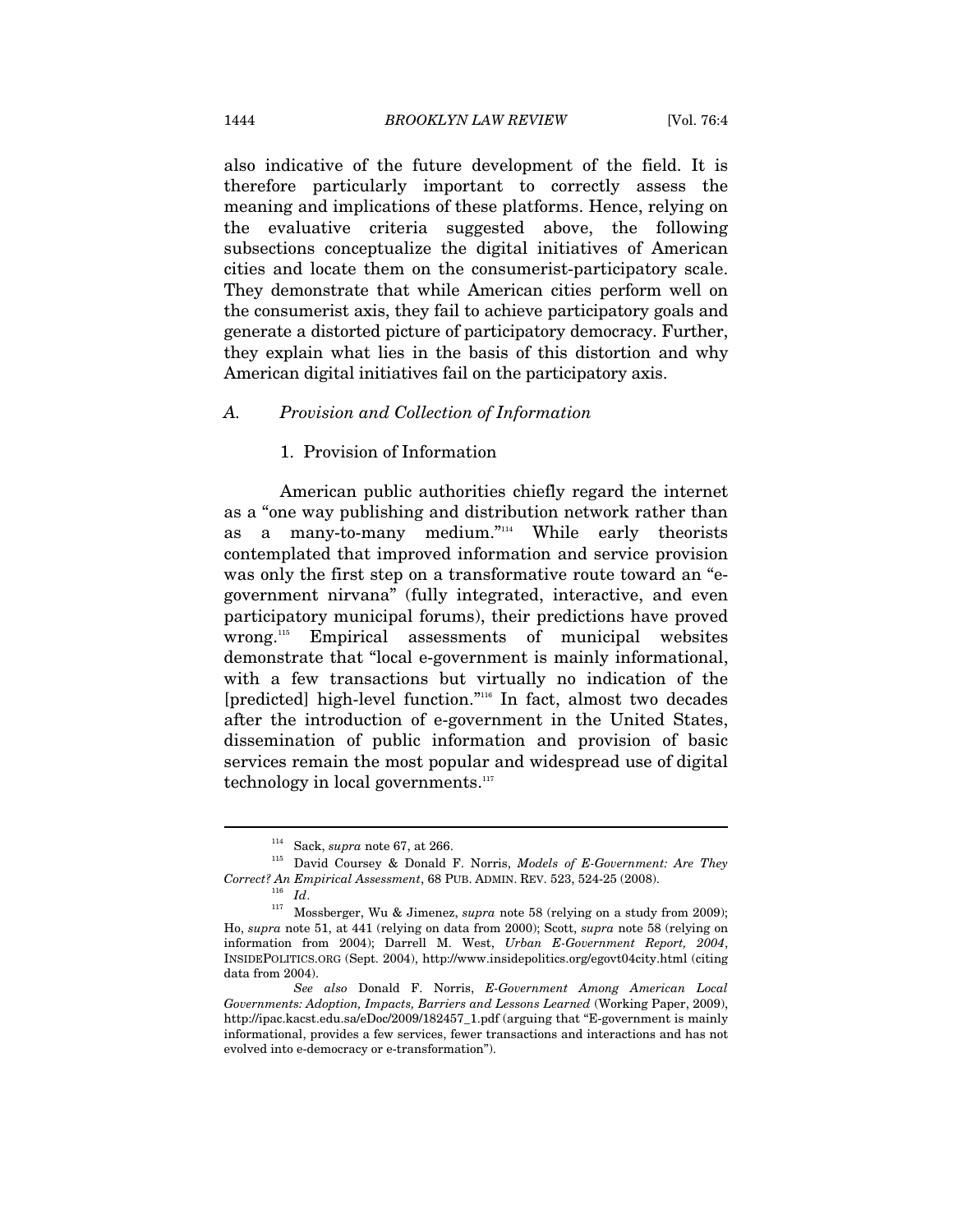also indicative of the future development of the field. It is therefore particularly important to correctly assess the meaning and implications of these platforms. Hence, relying on the evaluative criteria suggested above, the following subsections conceptualize the digital initiatives of American cities and locate them on the consumerist-participatory scale. They demonstrate that while American cities perform well on the consumerist axis, they fail to achieve participatory goals and generate a distorted picture of participatory democracy. Further, they explain what lies in the basis of this distortion and why American digital initiatives fail on the participatory axis.

### A. *Provision and Collection of Information*

#### 1. Provision of Information

American public authorities chiefly regard the internet as a "one way publishing and distribution network rather than as a many-to-many medium."[114] While early theorists contemplated that improved information and service provision was only the first step on a transformative route toward an "e-government nirvana" (fully integrated, interactive, and even participatory municipal forums), their predictions have proved wrong.[115] Empirical assessments of municipal websites demonstrate that "local e-government is mainly informational, with a few transactions but virtually no indication of the [predicted] high-level function."[116] In fact, almost two decades after the introduction of e-government in the United States, dissemination of public information and provision of basic services remain the most popular and widespread use of digital technology in local governments.[117]

---

[114] Sack, *supra* note 67, at 266.

[115] David Coursey & Donald F. Norris, *Models of E-Government: Are They Correct? An Empirical Assessment*, 68 PUB. ADMIN. REV. 523, 524-25 (2008).

[116] *Id*.

[117] Mossberger, Wu & Jimenez, *supra* note 58 (relying on a study from 2009); Ho, *supra* note 51, at 441 (relying on data from 2000); Scott, *supra* note 58 (relying on information from 2004); Darrell M. West, *Urban E-Government Report, 2004*, INSIDEPOLITICS.ORG (Sept. 2004), http://www.insidepolitics.org/egovt04city.html (citing data from 2004).

*See also* Donald F. Norris, *E-Government Among American Local Governments: Adoption, Impacts, Barriers and Lessons Learned* (Working Paper, 2009), http://ipac.kacst.edu.sa/eDoc/2009/182457_1.pdf (arguing that "E-government is mainly informational, provides a few services, fewer transactions and interactions and has not evolved into e-democracy or e-transformation").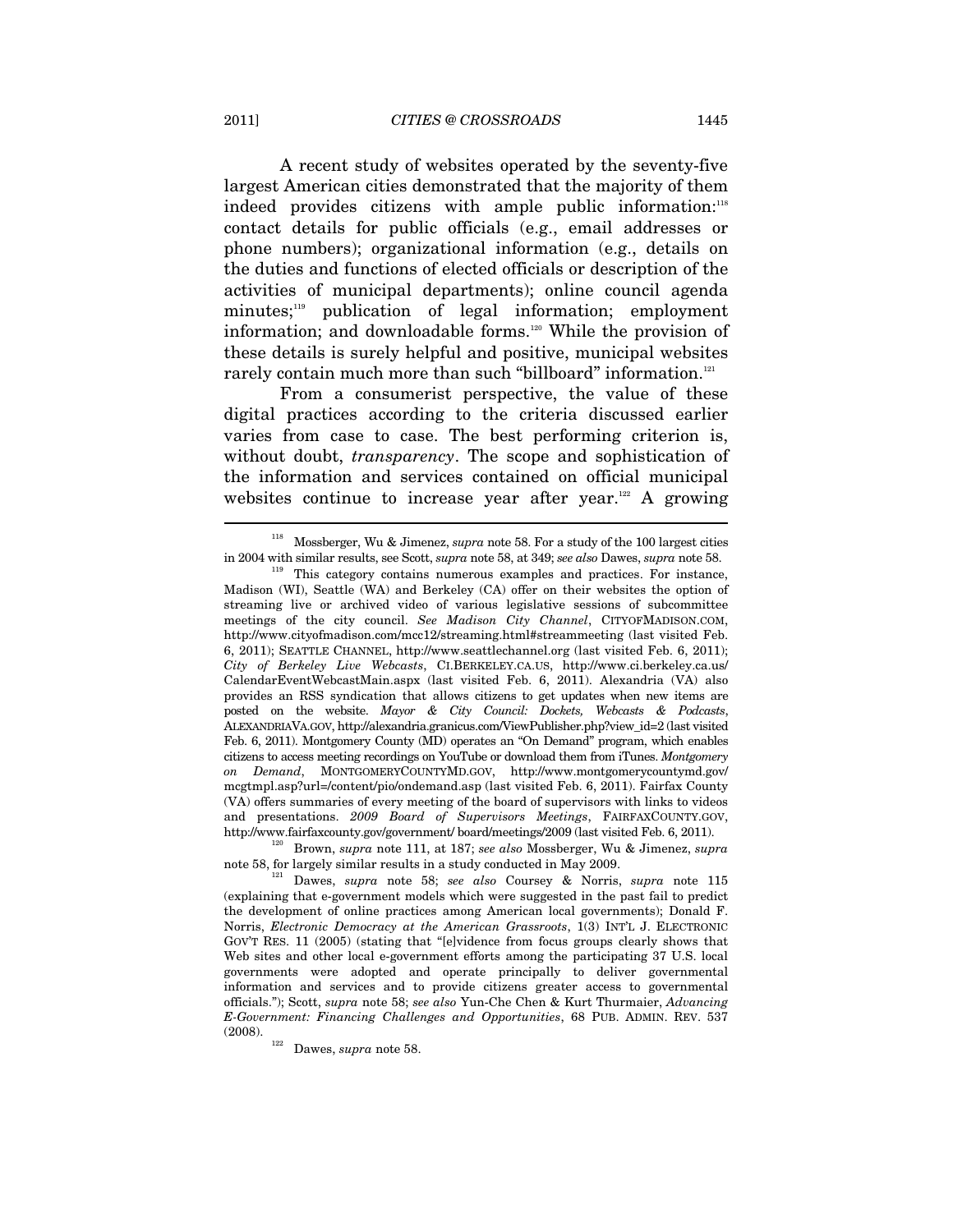A recent study of websites operated by the seventy-five largest American cities demonstrated that the majority of them indeed provides citizens with ample public information:[118] contact details for public officials (e.g., email addresses or phone numbers); organizational information (e.g., details on the duties and functions of elected officials or description of the activities of municipal departments); online council agenda minutes;[119] publication of legal information; employment information; and downloadable forms.[120] While the provision of these details is surely helpful and positive, municipal websites rarely contain much more than such "billboard" information.[121]

From a consumerist perspective, the value of these digital practices according to the criteria discussed earlier varies from case to case. The best performing criterion is, without doubt, *transparency*. The scope and sophistication of the information and services contained on official municipal websites continue to increase year after year.[122] A growing

---

[118] Mossberger, Wu & Jimenez, *supra* note 58. For a study of the 100 largest cities in 2004 with similar results, see Scott, *supra* note 58, at 349; *see also* Dawes, *supra* note 58.

[119] This category contains numerous examples and practices. For instance, Madison (WI), Seattle (WA) and Berkeley (CA) offer on their websites the option of streaming live or archived video of various legislative sessions of subcommittee meetings of the city council. *See Madison City Channel*, CITYOFMADISON.COM, http://www.cityofmadison.com/mcc12/streaming.html#streammeeting (last visited Feb. 6, 2011); SEATTLE CHANNEL, http://www.seattlechannel.org (last visited Feb. 6, 2011); *City of Berkeley Live Webcasts*, CI.BERKELEY.CA.US, http://www.ci.berkeley.ca.us/CalendarEventWebcastMain.aspx (last visited Feb. 6, 2011). Alexandria (VA) also provides an RSS syndication that allows citizens to get updates when new items are posted on the website. *Mayor & City Council: Dockets, Webcasts & Podcasts*, ALEXANDRIAVA.GOV, http://alexandria.granicus.com/ViewPublisher.php?view_id=2 (last visited Feb. 6, 2011). Montgomery County (MD) operates an "On Demand" program, which enables citizens to access meeting recordings on YouTube or download them from iTunes. *Montgomery on Demand*, MONTGOMERYCOUNTYMD.GOV, http://www.montgomerycountymd.gov/mcgtmpl.asp?url=/content/pio/ondemand.asp (last visited Feb. 6, 2011). Fairfax County (VA) offers summaries of every meeting of the board of supervisors with links to videos and presentations. *2009 Board of Supervisors Meetings*, FAIRFAXCOUNTY.GOV, http://www.fairfaxcounty.gov/government/ board/meetings/2009 (last visited Feb. 6, 2011).

[120] Brown, *supra* note 111, at 187; *see also* Mossberger, Wu & Jimenez, *supra* note 58, for largely similar results in a study conducted in May 2009.

[121] Dawes, *supra* note 58; *see also* Coursey & Norris, *supra* note 115 (explaining that e-government models which were suggested in the past fail to predict the development of online practices among American local governments); Donald F. Norris, *Electronic Democracy at the American Grassroots*, 1(3) INT'L J. ELECTRONIC GOV'T RES. 11 (2005) (stating that "[e]vidence from focus groups clearly shows that Web sites and other local e-government efforts among the participating 37 U.S. local governments were adopted and operate principally to deliver governmental information and services and to provide citizens greater access to governmental officials."); Scott, *supra* note 58; *see also* Yun-Che Chen & Kurt Thurmaier, *Advancing E-Government: Financing Challenges and Opportunities*, 68 PUB. ADMIN. REV. 537 (2008).

[122] Dawes, *supra* note 58.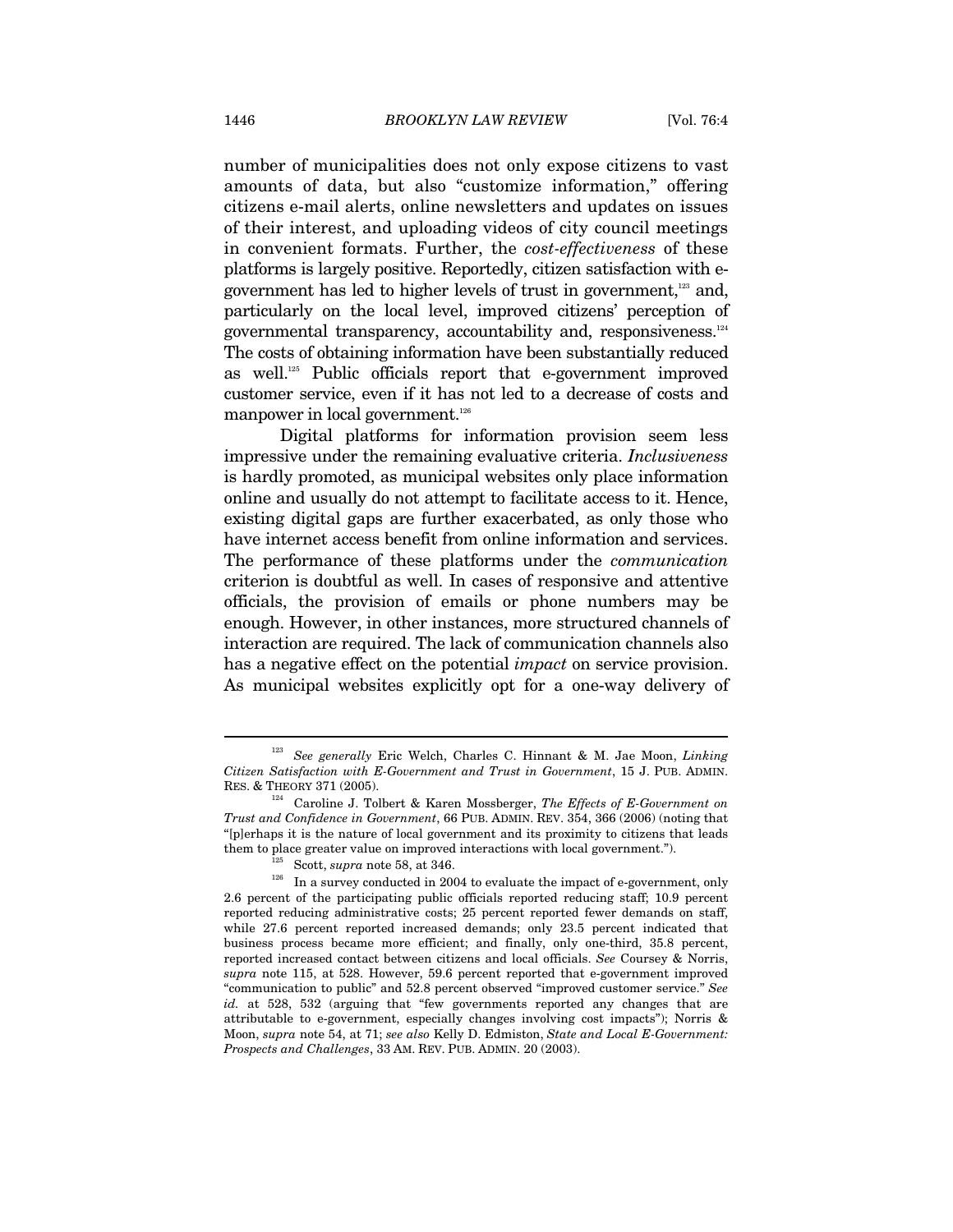number of municipalities does not only expose citizens to vast amounts of data, but also "customize information," offering citizens e-mail alerts, online newsletters and updates on issues of their interest, and uploading videos of city council meetings in convenient formats. Further, the *cost-effectiveness* of these platforms is largely positive. Reportedly, citizen satisfaction with e-government has led to higher levels of trust in government,[123] and, particularly on the local level, improved citizens' perception of governmental transparency, accountability and, responsiveness.[124] The costs of obtaining information have been substantially reduced as well.[125] Public officials report that e-government improved customer service, even if it has not led to a decrease of costs and manpower in local government.[126]

Digital platforms for information provision seem less impressive under the remaining evaluative criteria. *Inclusiveness* is hardly promoted, as municipal websites only place information online and usually do not attempt to facilitate access to it. Hence, existing digital gaps are further exacerbated, as only those who have internet access benefit from online information and services. The performance of these platforms under the *communication* criterion is doubtful as well. In cases of responsive and attentive officials, the provision of emails or phone numbers may be enough. However, in other instances, more structured channels of interaction are required. The lack of communication channels also has a negative effect on the potential *impact* on service provision. As municipal websites explicitly opt for a one-way delivery of

---

[123] *See generally* Eric Welch, Charles C. Hinnant & M. Jae Moon, *Linking Citizen Satisfaction with E-Government and Trust in Government*, 15 J. PUB. ADMIN. RES. & THEORY 371 (2005).

[124] Caroline J. Tolbert & Karen Mossberger, *The Effects of E-Government on Trust and Confidence in Government*, 66 PUB. ADMIN. REV. 354, 366 (2006) (noting that "[p]erhaps it is the nature of local government and its proximity to citizens that leads them to place greater value on improved interactions with local government.").

[125] Scott, *supra* note 58, at 346.

[126] In a survey conducted in 2004 to evaluate the impact of e-government, only 2.6 percent of the participating public officials reported reducing staff; 10.9 percent reported reducing administrative costs; 25 percent reported fewer demands on staff, while 27.6 percent reported increased demands; only 23.5 percent indicated that business process became more efficient; and finally, only one-third, 35.8 percent, reported increased contact between citizens and local officials. *See* Coursey & Norris, *supra* note 115, at 528. However, 59.6 percent reported that e-government improved "communication to public" and 52.8 percent observed "improved customer service." *See id.* at 528, 532 (arguing that "few governments reported any changes that are attributable to e-government, especially changes involving cost impacts"); Norris & Moon, *supra* note 54, at 71; *see also* Kelly D. Edmiston, *State and Local E-Government: Prospects and Challenges*, 33 AM. REV. PUB. ADMIN. 20 (2003).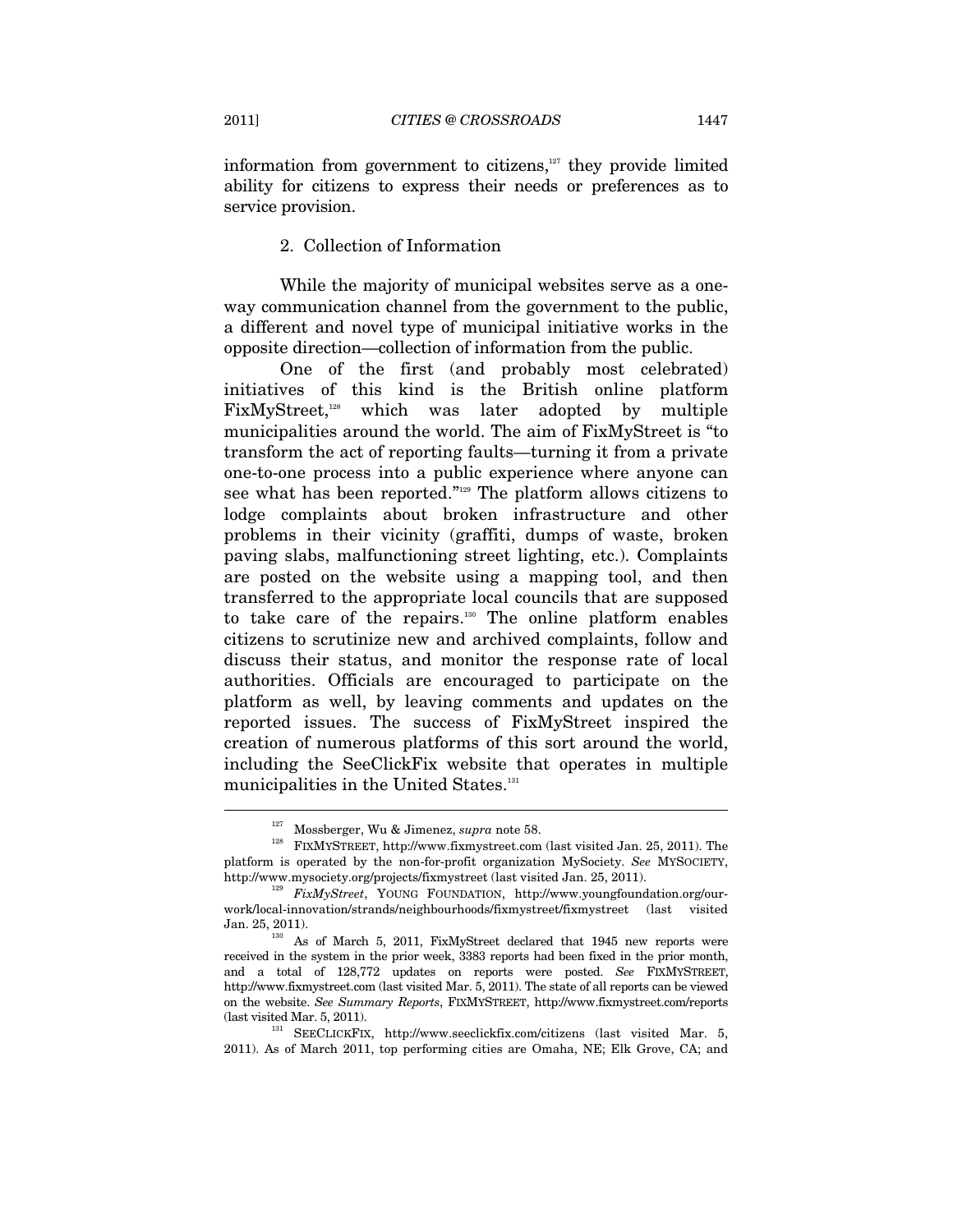information from government to citizens,[127] they provide limited ability for citizens to express their needs or preferences as to service provision.

### 2. Collection of Information

While the majority of municipal websites serve as a one-way communication channel from the government to the public, a different and novel type of municipal initiative works in the opposite direction—collection of information from the public.

One of the first (and probably most celebrated) initiatives of this kind is the British online platform FixMyStreet,[128] which was later adopted by multiple municipalities around the world. The aim of FixMyStreet is "to transform the act of reporting faults—turning it from a private one-to-one process into a public experience where anyone can see what has been reported."[129] The platform allows citizens to lodge complaints about broken infrastructure and other problems in their vicinity (graffiti, dumps of waste, broken paving slabs, malfunctioning street lighting, etc.). Complaints are posted on the website using a mapping tool, and then transferred to the appropriate local councils that are supposed to take care of the repairs.[130] The online platform enables citizens to scrutinize new and archived complaints, follow and discuss their status, and monitor the response rate of local authorities. Officials are encouraged to participate on the platform as well, by leaving comments and updates on the reported issues. The success of FixMyStreet inspired the creation of numerous platforms of this sort around the world, including the SeeClickFix website that operates in multiple municipalities in the United States.[131]

---

[127] Mossberger, Wu & Jimenez, *supra* note 58.

[128] FIXMYSTREET, http://www.fixmystreet.com (last visited Jan. 25, 2011). The platform is operated by the non-for-profit organization MySociety. *See* MYSOCIETY, http://www.mysociety.org/projects/fixmystreet (last visited Jan. 25, 2011).

[129] *FixMyStreet*, YOUNG FOUNDATION, http://www.youngfoundation.org/our-work/local-innovation/strands/neighbourhoods/fixmystreet/fixmystreet (last visited Jan. 25, 2011).

[130] As of March 5, 2011, FixMyStreet declared that 1945 new reports were received in the system in the prior week, 3383 reports had been fixed in the prior month, and a total of 128,772 updates on reports were posted. *See* FIXMYSTREET, http://www.fixmystreet.com (last visited Mar. 5, 2011). The state of all reports can be viewed on the website. *See Summary Reports*, FIXMYSTREET, http://www.fixmystreet.com/reports (last visited Mar. 5, 2011).

[131] SEECLICKFIX, http://www.seeclickfix.com/citizens (last visited Mar. 5, 2011). As of March 2011, top performing cities are Omaha, NE; Elk Grove, CA; and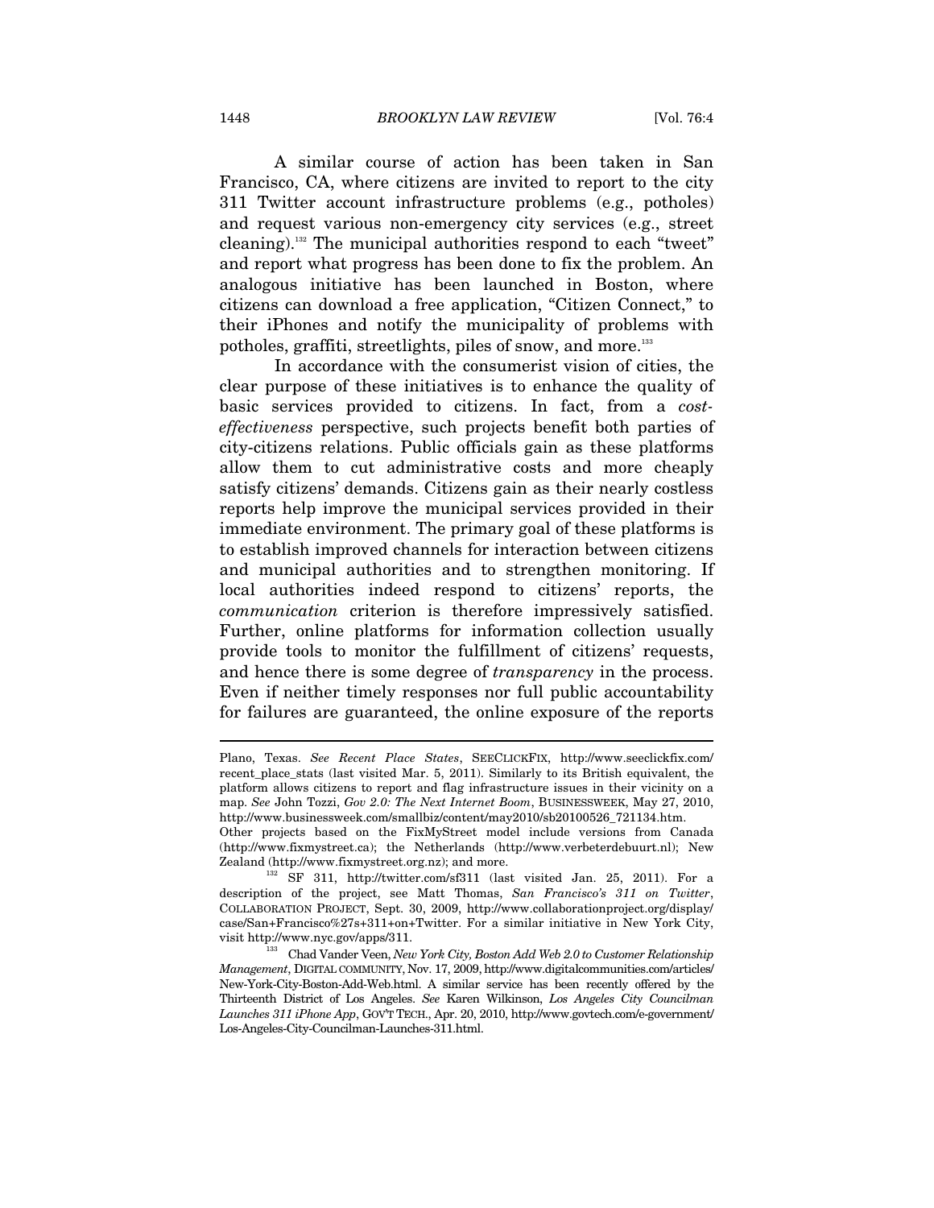A similar course of action has been taken in San Francisco, CA, where citizens are invited to report to the city 311 Twitter account infrastructure problems (e.g., potholes) and request various non-emergency city services (e.g., street cleaning).[132] The municipal authorities respond to each "tweet" and report what progress has been done to fix the problem. An analogous initiative has been launched in Boston, where citizens can download a free application, "Citizen Connect," to their iPhones and notify the municipality of problems with potholes, graffiti, streetlights, piles of snow, and more.[133]

In accordance with the consumerist vision of cities, the clear purpose of these initiatives is to enhance the quality of basic services provided to citizens. In fact, from a *cost-effectiveness* perspective, such projects benefit both parties of city-citizens relations. Public officials gain as these platforms allow them to cut administrative costs and more cheaply satisfy citizens' demands. Citizens gain as their nearly costless reports help improve the municipal services provided in their immediate environment. The primary goal of these platforms is to establish improved channels for interaction between citizens and municipal authorities and to strengthen monitoring. If local authorities indeed respond to citizens' reports, the *communication* criterion is therefore impressively satisfied. Further, online platforms for information collection usually provide tools to monitor the fulfillment of citizens' requests, and hence there is some degree of *transparency* in the process. Even if neither timely responses nor full public accountability for failures are guaranteed, the online exposure of the reports

---

Plano, Texas. *See Recent Place States*, SEECLICKFIX, http://www.seeclickfix.com/recent_place_stats (last visited Mar. 5, 2011). Similarly to its British equivalent, the platform allows citizens to report and flag infrastructure issues in their vicinity on a map. *See* John Tozzi, *Gov 2.0: The Next Internet Boom*, BUSINESSWEEK, May 27, 2010, http://www.businessweek.com/smallbiz/content/may2010/sb20100526_721134.htm. Other projects based on the FixMyStreet model include versions from Canada (http://www.fixmystreet.ca); the Netherlands (http://www.verbeterdebuurt.nl); New Zealand (http://www.fixmystreet.org.nz); and more.

[132] SF 311, http://twitter.com/sf311 (last visited Jan. 25, 2011). For a description of the project, see Matt Thomas, *San Francisco's 311 on Twitter*, COLLABORATION PROJECT, Sept. 30, 2009, http://www.collaborationproject.org/display/case/San+Francisco%27s+311+on+Twitter. For a similar initiative in New York City, visit http://www.nyc.gov/apps/311.

[133] Chad Vander Veen, *New York City, Boston Add Web 2.0 to Customer Relationship Management*, DIGITAL COMMUNITY, Nov. 17, 2009, http://www.digitalcommunities.com/articles/New-York-City-Boston-Add-Web.html. A similar service has been recently offered by the Thirteenth District of Los Angeles. *See* Karen Wilkinson, *Los Angeles City Councilman Launches 311 iPhone App*, GOV'T TECH., Apr. 20, 2010, http://www.govtech.com/e-government/Los-Angeles-City-Councilman-Launches-311.html.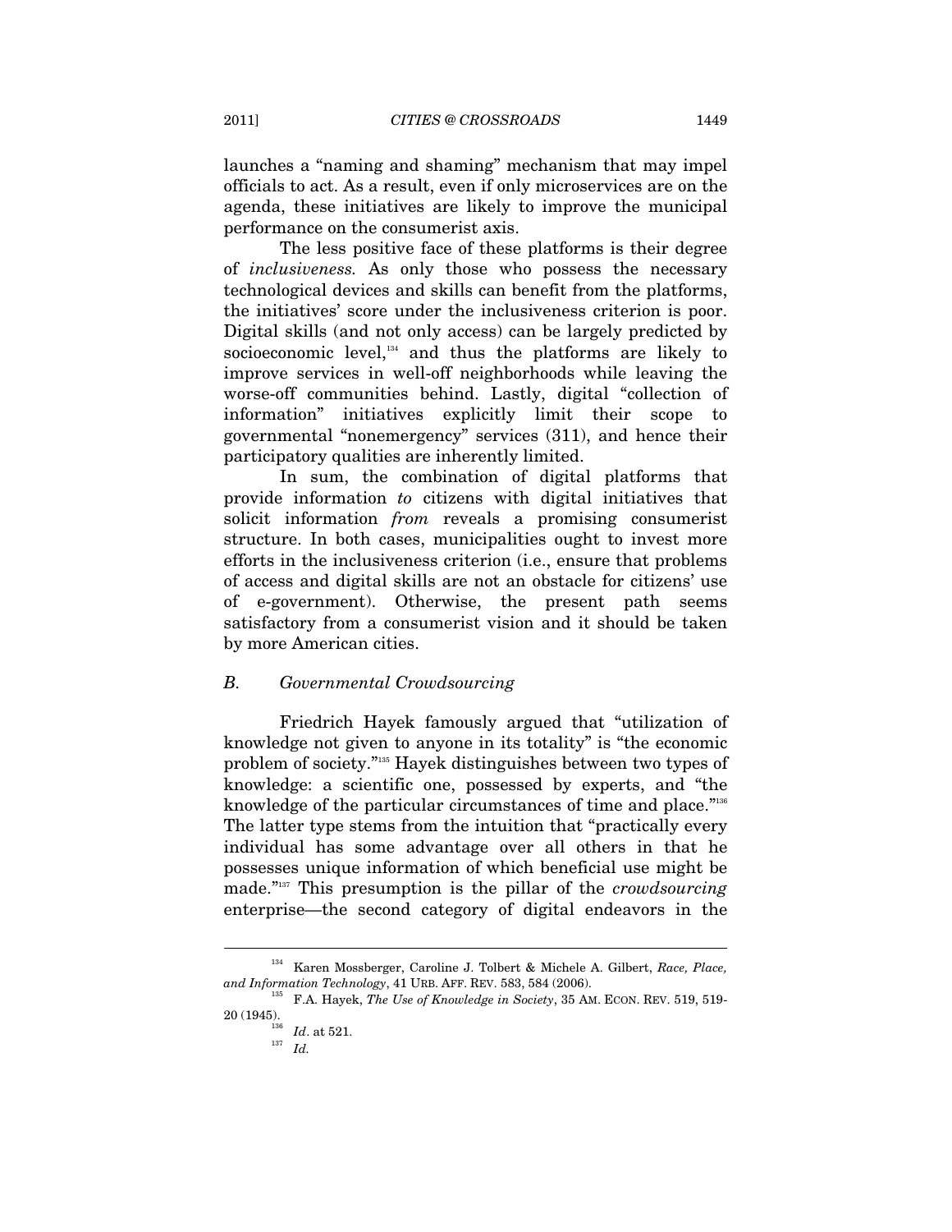launches a "naming and shaming" mechanism that may impel officials to act. As a result, even if only microservices are on the agenda, these initiatives are likely to improve the municipal performance on the consumerist axis.

The less positive face of these platforms is their degree of *inclusiveness*. As only those who possess the necessary technological devices and skills can benefit from the platforms, the initiatives' score under the inclusiveness criterion is poor. Digital skills (and not only access) can be largely predicted by socioeconomic level,[134] and thus the platforms are likely to improve services in well-off neighborhoods while leaving the worse-off communities behind. Lastly, digital "collection of information" initiatives explicitly limit their scope to governmental "nonemergency" services (311), and hence their participatory qualities are inherently limited.

In sum, the combination of digital platforms that provide information *to* citizens with digital initiatives that solicit information *from* reveals a promising consumerist structure. In both cases, municipalities ought to invest more efforts in the inclusiveness criterion (i.e., ensure that problems of access and digital skills are not an obstacle for citizens' use of e-government). Otherwise, the present path seems satisfactory from a consumerist vision and it should be taken by more American cities.

### *B. Governmental Crowdsourcing*

Friedrich Hayek famously argued that "utilization of knowledge not given to anyone in its totality" is "the economic problem of society."[135] Hayek distinguishes between two types of knowledge: a scientific one, possessed by experts, and "the knowledge of the particular circumstances of time and place."[136] The latter type stems from the intuition that "practically every individual has some advantage over all others in that he possesses unique information of which beneficial use might be made."[137] This presumption is the pillar of the *crowdsourcing* enterprise—the second category of digital endeavors in the

---

[134] Karen Mossberger, Caroline J. Tolbert & Michele A. Gilbert, *Race, Place, and Information Technology*, 41 URB. AFF. REV. 583, 584 (2006).

[135] F.A. Hayek, *The Use of Knowledge in Society*, 35 AM. ECON. REV. 519, 519-20 (1945).

[136] *Id*. at 521.

[137] *Id.*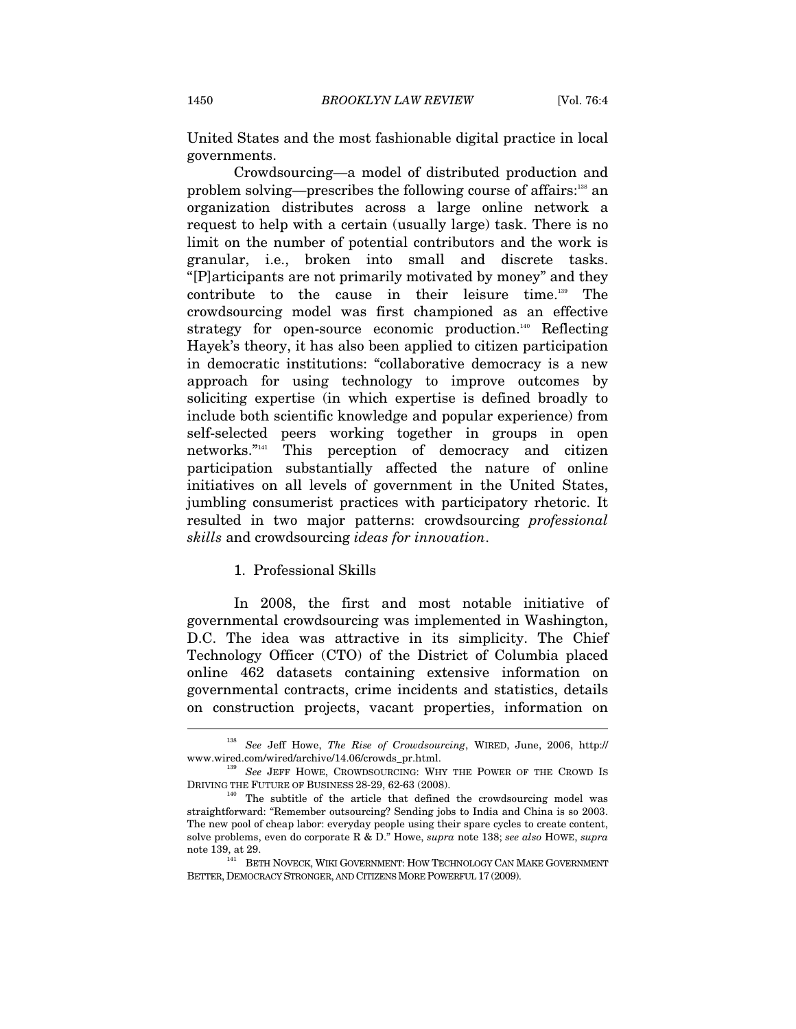United States and the most fashionable digital practice in local governments.

Crowdsourcing—a model of distributed production and problem solving—prescribes the following course of affairs:[138] an organization distributes across a large online network a request to help with a certain (usually large) task. There is no limit on the number of potential contributors and the work is granular, i.e., broken into small and discrete tasks. "[P]articipants are not primarily motivated by money" and they contribute to the cause in their leisure time.[139] The crowdsourcing model was first championed as an effective strategy for open-source economic production.[140] Reflecting Hayek's theory, it has also been applied to citizen participation in democratic institutions: "collaborative democracy is a new approach for using technology to improve outcomes by soliciting expertise (in which expertise is defined broadly to include both scientific knowledge and popular experience) from self-selected peers working together in groups in open networks."[141] This perception of democracy and citizen participation substantially affected the nature of online initiatives on all levels of government in the United States, jumbling consumerist practices with participatory rhetoric. It resulted in two major patterns: crowdsourcing *professional skills* and crowdsourcing *ideas for innovation*.

### 1. Professional Skills

In 2008, the first and most notable initiative of governmental crowdsourcing was implemented in Washington, D.C. The idea was attractive in its simplicity. The Chief Technology Officer (CTO) of the District of Columbia placed online 462 datasets containing extensive information on governmental contracts, crime incidents and statistics, details on construction projects, vacant properties, information on

---

[138] *See* Jeff Howe, *The Rise of Crowdsourcing*, WIRED, June, 2006, http://www.wired.com/wired/archive/14.06/crowds_pr.html.

[139] *See* JEFF HOWE, CROWDSOURCING: WHY THE POWER OF THE CROWD IS DRIVING THE FUTURE OF BUSINESS 28-29, 62-63 (2008).

[140] The subtitle of the article that defined the crowdsourcing model was straightforward: "Remember outsourcing? Sending jobs to India and China is so 2003. The new pool of cheap labor: everyday people using their spare cycles to create content, solve problems, even do corporate R & D." Howe, *supra* note 138; *see also* HOWE, *supra* note 139, at 29.

[141] BETH NOVECK, WIKI GOVERNMENT: HOW TECHNOLOGY CAN MAKE GOVERNMENT BETTER, DEMOCRACY STRONGER, AND CITIZENS MORE POWERFUL 17 (2009).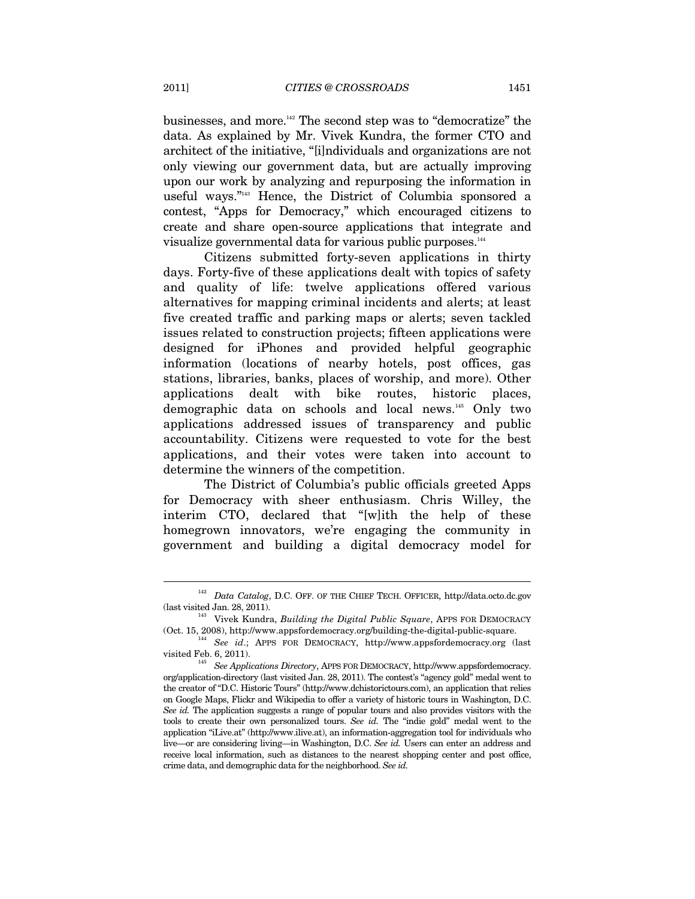businesses, and more.[142] The second step was to "democratize" the data. As explained by Mr. Vivek Kundra, the former CTO and architect of the initiative, "[i]ndividuals and organizations are not only viewing our government data, but are actually improving upon our work by analyzing and repurposing the information in useful ways."[143] Hence, the District of Columbia sponsored a contest, "Apps for Democracy," which encouraged citizens to create and share open-source applications that integrate and visualize governmental data for various public purposes.[144]

Citizens submitted forty-seven applications in thirty days. Forty-five of these applications dealt with topics of safety and quality of life: twelve applications offered various alternatives for mapping criminal incidents and alerts; at least five created traffic and parking maps or alerts; seven tackled issues related to construction projects; fifteen applications were designed for iPhones and provided helpful geographic information (locations of nearby hotels, post offices, gas stations, libraries, banks, places of worship, and more). Other applications dealt with bike routes, historic places, demographic data on schools and local news.[145] Only two applications addressed issues of transparency and public accountability. Citizens were requested to vote for the best applications, and their votes were taken into account to determine the winners of the competition.

The District of Columbia's public officials greeted Apps for Democracy with sheer enthusiasm. Chris Willey, the interim CTO, declared that "[w]ith the help of these homegrown innovators, we're engaging the community in government and building a digital democracy model for

---

[142] *Data Catalog*, D.C. OFF. OF THE CHIEF TECH. OFFICER, http://data.octo.dc.gov (last visited Jan. 28, 2011).

[143] Vivek Kundra, *Building the Digital Public Square*, APPS FOR DEMOCRACY (Oct. 15, 2008), http://www.appsfordemocracy.org/building-the-digital-public-square.

[144] *See id*.; APPS FOR DEMOCRACY, http://www.appsfordemocracy.org (last visited Feb. 6, 2011).

[145] *See Applications Directory*, APPS FOR DEMOCRACY, http://www.appsfordemocracy.org/application-directory (last visited Jan. 28, 2011). The contest's "agency gold" medal went to the creator of "D.C. Historic Tours" (http://www.dchistorictours.com), an application that relies on Google Maps, Flickr and Wikipedia to offer a variety of historic tours in Washington, D.C. *See id.* The application suggests a range of popular tours and also provides visitors with the tools to create their own personalized tours. *See id.* The "indie gold" medal went to the application "iLive.at" (http://www.ilive.at), an information-aggregation tool for individuals who live—or are considering living—in Washington, D.C. *See id.* Users can enter an address and receive local information, such as distances to the nearest shopping center and post office, crime data, and demographic data for the neighborhood. *See id.*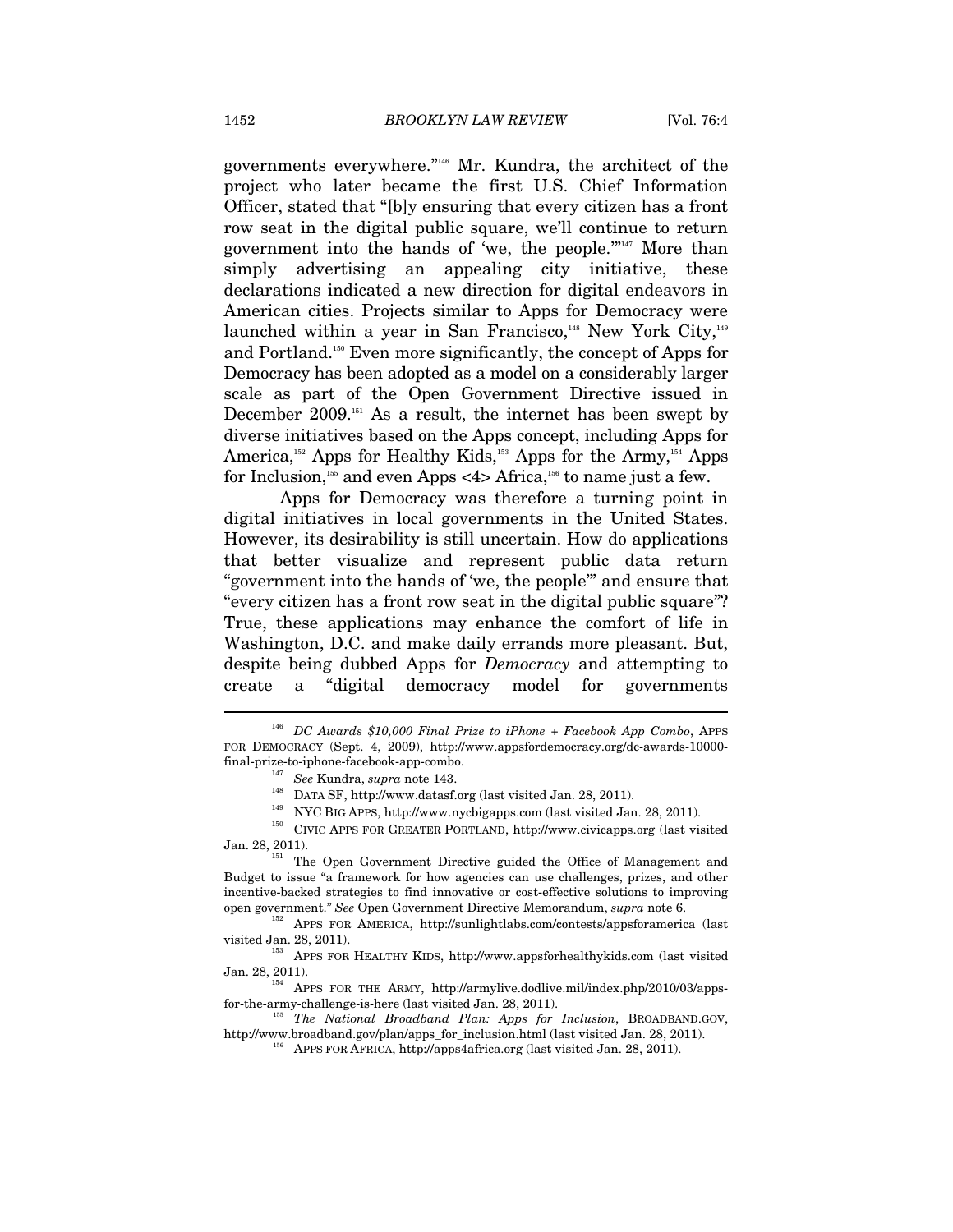governments everywhere."[146] Mr. Kundra, the architect of the project who later became the first U.S. Chief Information Officer, stated that "[b]y ensuring that every citizen has a front row seat in the digital public square, we'll continue to return government into the hands of 'we, the people.'"[147] More than simply advertising an appealing city initiative, these declarations indicated a new direction for digital endeavors in American cities. Projects similar to Apps for Democracy were launched within a year in San Francisco,[148] New York City,[149] and Portland.[150] Even more significantly, the concept of Apps for Democracy has been adopted as a model on a considerably larger scale as part of the Open Government Directive issued in December 2009.[151] As a result, the internet has been swept by diverse initiatives based on the Apps concept, including Apps for America,[152] Apps for Healthy Kids,[153] Apps for the Army,[154] Apps for Inclusion,[155] and even Apps <4> Africa,[156] to name just a few.

Apps for Democracy was therefore a turning point in digital initiatives in local governments in the United States. However, its desirability is still uncertain. How do applications that better visualize and represent public data return "government into the hands of 'we, the people'" and ensure that "every citizen has a front row seat in the digital public square"? True, these applications may enhance the comfort of life in Washington, D.C. and make daily errands more pleasant. But, despite being dubbed Apps for *Democracy* and attempting to create a "digital democracy model for governments

---

[146] *DC Awards $10,000 Final Prize to iPhone + Facebook App Combo*, APPS FOR DEMOCRACY (Sept. 4, 2009), http://www.appsfordemocracy.org/dc-awards-10000-final-prize-to-iphone-facebook-app-combo.

[147] *See* Kundra, *supra* note 143.

[148] DATA SF, http://www.datasf.org (last visited Jan. 28, 2011).

[149] NYC BIG APPS, http://www.nycbigapps.com (last visited Jan. 28, 2011).

[150] CIVIC APPS FOR GREATER PORTLAND, http://www.civicapps.org (last visited Jan. 28, 2011).

[151] The Open Government Directive guided the Office of Management and Budget to issue "a framework for how agencies can use challenges, prizes, and other incentive-backed strategies to find innovative or cost-effective solutions to improving open government." *See* Open Government Directive Memorandum, *supra* note 6.

[152] APPS FOR AMERICA, http://sunlightlabs.com/contests/appsforamerica (last visited Jan. 28, 2011).

[153] APPS FOR HEALTHY KIDS, http://www.appsforhealthykids.com (last visited Jan. 28, 2011).

[154] APPS FOR THE ARMY, http://armylive.dodlive.mil/index.php/2010/03/apps-for-the-army-challenge-is-here (last visited Jan. 28, 2011).

[155] *The National Broadband Plan: Apps for Inclusion*, BROADBAND.GOV, http://www.broadband.gov/plan/apps_for_inclusion.html (last visited Jan. 28, 2011).

[156] APPS FOR AFRICA, http://apps4africa.org (last visited Jan. 28, 2011).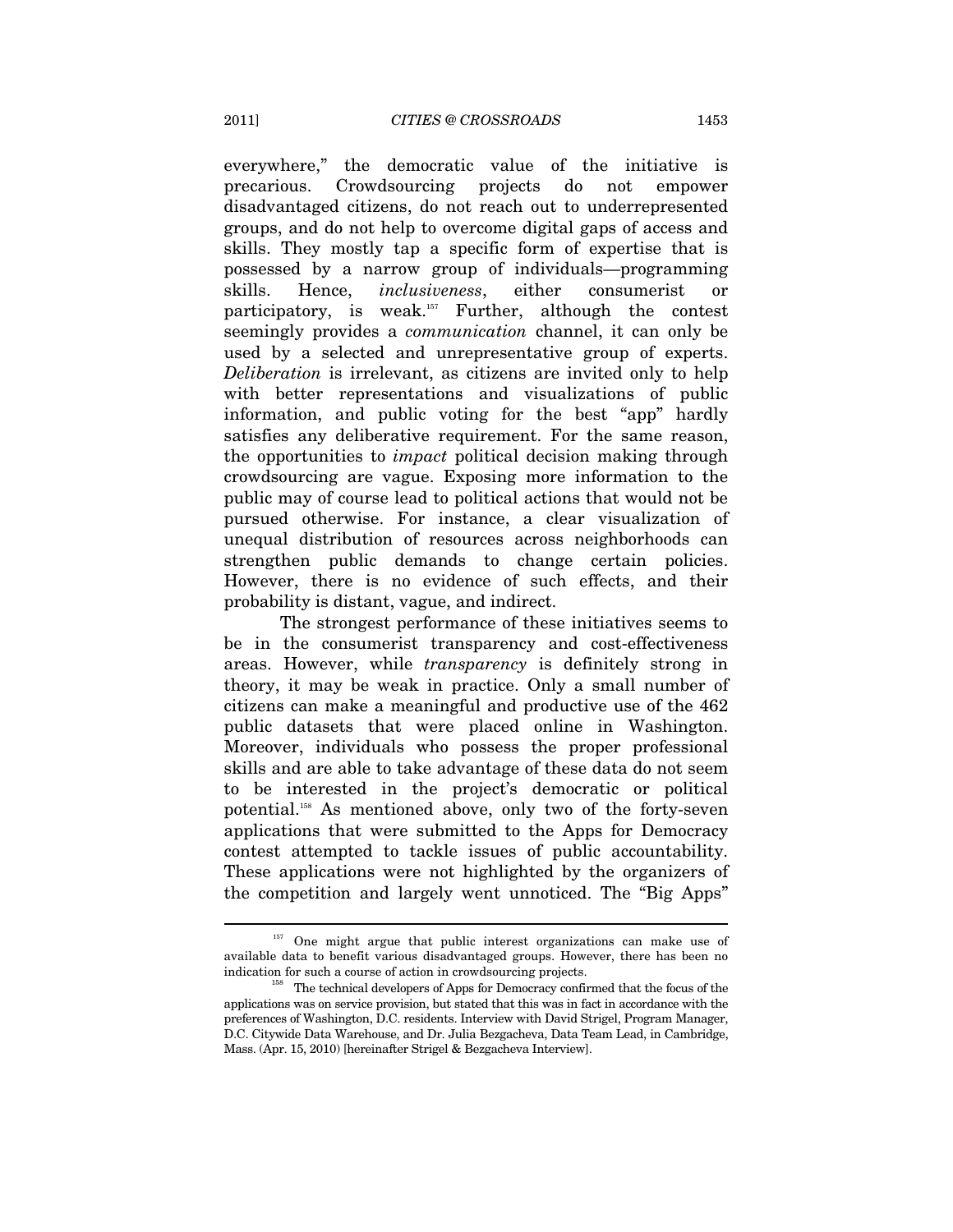everywhere," the democratic value of the initiative is precarious. Crowdsourcing projects do not empower disadvantaged citizens, do not reach out to underrepresented groups, and do not help to overcome digital gaps of access and skills. They mostly tap a specific form of expertise that is possessed by a narrow group of individuals—programming skills. Hence, *inclusiveness*, either consumerist or participatory, is weak.[157] Further, although the contest seemingly provides a *communication* channel, it can only be used by a selected and unrepresentative group of experts. *Deliberation* is irrelevant, as citizens are invited only to help with better representations and visualizations of public information, and public voting for the best "app" hardly satisfies any deliberative requirement. For the same reason, the opportunities to *impact* political decision making through crowdsourcing are vague. Exposing more information to the public may of course lead to political actions that would not be pursued otherwise. For instance, a clear visualization of unequal distribution of resources across neighborhoods can strengthen public demands to change certain policies. However, there is no evidence of such effects, and their probability is distant, vague, and indirect.

The strongest performance of these initiatives seems to be in the consumerist transparency and cost-effectiveness areas. However, while *transparency* is definitely strong in theory, it may be weak in practice. Only a small number of citizens can make a meaningful and productive use of the 462 public datasets that were placed online in Washington. Moreover, individuals who possess the proper professional skills and are able to take advantage of these data do not seem to be interested in the project's democratic or political potential.[158] As mentioned above, only two of the forty-seven applications that were submitted to the Apps for Democracy contest attempted to tackle issues of public accountability. These applications were not highlighted by the organizers of the competition and largely went unnoticed. The "Big Apps"

---

[157] One might argue that public interest organizations can make use of available data to benefit various disadvantaged groups. However, there has been no indication for such a course of action in crowdsourcing projects.

[158] The technical developers of Apps for Democracy confirmed that the focus of the applications was on service provision, but stated that this was in fact in accordance with the preferences of Washington, D.C. residents. Interview with David Strigel, Program Manager, D.C. Citywide Data Warehouse, and Dr. Julia Bezgacheva, Data Team Lead, in Cambridge, Mass. (Apr. 15, 2010) [hereinafter Strigel & Bezgacheva Interview].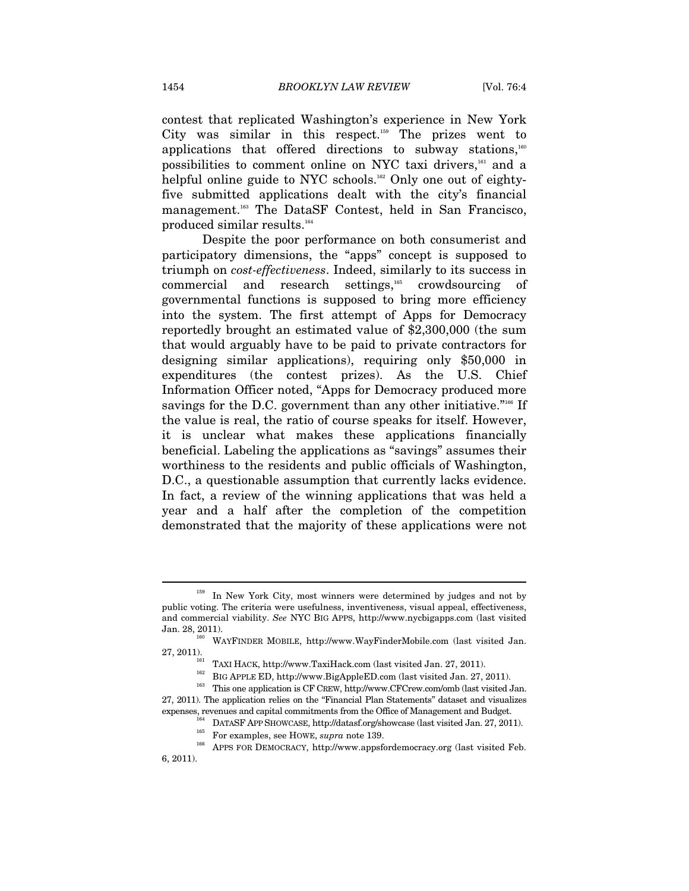contest that replicated Washington's experience in New York City was similar in this respect.[159] The prizes went to applications that offered directions to subway stations,[160] possibilities to comment online on NYC taxi drivers,[161] and a helpful online guide to NYC schools.[162] Only one out of eighty-five submitted applications dealt with the city's financial management.[163] The DataSF Contest, held in San Francisco, produced similar results.[164]

Despite the poor performance on both consumerist and participatory dimensions, the "apps" concept is supposed to triumph on *cost-effectiveness*. Indeed, similarly to its success in commercial and research settings,[165] crowdsourcing of governmental functions is supposed to bring more efficiency into the system. The first attempt of Apps for Democracy reportedly brought an estimated value of $2,300,000 (the sum that would arguably have to be paid to private contractors for designing similar applications), requiring only $50,000 in expenditures (the contest prizes). As the U.S. Chief Information Officer noted, "Apps for Democracy produced more savings for the D.C. government than any other initiative."[166] If the value is real, the ratio of course speaks for itself. However, it is unclear what makes these applications financially beneficial. Labeling the applications as "savings" assumes their worthiness to the residents and public officials of Washington, D.C., a questionable assumption that currently lacks evidence. In fact, a review of the winning applications that was held a year and a half after the completion of the competition demonstrated that the majority of these applications were not

---

[159] In New York City, most winners were determined by judges and not by public voting. The criteria were usefulness, inventiveness, visual appeal, effectiveness, and commercial viability. *See* NYC BIG APPS, http://www.nycbigapps.com (last visited Jan. 28, 2011).

[160] WAYFINDER MOBILE, http://www.WayFinderMobile.com (last visited Jan. 27, 2011).

[161] TAXI HACK, http://www.TaxiHack.com (last visited Jan. 27, 2011).

[162] BIG APPLE ED, http://www.BigAppleED.com (last visited Jan. 27, 2011).

[163] This one application is CF CREW, http://www.CFCrew.com/omb (last visited Jan. 27, 2011). The application relies on the "Financial Plan Statements" dataset and visualizes expenses, revenues and capital commitments from the Office of Management and Budget.

[164] DATASF APP SHOWCASE, http://datasf.org/showcase (last visited Jan. 27, 2011).

[165] For examples, see HOWE, *supra* note 139.

[166] APPS FOR DEMOCRACY, http://www.appsfordemocracy.org (last visited Feb. 6, 2011).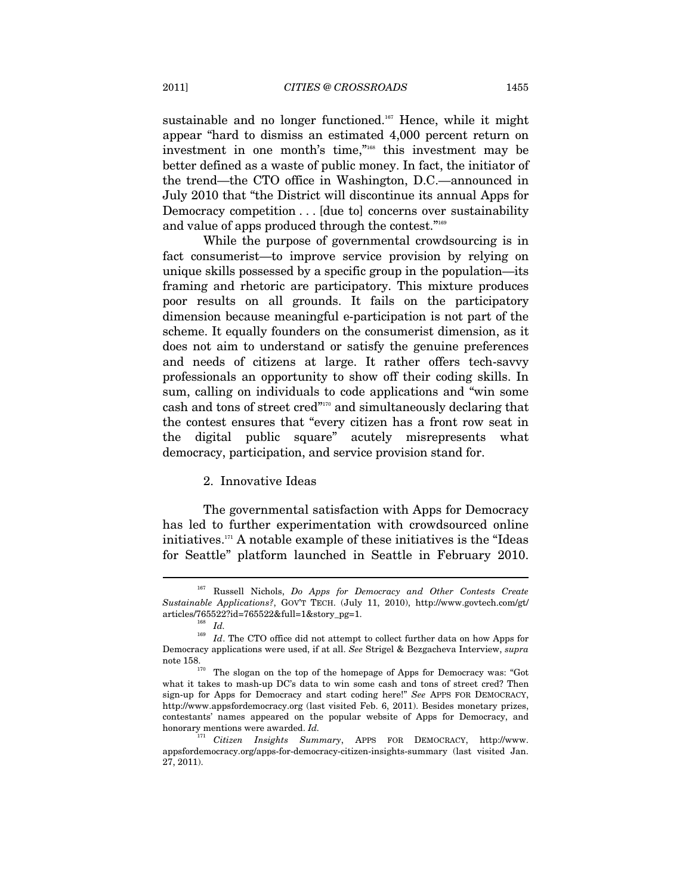sustainable and no longer functioned.[167] Hence, while it might appear "hard to dismiss an estimated 4,000 percent return on investment in one month's time,"[168] this investment may be better defined as a waste of public money. In fact, the initiator of the trend—the CTO office in Washington, D.C.—announced in July 2010 that "the District will discontinue its annual Apps for Democracy competition . . . [due to] concerns over sustainability and value of apps produced through the contest."[169]

While the purpose of governmental crowdsourcing is in fact consumerist—to improve service provision by relying on unique skills possessed by a specific group in the population—its framing and rhetoric are participatory. This mixture produces poor results on all grounds. It fails on the participatory dimension because meaningful e-participation is not part of the scheme. It equally founders on the consumerist dimension, as it does not aim to understand or satisfy the genuine preferences and needs of citizens at large. It rather offers tech-savvy professionals an opportunity to show off their coding skills. In sum, calling on individuals to code applications and "win some cash and tons of street cred"[170] and simultaneously declaring that the contest ensures that "every citizen has a front row seat in the digital public square" acutely misrepresents what democracy, participation, and service provision stand for.

### 2. Innovative Ideas

The governmental satisfaction with Apps for Democracy has led to further experimentation with crowdsourced online initiatives.[171] A notable example of these initiatives is the "Ideas for Seattle" platform launched in Seattle in February 2010.

---

[167] Russell Nichols, *Do Apps for Democracy and Other Contests Create Sustainable Applications?*, GOV'T TECH. (July 11, 2010), http://www.govtech.com/gt/articles/765522?id=765522&full=1&story_pg=1.

[168] *Id.*

[169] *Id*. The CTO office did not attempt to collect further data on how Apps for Democracy applications were used, if at all. *See* Strigel & Bezgacheva Interview, *supra* note 158.

[170] The slogan on the top of the homepage of Apps for Democracy was: "Got what it takes to mash-up DC's data to win some cash and tons of street cred? Then sign-up for Apps for Democracy and start coding here!" *See* APPS FOR DEMOCRACY, http://www.appsfordemocracy.org (last visited Feb. 6, 2011). Besides monetary prizes, contestants' names appeared on the popular website of Apps for Democracy, and honorary mentions were awarded. *Id.*

[171] *Citizen Insights Summary*, APPS FOR DEMOCRACY, http://www.appsfordemocracy.org/apps-for-democracy-citizen-insights-summary (last visited Jan. 27, 2011).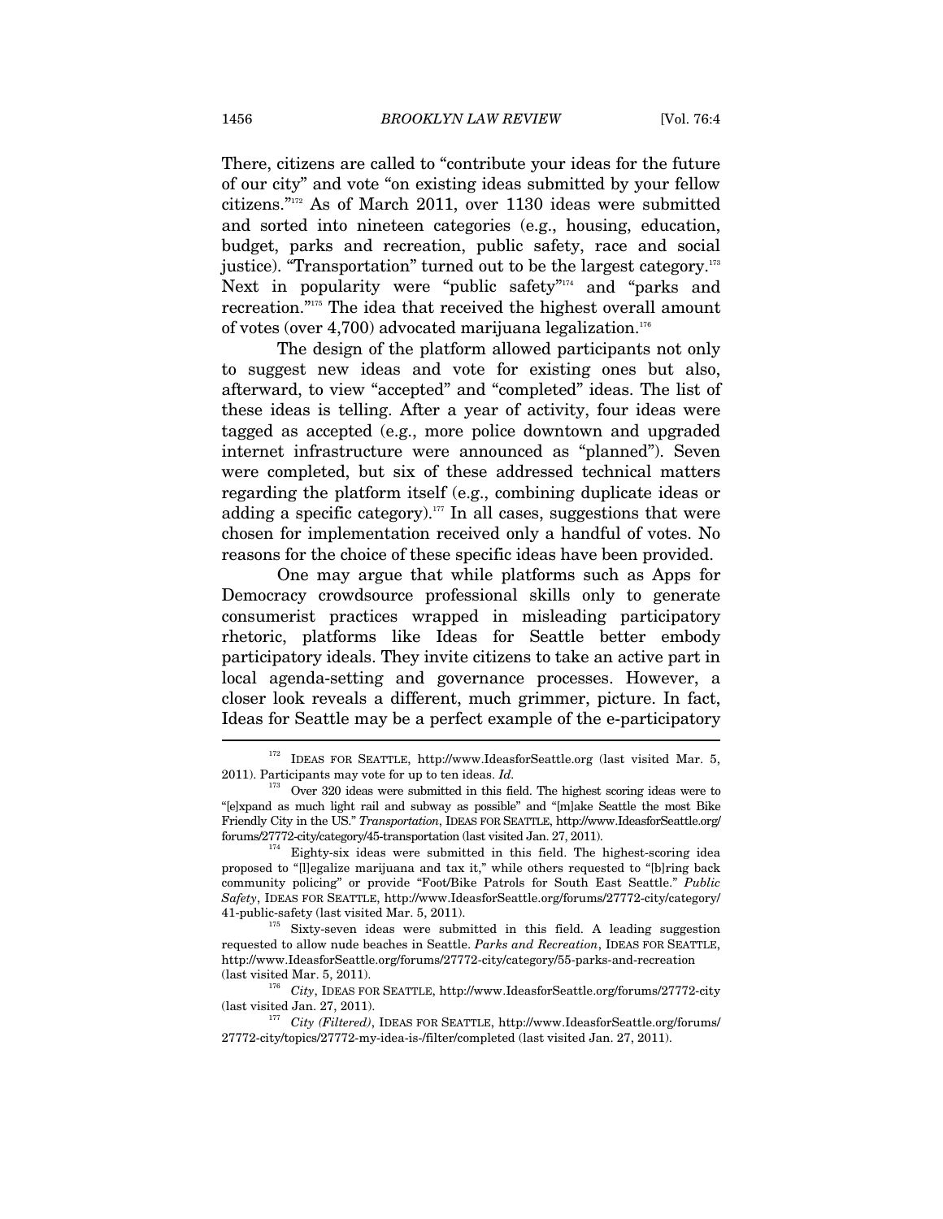There, citizens are called to "contribute your ideas for the future of our city" and vote "on existing ideas submitted by your fellow citizens."[172] As of March 2011, over 1130 ideas were submitted and sorted into nineteen categories (e.g., housing, education, budget, parks and recreation, public safety, race and social justice). "Transportation" turned out to be the largest category.[173] Next in popularity were "public safety"[174] and "parks and recreation."[175] The idea that received the highest overall amount of votes (over 4,700) advocated marijuana legalization.[176]

The design of the platform allowed participants not only to suggest new ideas and vote for existing ones but also, afterward, to view "accepted" and "completed" ideas. The list of these ideas is telling. After a year of activity, four ideas were tagged as accepted (e.g., more police downtown and upgraded internet infrastructure were announced as "planned"). Seven were completed, but six of these addressed technical matters regarding the platform itself (e.g., combining duplicate ideas or adding a specific category).[177] In all cases, suggestions that were chosen for implementation received only a handful of votes. No reasons for the choice of these specific ideas have been provided.

One may argue that while platforms such as Apps for Democracy crowdsource professional skills only to generate consumerist practices wrapped in misleading participatory rhetoric, platforms like Ideas for Seattle better embody participatory ideals. They invite citizens to take an active part in local agenda-setting and governance processes. However, a closer look reveals a different, much grimmer, picture. In fact, Ideas for Seattle may be a perfect example of the e-participatory

---

[172] IDEAS FOR SEATTLE, http://www.IdeasforSeattle.org (last visited Mar. 5, 2011). Participants may vote for up to ten ideas. *Id.*

[173] Over 320 ideas were submitted in this field. The highest scoring ideas were to "[e]xpand as much light rail and subway as possible" and "[m]ake Seattle the most Bike Friendly City in the US." *Transportation*, IDEAS FOR SEATTLE, http://www.IdeasforSeattle.org/forums/27772-city/category/45-transportation (last visited Jan. 27, 2011).

[174] Eighty-six ideas were submitted in this field. The highest-scoring idea proposed to "[l]egalize marijuana and tax it," while others requested to "[b]ring back community policing" or provide "Foot/Bike Patrols for South East Seattle." *Public Safety*, IDEAS FOR SEATTLE, http://www.IdeasforSeattle.org/forums/27772-city/category/41-public-safety (last visited Mar. 5, 2011).

[175] Sixty-seven ideas were submitted in this field. A leading suggestion requested to allow nude beaches in Seattle. *Parks and Recreation*, IDEAS FOR SEATTLE, http://www.IdeasforSeattle.org/forums/27772-city/category/55-parks-and-recreation (last visited Mar. 5, 2011).

[176] *City*, IDEAS FOR SEATTLE, http://www.IdeasforSeattle.org/forums/27772-city (last visited Jan. 27, 2011).

[177] *City (Filtered)*, IDEAS FOR SEATTLE, http://www.IdeasforSeattle.org/forums/27772-city/topics/27772-my-idea-is-/filter/completed (last visited Jan. 27, 2011).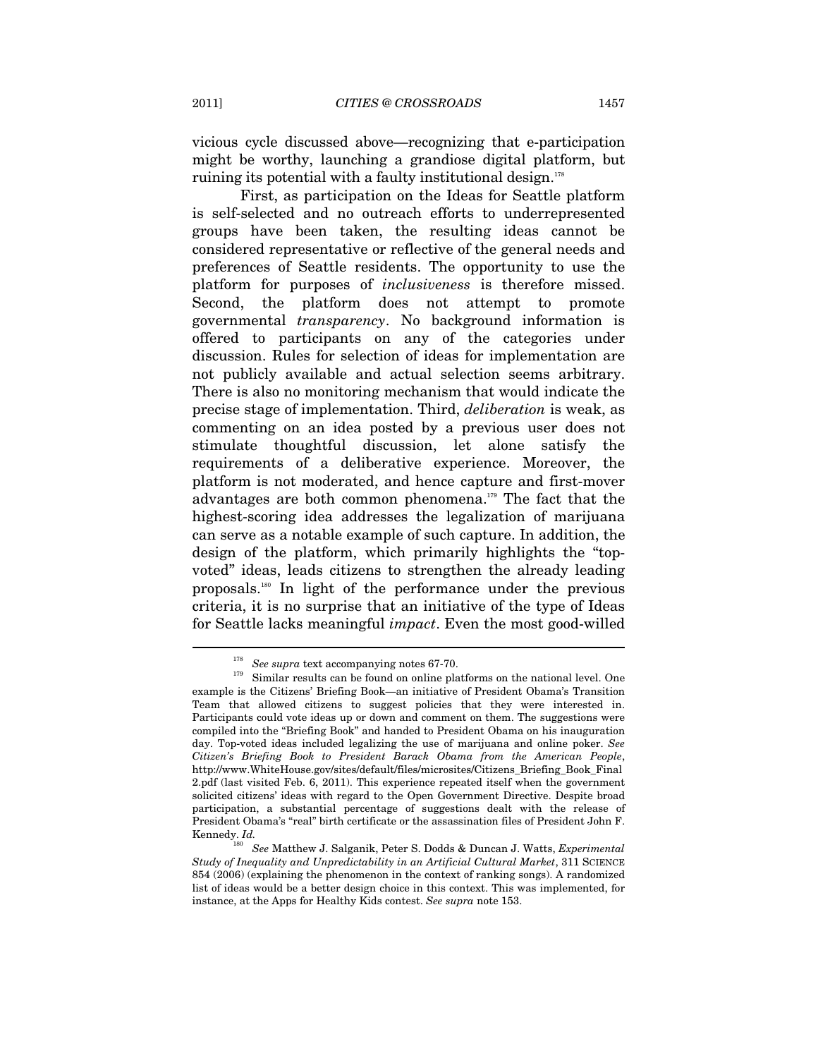vicious cycle discussed above—recognizing that e-participation might be worthy, launching a grandiose digital platform, but ruining its potential with a faulty institutional design.[178]

First, as participation on the Ideas for Seattle platform is self-selected and no outreach efforts to underrepresented groups have been taken, the resulting ideas cannot be considered representative or reflective of the general needs and preferences of Seattle residents. The opportunity to use the platform for purposes of *inclusiveness* is therefore missed. Second, the platform does not attempt to promote governmental *transparency*. No background information is offered to participants on any of the categories under discussion. Rules for selection of ideas for implementation are not publicly available and actual selection seems arbitrary. There is also no monitoring mechanism that would indicate the precise stage of implementation. Third, *deliberation* is weak, as commenting on an idea posted by a previous user does not stimulate thoughtful discussion, let alone satisfy the requirements of a deliberative experience. Moreover, the platform is not moderated, and hence capture and first-mover advantages are both common phenomena.[179] The fact that the highest-scoring idea addresses the legalization of marijuana can serve as a notable example of such capture. In addition, the design of the platform, which primarily highlights the "top-voted" ideas, leads citizens to strengthen the already leading proposals.[180] In light of the performance under the previous criteria, it is no surprise that an initiative of the type of Ideas for Seattle lacks meaningful *impact*. Even the most good-willed

---

[178] *See supra* text accompanying notes 67-70.

[179] Similar results can be found on online platforms on the national level. One example is the Citizens' Briefing Book—an initiative of President Obama's Transition Team that allowed citizens to suggest policies that they were interested in. Participants could vote ideas up or down and comment on them. The suggestions were compiled into the "Briefing Book" and handed to President Obama on his inauguration day. Top-voted ideas included legalizing the use of marijuana and online poker. *See Citizen's Briefing Book to President Barack Obama from the American People*, http://www.WhiteHouse.gov/sites/default/files/microsites/Citizens_Briefing_Book_Final 2.pdf (last visited Feb. 6, 2011). This experience repeated itself when the government solicited citizens' ideas with regard to the Open Government Directive. Despite broad participation, a substantial percentage of suggestions dealt with the release of President Obama's "real" birth certificate or the assassination files of President John F. Kennedy. *Id.*

[180] *See* Matthew J. Salganik, Peter S. Dodds & Duncan J. Watts, *Experimental Study of Inequality and Unpredictability in an Artificial Cultural Market*, 311 SCIENCE 854 (2006) (explaining the phenomenon in the context of ranking songs). A randomized list of ideas would be a better design choice in this context. This was implemented, for instance, at the Apps for Healthy Kids contest. *See supra* note 153.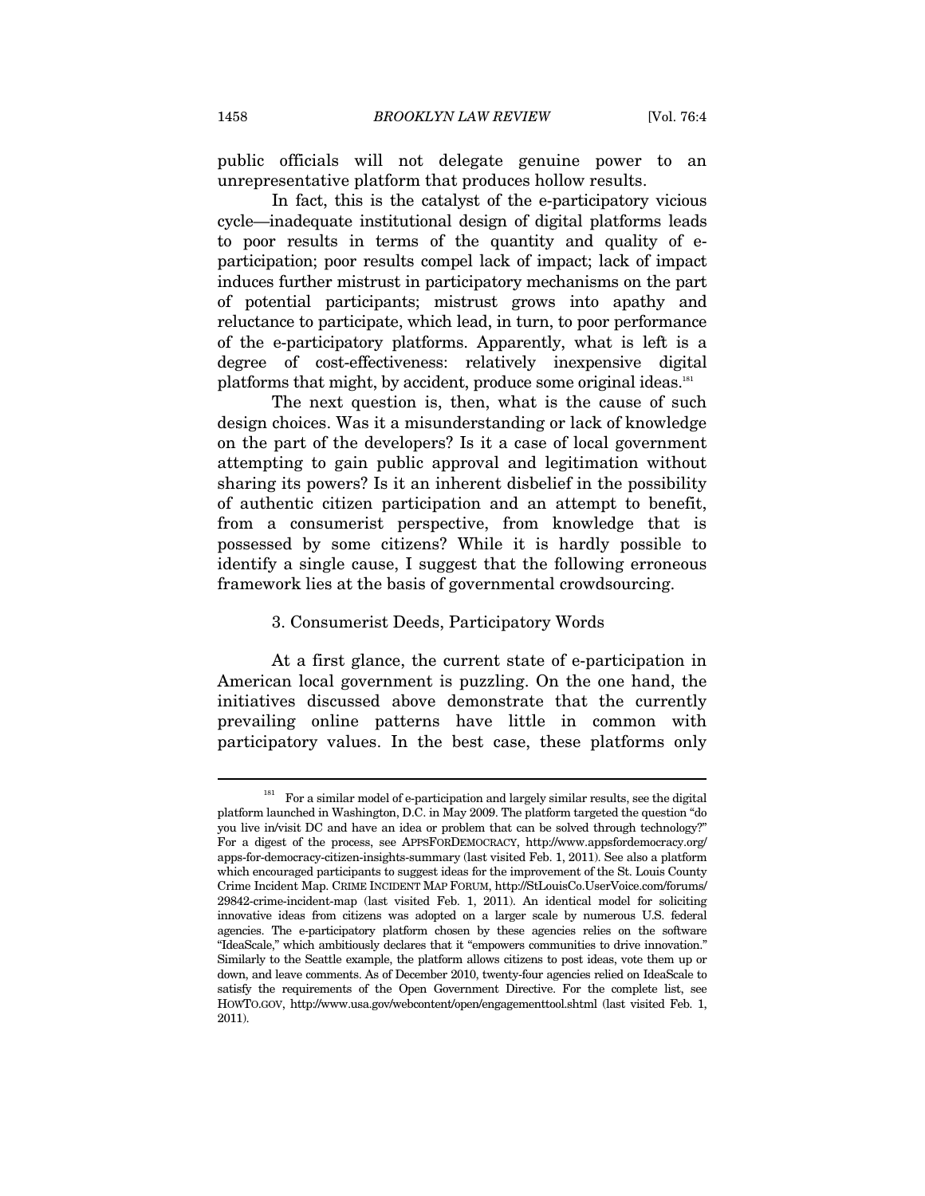public officials will not delegate genuine power to an unrepresentative platform that produces hollow results.

In fact, this is the catalyst of the e-participatory vicious cycle—inadequate institutional design of digital platforms leads to poor results in terms of the quantity and quality of e-participation; poor results compel lack of impact; lack of impact induces further mistrust in participatory mechanisms on the part of potential participants; mistrust grows into apathy and reluctance to participate, which lead, in turn, to poor performance of the e-participatory platforms. Apparently, what is left is a degree of cost-effectiveness: relatively inexpensive digital platforms that might, by accident, produce some original ideas.[181]

The next question is, then, what is the cause of such design choices. Was it a misunderstanding or lack of knowledge on the part of the developers? Is it a case of local government attempting to gain public approval and legitimation without sharing its powers? Is it an inherent disbelief in the possibility of authentic citizen participation and an attempt to benefit, from a consumerist perspective, from knowledge that is possessed by some citizens? While it is hardly possible to identify a single cause, I suggest that the following erroneous framework lies at the basis of governmental crowdsourcing.

### 3. Consumerist Deeds, Participatory Words

At a first glance, the current state of e-participation in American local government is puzzling. On the one hand, the initiatives discussed above demonstrate that the currently prevailing online patterns have little in common with participatory values. In the best case, these platforms only

---

[181] For a similar model of e-participation and largely similar results, see the digital platform launched in Washington, D.C. in May 2009. The platform targeted the question "do you live in/visit DC and have an idea or problem that can be solved through technology?" For a digest of the process, see APPSFORDEMOCRACY, http://www.appsfordemocracy.org/apps-for-democracy-citizen-insights-summary (last visited Feb. 1, 2011). See also a platform which encouraged participants to suggest ideas for the improvement of the St. Louis County Crime Incident Map. CRIME INCIDENT MAP FORUM, http://StLouisCo.UserVoice.com/forums/29842-crime-incident-map (last visited Feb. 1, 2011). An identical model for soliciting innovative ideas from citizens was adopted on a larger scale by numerous U.S. federal agencies. The e-participatory platform chosen by these agencies relies on the software "IdeaScale," which ambitiously declares that it "empowers communities to drive innovation." Similarly to the Seattle example, the platform allows citizens to post ideas, vote them up or down, and leave comments. As of December 2010, twenty-four agencies relied on IdeaScale to satisfy the requirements of the Open Government Directive. For the complete list, see HOWTO.GOV, http://www.usa.gov/webcontent/open/engagementtool.shtml (last visited Feb. 1, 2011).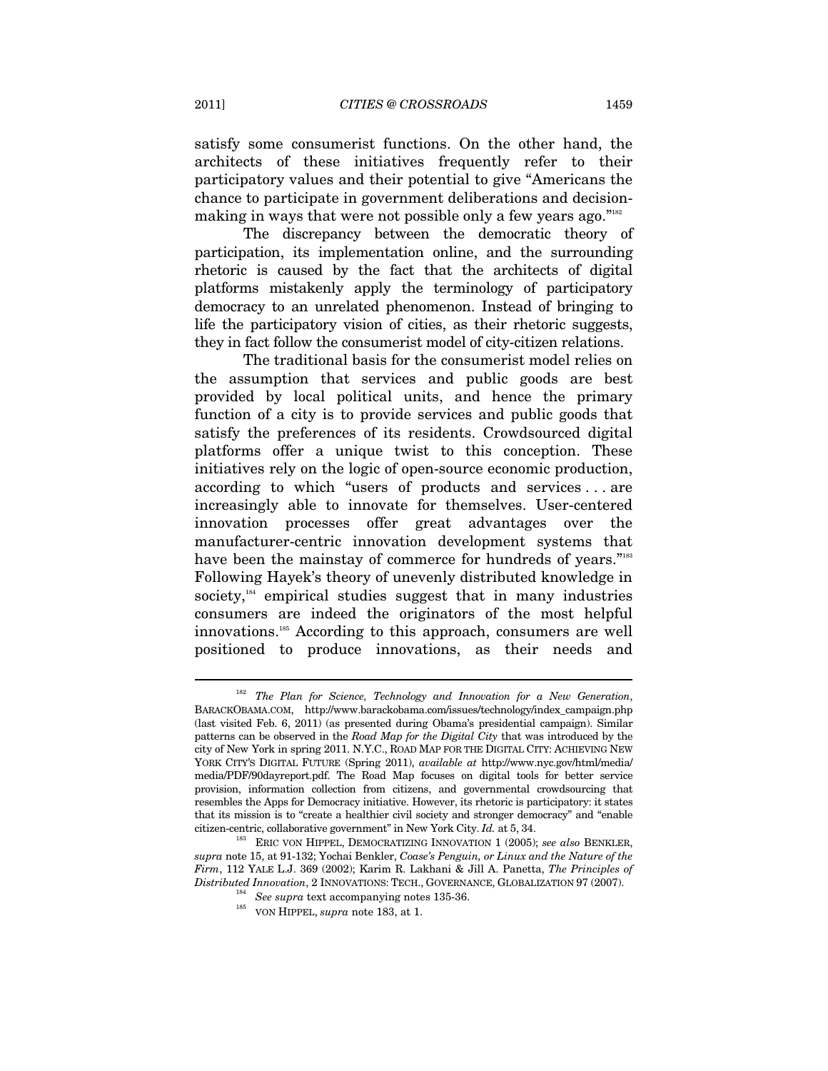satisfy some consumerist functions. On the other hand, the architects of these initiatives frequently refer to their participatory values and their potential to give "Americans the chance to participate in government deliberations and decision-making in ways that were not possible only a few years ago."[182]

The discrepancy between the democratic theory of participation, its implementation online, and the surrounding rhetoric is caused by the fact that the architects of digital platforms mistakenly apply the terminology of participatory democracy to an unrelated phenomenon. Instead of bringing to life the participatory vision of cities, as their rhetoric suggests, they in fact follow the consumerist model of city-citizen relations.

The traditional basis for the consumerist model relies on the assumption that services and public goods are best provided by local political units, and hence the primary function of a city is to provide services and public goods that satisfy the preferences of its residents. Crowdsourced digital platforms offer a unique twist to this conception. These initiatives rely on the logic of open-source economic production, according to which "users of products and services . . . are increasingly able to innovate for themselves. User-centered innovation processes offer great advantages over the manufacturer-centric innovation development systems that have been the mainstay of commerce for hundreds of years."[183] Following Hayek's theory of unevenly distributed knowledge in society,[184] empirical studies suggest that in many industries consumers are indeed the originators of the most helpful innovations.[185] According to this approach, consumers are well positioned to produce innovations, as their needs and

---

[182] *The Plan for Science, Technology and Innovation for a New Generation*, BARACKOBAMA.COM, http://www.barackobama.com/issues/technology/index_campaign.php (last visited Feb. 6, 2011) (as presented during Obama's presidential campaign). Similar patterns can be observed in the *Road Map for the Digital City* that was introduced by the city of New York in spring 2011. N.Y.C., ROAD MAP FOR THE DIGITAL CITY: ACHIEVING NEW YORK CITY'S DIGITAL FUTURE (Spring 2011), *available at* http://www.nyc.gov/html/media/media/PDF/90dayreport.pdf. The Road Map focuses on digital tools for better service provision, information collection from citizens, and governmental crowdsourcing that resembles the Apps for Democracy initiative. However, its rhetoric is participatory: it states that its mission is to "create a healthier civil society and stronger democracy" and "enable citizen-centric, collaborative government" in New York City. *Id.* at 5, 34.

[183] ERIC VON HIPPEL, DEMOCRATIZING INNOVATION 1 (2005); *see also* BENKLER, *supra* note 15, at 91-132; Yochai Benkler, *Coase's Penguin, or Linux and the Nature of the Firm*, 112 YALE L.J. 369 (2002); Karim R. Lakhani & Jill A. Panetta, *The Principles of Distributed Innovation*, 2 INNOVATIONS: TECH., GOVERNANCE, GLOBALIZATION 97 (2007).

[184] *See supra* text accompanying notes 135-36.

[185] VON HIPPEL, *supra* note 183, at 1.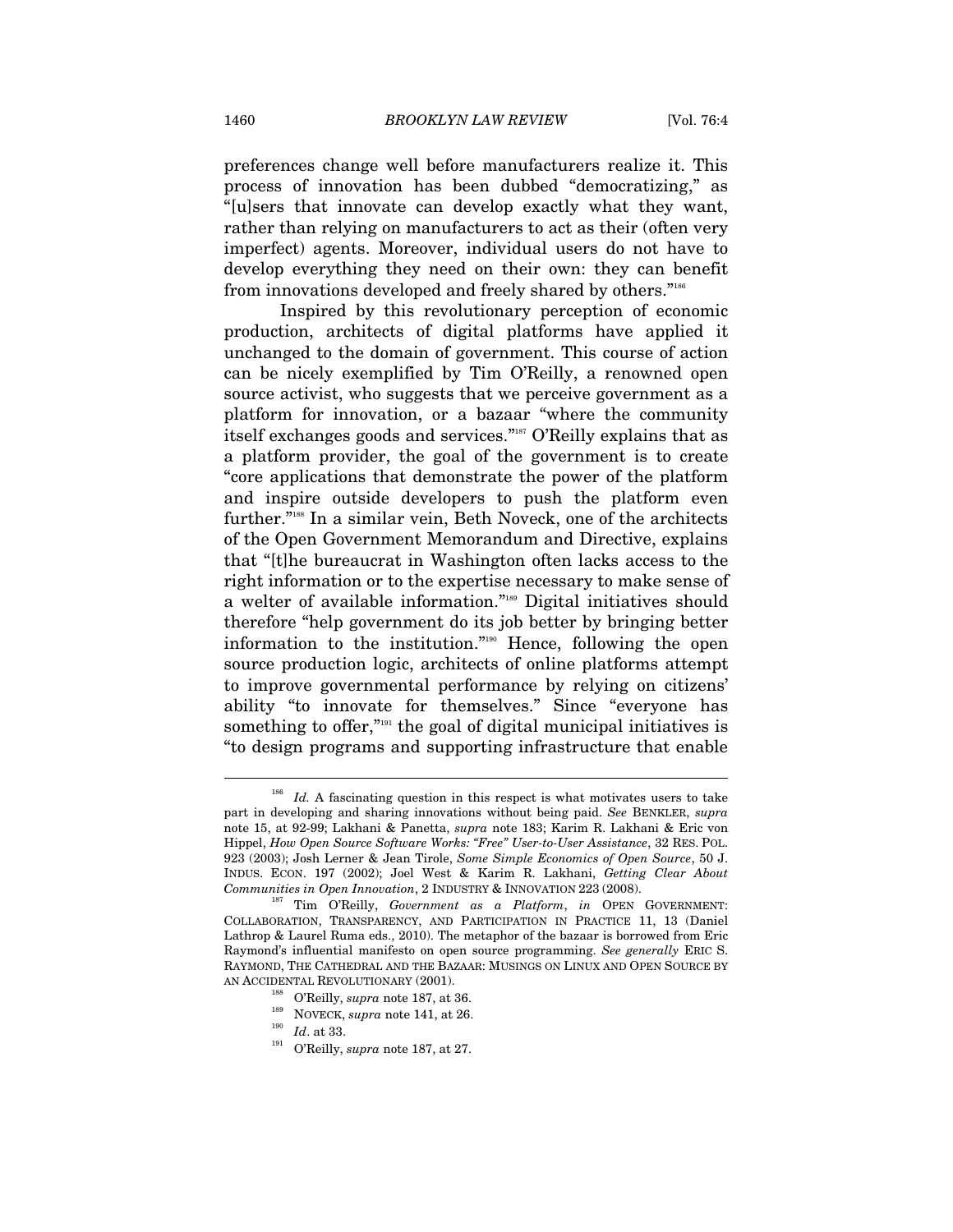preferences change well before manufacturers realize it. This process of innovation has been dubbed "democratizing," as "[u]sers that innovate can develop exactly what they want, rather than relying on manufacturers to act as their (often very imperfect) agents. Moreover, individual users do not have to develop everything they need on their own: they can benefit from innovations developed and freely shared by others."[186]

Inspired by this revolutionary perception of economic production, architects of digital platforms have applied it unchanged to the domain of government. This course of action can be nicely exemplified by Tim O'Reilly, a renowned open source activist, who suggests that we perceive government as a platform for innovation, or a bazaar "where the community itself exchanges goods and services."[187] O'Reilly explains that as a platform provider, the goal of the government is to create "core applications that demonstrate the power of the platform and inspire outside developers to push the platform even further."[188] In a similar vein, Beth Noveck, one of the architects of the Open Government Memorandum and Directive, explains that "[t]he bureaucrat in Washington often lacks access to the right information or to the expertise necessary to make sense of a welter of available information."[189] Digital initiatives should therefore "help government do its job better by bringing better information to the institution."[190] Hence, following the open source production logic, architects of online platforms attempt to improve governmental performance by relying on citizens' ability "to innovate for themselves." Since "everyone has something to offer,"[191] the goal of digital municipal initiatives is "to design programs and supporting infrastructure that enable

---

[186] *Id.* A fascinating question in this respect is what motivates users to take part in developing and sharing innovations without being paid. *See* BENKLER, *supra* note 15, at 92-99; Lakhani & Panetta, *supra* note 183; Karim R. Lakhani & Eric von Hippel, *How Open Source Software Works: "Free" User-to-User Assistance*, 32 RES. POL. 923 (2003); Josh Lerner & Jean Tirole, *Some Simple Economics of Open Source*, 50 J. INDUS. ECON. 197 (2002); Joel West & Karim R. Lakhani, *Getting Clear About Communities in Open Innovation*, 2 INDUSTRY & INNOVATION 223 (2008).

[187] Tim O'Reilly, *Government as a Platform*, *in* OPEN GOVERNMENT: COLLABORATION, TRANSPARENCY, AND PARTICIPATION IN PRACTICE 11, 13 (Daniel Lathrop & Laurel Ruma eds., 2010). The metaphor of the bazaar is borrowed from Eric Raymond's influential manifesto on open source programming. *See generally* ERIC S. RAYMOND, THE CATHEDRAL AND THE BAZAAR: MUSINGS ON LINUX AND OPEN SOURCE BY AN ACCIDENTAL REVOLUTIONARY (2001).

[188] O'Reilly, *supra* note 187, at 36.

[189] NOVECK, *supra* note 141, at 26.

[190] *Id*. at 33.

[191] O'Reilly, *supra* note 187, at 27.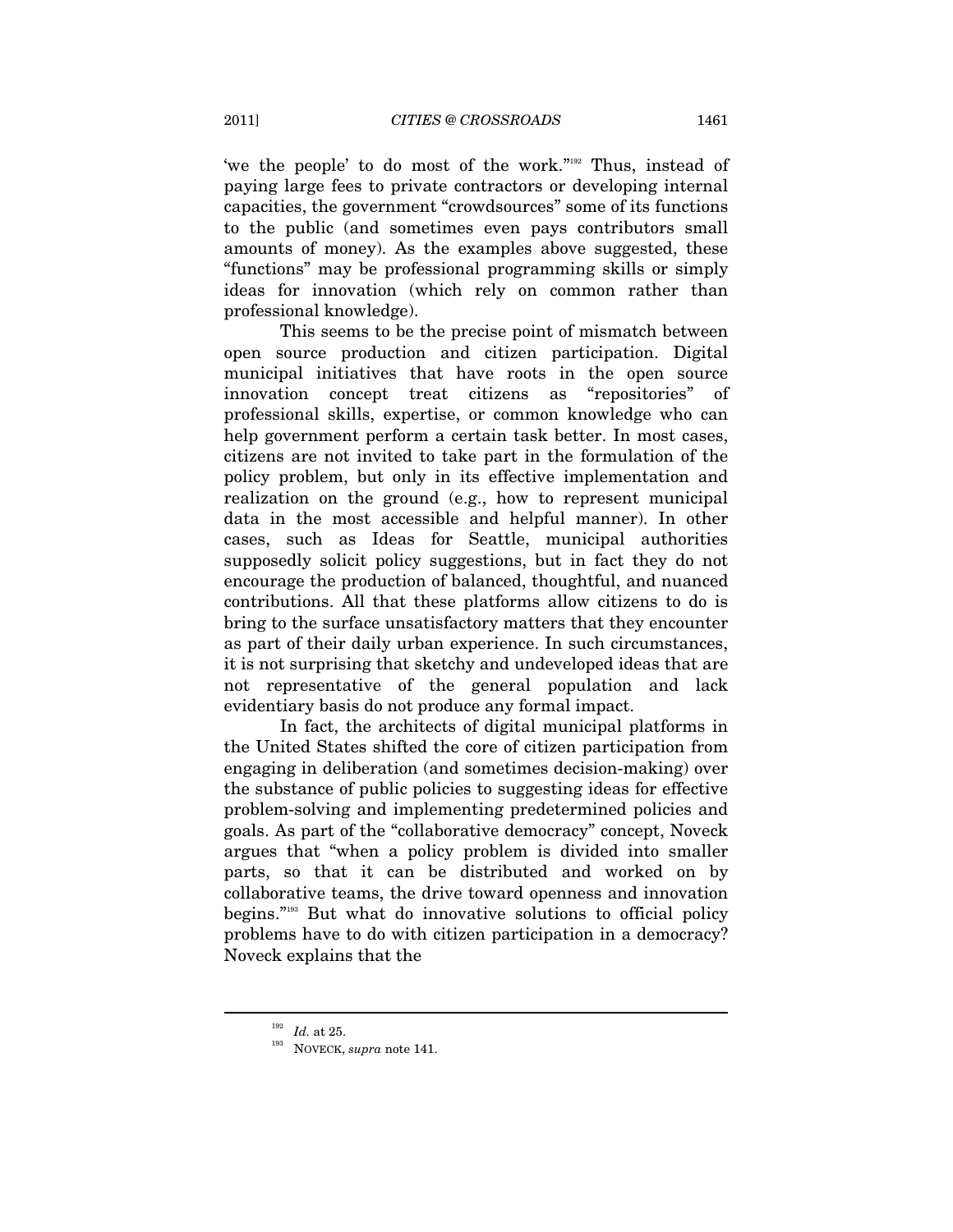'we the people' to do most of the work."[192] Thus, instead of paying large fees to private contractors or developing internal capacities, the government "crowdsources" some of its functions to the public (and sometimes even pays contributors small amounts of money). As the examples above suggested, these "functions" may be professional programming skills or simply ideas for innovation (which rely on common rather than professional knowledge).

This seems to be the precise point of mismatch between open source production and citizen participation. Digital municipal initiatives that have roots in the open source innovation concept treat citizens as "repositories" of professional skills, expertise, or common knowledge who can help government perform a certain task better. In most cases, citizens are not invited to take part in the formulation of the policy problem, but only in its effective implementation and realization on the ground (e.g., how to represent municipal data in the most accessible and helpful manner). In other cases, such as Ideas for Seattle, municipal authorities supposedly solicit policy suggestions, but in fact they do not encourage the production of balanced, thoughtful, and nuanced contributions. All that these platforms allow citizens to do is bring to the surface unsatisfactory matters that they encounter as part of their daily urban experience. In such circumstances, it is not surprising that sketchy and undeveloped ideas that are not representative of the general population and lack evidentiary basis do not produce any formal impact.

In fact, the architects of digital municipal platforms in the United States shifted the core of citizen participation from engaging in deliberation (and sometimes decision-making) over the substance of public policies to suggesting ideas for effective problem-solving and implementing predetermined policies and goals. As part of the "collaborative democracy" concept, Noveck argues that "when a policy problem is divided into smaller parts, so that it can be distributed and worked on by collaborative teams, the drive toward openness and innovation begins."[193] But what do innovative solutions to official policy problems have to do with citizen participation in a democracy? Noveck explains that the

---

[192] *Id.* at 25.

[193] NOVECK, *supra* note 141.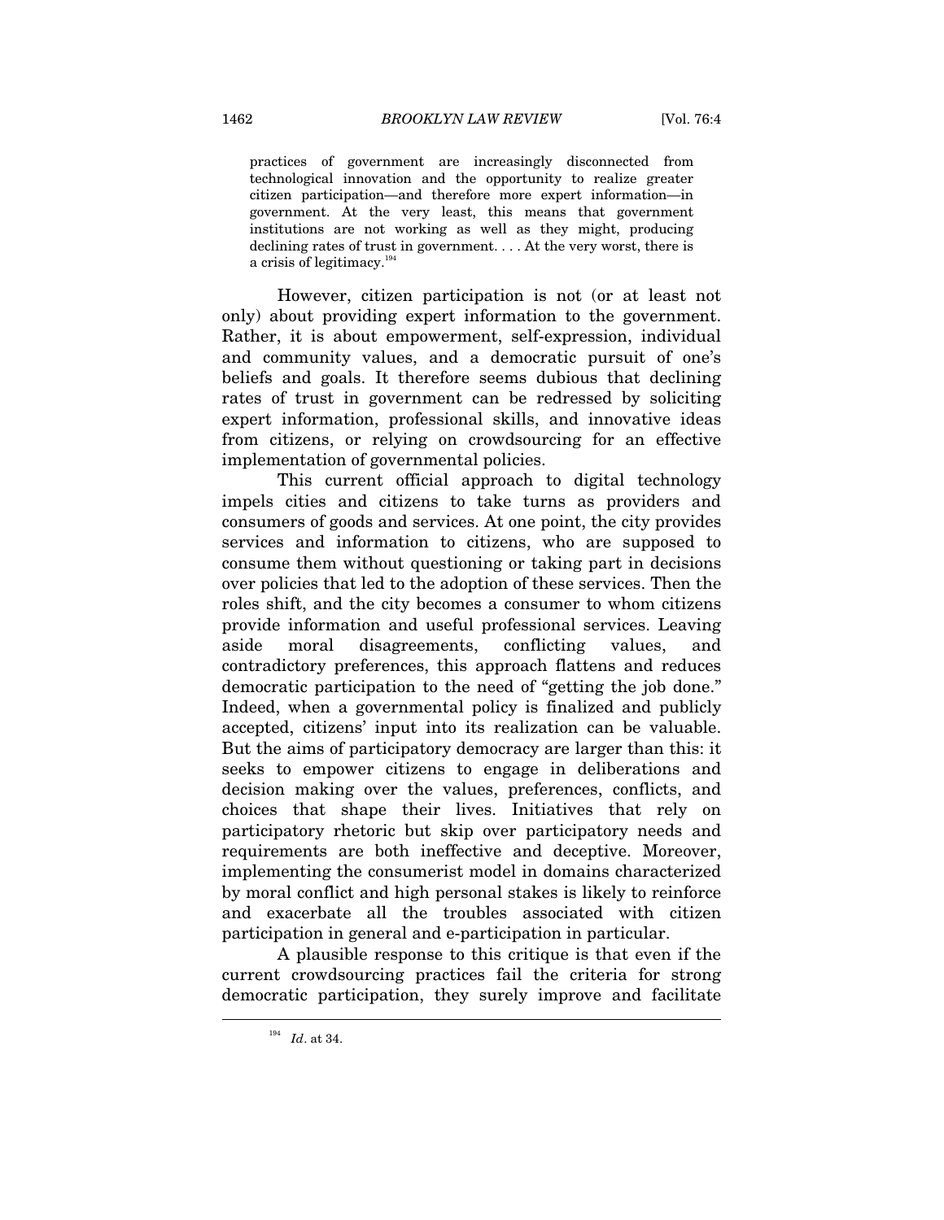> practices of government are increasingly disconnected from technological innovation and the opportunity to realize greater citizen participation—and therefore more expert information—in government. At the very least, this means that government institutions are not working as well as they might, producing declining rates of trust in government. . . . At the very worst, there is a crisis of legitimacy.[194]

However, citizen participation is not (or at least not only) about providing expert information to the government. Rather, it is about empowerment, self-expression, individual and community values, and a democratic pursuit of one's beliefs and goals. It therefore seems dubious that declining rates of trust in government can be redressed by soliciting expert information, professional skills, and innovative ideas from citizens, or relying on crowdsourcing for an effective implementation of governmental policies.

This current official approach to digital technology impels cities and citizens to take turns as providers and consumers of goods and services. At one point, the city provides services and information to citizens, who are supposed to consume them without questioning or taking part in decisions over policies that led to the adoption of these services. Then the roles shift, and the city becomes a consumer to whom citizens provide information and useful professional services. Leaving aside moral disagreements, conflicting values, and contradictory preferences, this approach flattens and reduces democratic participation to the need of "getting the job done." Indeed, when a governmental policy is finalized and publicly accepted, citizens' input into its realization can be valuable. But the aims of participatory democracy are larger than this: it seeks to empower citizens to engage in deliberations and decision making over the values, preferences, conflicts, and choices that shape their lives. Initiatives that rely on participatory rhetoric but skip over participatory needs and requirements are both ineffective and deceptive. Moreover, implementing the consumerist model in domains characterized by moral conflict and high personal stakes is likely to reinforce and exacerbate all the troubles associated with citizen participation in general and e-participation in particular.

A plausible response to this critique is that even if the current crowdsourcing practices fail the criteria for strong democratic participation, they surely improve and facilitate

---

[194] *Id*. at 34.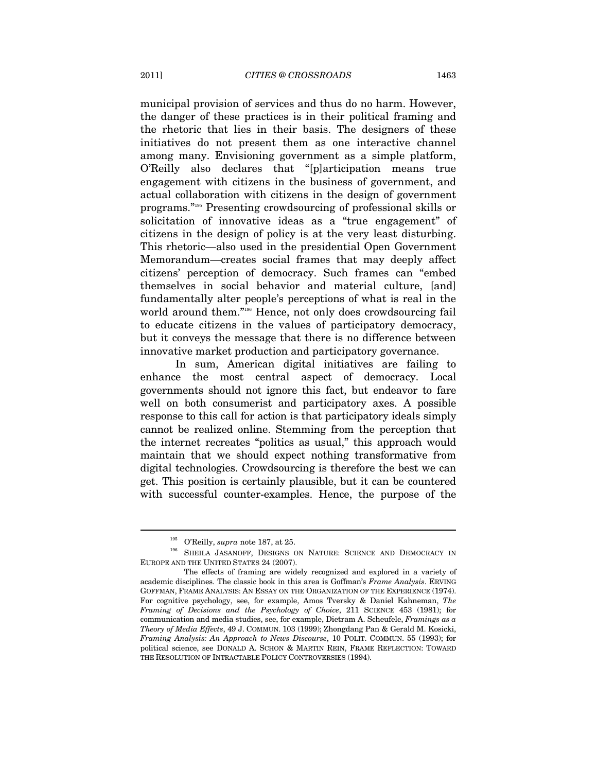municipal provision of services and thus do no harm. However, the danger of these practices is in their political framing and the rhetoric that lies in their basis. The designers of these initiatives do not present them as one interactive channel among many. Envisioning government as a simple platform, O'Reilly also declares that "[p]articipation means true engagement with citizens in the business of government, and actual collaboration with citizens in the design of government programs."[195] Presenting crowdsourcing of professional skills or solicitation of innovative ideas as a "true engagement" of citizens in the design of policy is at the very least disturbing. This rhetoric—also used in the presidential Open Government Memorandum—creates social frames that may deeply affect citizens' perception of democracy. Such frames can "embed themselves in social behavior and material culture, [and] fundamentally alter people's perceptions of what is real in the world around them."[196] Hence, not only does crowdsourcing fail to educate citizens in the values of participatory democracy, but it conveys the message that there is no difference between innovative market production and participatory governance.

In sum, American digital initiatives are failing to enhance the most central aspect of democracy. Local governments should not ignore this fact, but endeavor to fare well on both consumerist and participatory axes. A possible response to this call for action is that participatory ideals simply cannot be realized online. Stemming from the perception that the internet recreates "politics as usual," this approach would maintain that we should expect nothing transformative from digital technologies. Crowdsourcing is therefore the best we can get. This position is certainly plausible, but it can be countered with successful counter-examples. Hence, the purpose of the

---

[195] O'Reilly, *supra* note 187, at 25.

[196] SHEILA JASANOFF, DESIGNS ON NATURE: SCIENCE AND DEMOCRACY IN EUROPE AND THE UNITED STATES 24 (2007).

The effects of framing are widely recognized and explored in a variety of academic disciplines. The classic book in this area is Goffman's *Frame Analysis*. ERVING GOFFMAN, FRAME ANALYSIS: AN ESSAY ON THE ORGANIZATION OF THE EXPERIENCE (1974). For cognitive psychology, see, for example, Amos Tversky & Daniel Kahneman, *The Framing of Decisions and the Psychology of Choice*, 211 SCIENCE 453 (1981); for communication and media studies, see, for example, Dietram A. Scheufele, *Framings as a Theory of Media Effects*, 49 J. COMMUN. 103 (1999); Zhongdang Pan & Gerald M. Kosicki, *Framing Analysis: An Approach to News Discourse*, 10 POLIT. COMMUN. 55 (1993); for political science, see DONALD A. SCHON & MARTIN REIN, FRAME REFLECTION: TOWARD THE RESOLUTION OF INTRACTABLE POLICY CONTROVERSIES (1994).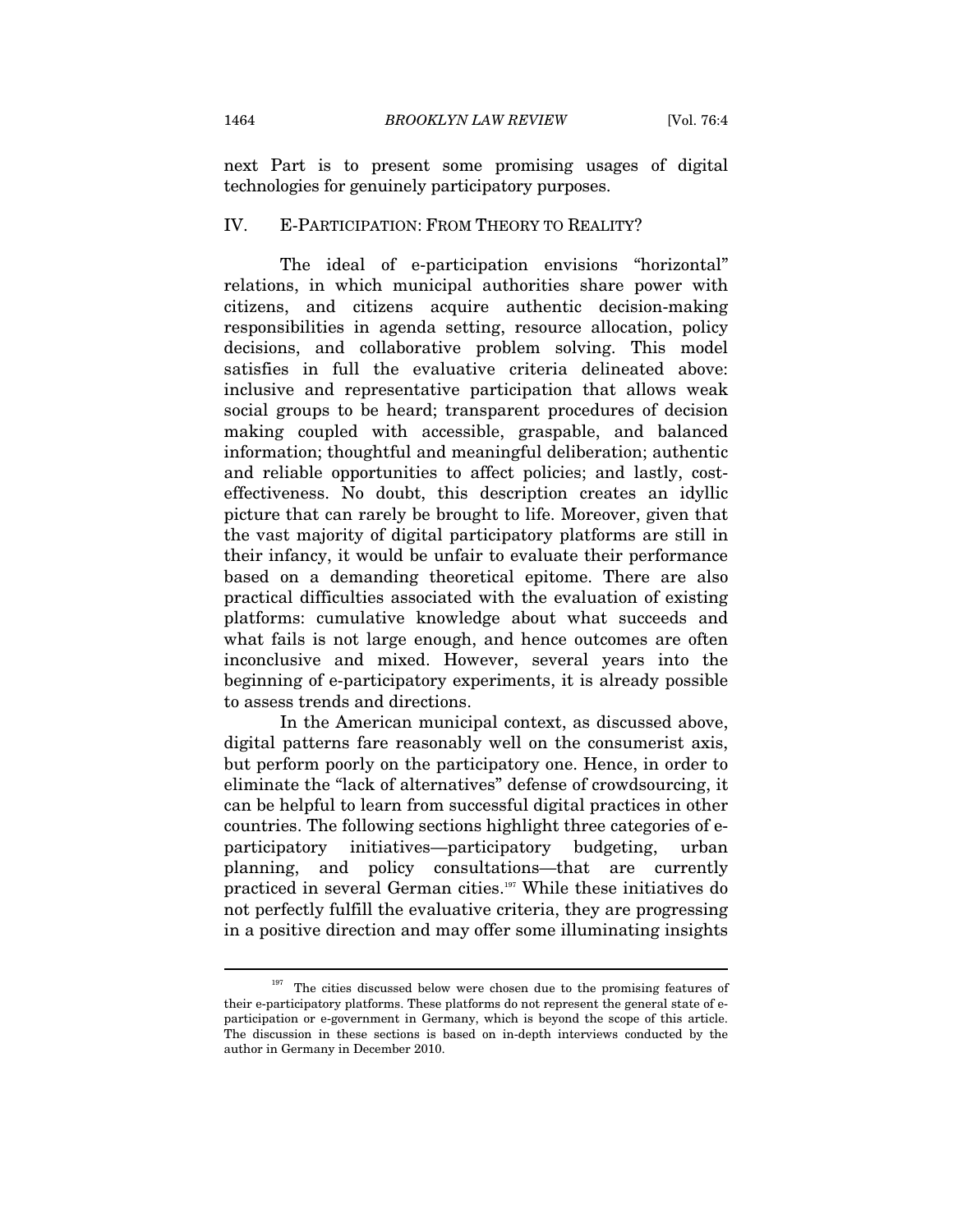next Part is to present some promising usages of digital technologies for genuinely participatory purposes.

## IV. E-PARTICIPATION: FROM THEORY TO REALITY?

The ideal of e-participation envisions "horizontal" relations, in which municipal authorities share power with citizens, and citizens acquire authentic decision-making responsibilities in agenda setting, resource allocation, policy decisions, and collaborative problem solving. This model satisfies in full the evaluative criteria delineated above: inclusive and representative participation that allows weak social groups to be heard; transparent procedures of decision making coupled with accessible, graspable, and balanced information; thoughtful and meaningful deliberation; authentic and reliable opportunities to affect policies; and lastly, cost-effectiveness. No doubt, this description creates an idyllic picture that can rarely be brought to life. Moreover, given that the vast majority of digital participatory platforms are still in their infancy, it would be unfair to evaluate their performance based on a demanding theoretical epitome. There are also practical difficulties associated with the evaluation of existing platforms: cumulative knowledge about what succeeds and what fails is not large enough, and hence outcomes are often inconclusive and mixed. However, several years into the beginning of e-participatory experiments, it is already possible to assess trends and directions.

In the American municipal context, as discussed above, digital patterns fare reasonably well on the consumerist axis, but perform poorly on the participatory one. Hence, in order to eliminate the "lack of alternatives" defense of crowdsourcing, it can be helpful to learn from successful digital practices in other countries. The following sections highlight three categories of e-participatory initiatives—participatory budgeting, urban planning, and policy consultations—that are currently practiced in several German cities.[197] While these initiatives do not perfectly fulfill the evaluative criteria, they are progressing in a positive direction and may offer some illuminating insights

---

[197] The cities discussed below were chosen due to the promising features of their e-participatory platforms. These platforms do not represent the general state of e-participation or e-government in Germany, which is beyond the scope of this article. The discussion in these sections is based on in-depth interviews conducted by the author in Germany in December 2010.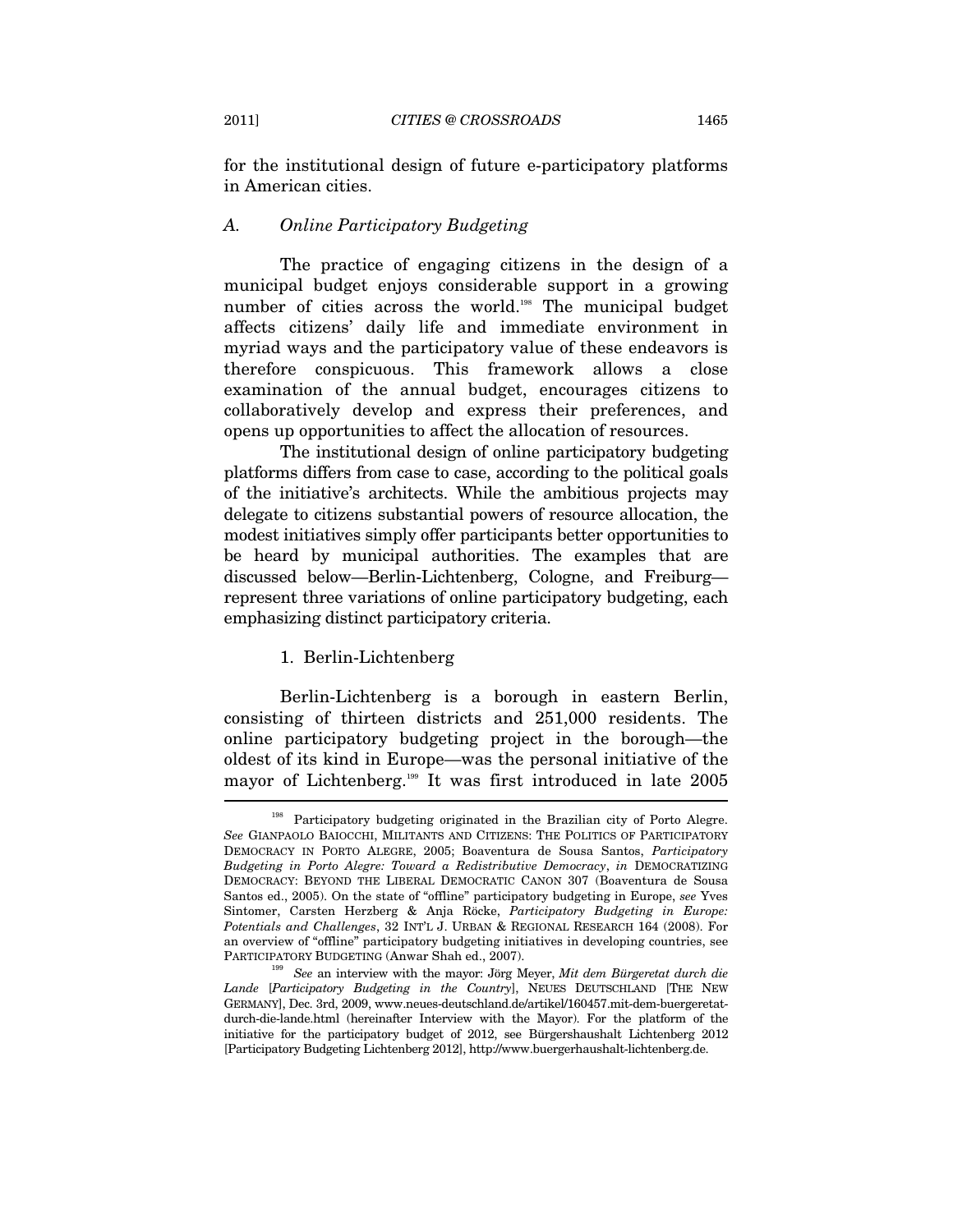for the institutional design of future e-participatory platforms in American cities.

### *A. Online Participatory Budgeting*

The practice of engaging citizens in the design of a municipal budget enjoys considerable support in a growing number of cities across the world.[198] The municipal budget affects citizens' daily life and immediate environment in myriad ways and the participatory value of these endeavors is therefore conspicuous. This framework allows a close examination of the annual budget, encourages citizens to collaboratively develop and express their preferences, and opens up opportunities to affect the allocation of resources.

The institutional design of online participatory budgeting platforms differs from case to case, according to the political goals of the initiative's architects. While the ambitious projects may delegate to citizens substantial powers of resource allocation, the modest initiatives simply offer participants better opportunities to be heard by municipal authorities. The examples that are discussed below—Berlin-Lichtenberg, Cologne, and Freiburg—represent three variations of online participatory budgeting, each emphasizing distinct participatory criteria.

#### 1. Berlin-Lichtenberg

Berlin-Lichtenberg is a borough in eastern Berlin, consisting of thirteen districts and 251,000 residents. The online participatory budgeting project in the borough—the oldest of its kind in Europe—was the personal initiative of the mayor of Lichtenberg.[199] It was first introduced in late 2005

---

[198] Participatory budgeting originated in the Brazilian city of Porto Alegre. *See* GIANPAOLO BAIOCCHI, MILITANTS AND CITIZENS: THE POLITICS OF PARTICIPATORY DEMOCRACY IN PORTO ALEGRE, 2005; Boaventura de Sousa Santos, *Participatory Budgeting in Porto Alegre: Toward a Redistributive Democracy*, *in* DEMOCRATIZING DEMOCRACY: BEYOND THE LIBERAL DEMOCRATIC CANON 307 (Boaventura de Sousa Santos ed., 2005). On the state of "offline" participatory budgeting in Europe, *see* Yves Sintomer, Carsten Herzberg & Anja Röcke, *Participatory Budgeting in Europe: Potentials and Challenges*, 32 INT'L J. URBAN & REGIONAL RESEARCH 164 (2008). For an overview of "offline" participatory budgeting initiatives in developing countries, see PARTICIPATORY BUDGETING (Anwar Shah ed., 2007).

[199] *See* an interview with the mayor: Jörg Meyer, *Mit dem Bürgeretat durch die Lande* [*Participatory Budgeting in the Country*], NEUES DEUTSCHLAND [THE NEW GERMANY], Dec. 3rd, 2009, www.neues-deutschland.de/artikel/160457.mit-dem-buergeretat-durch-die-lande.html (hereinafter Interview with the Mayor). For the platform of the initiative for the participatory budget of 2012, see Bürgershaushalt Lichtenberg 2012 [Participatory Budgeting Lichtenberg 2012], http://www.buergerhaushalt-lichtenberg.de.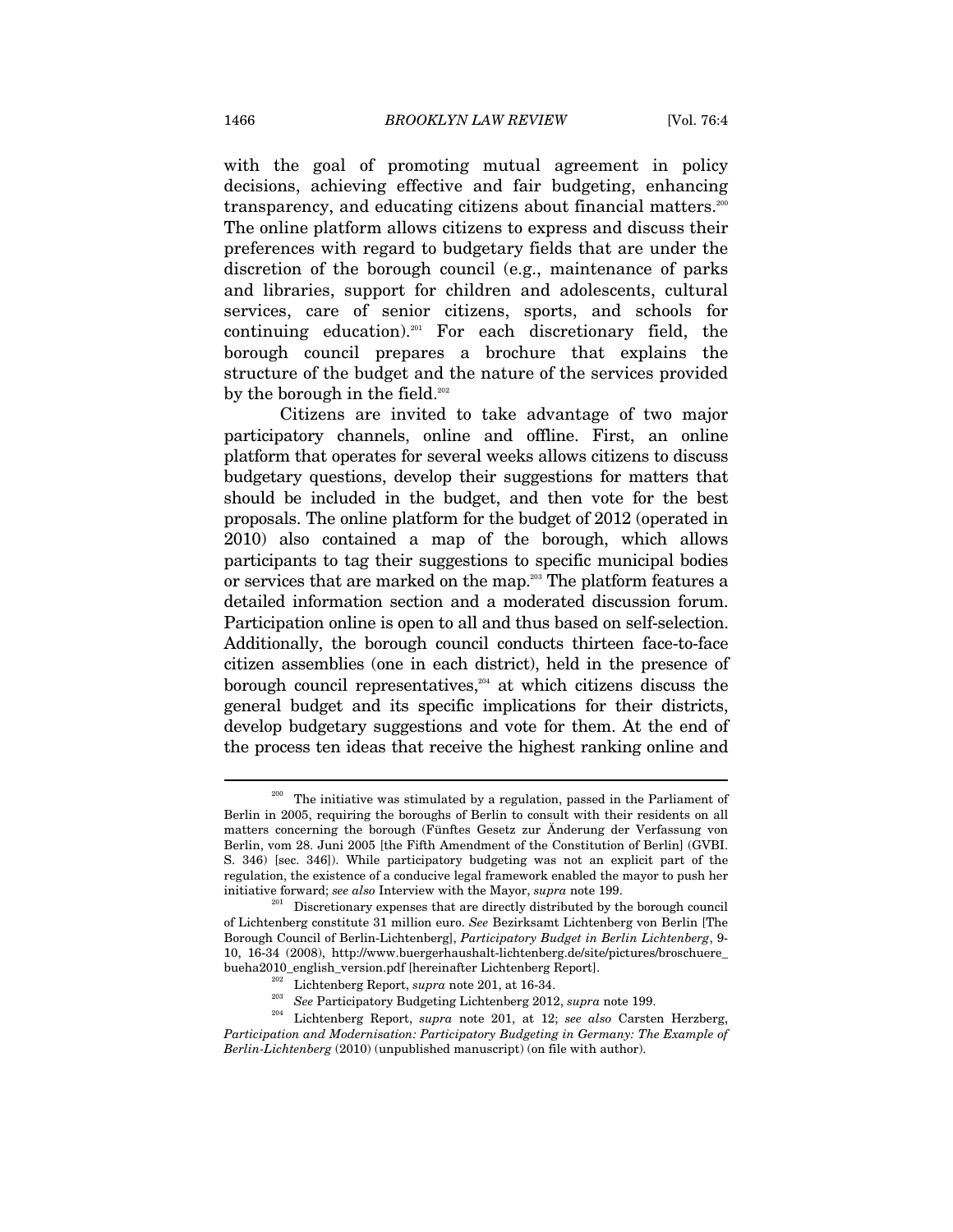with the goal of promoting mutual agreement in policy decisions, achieving effective and fair budgeting, enhancing transparency, and educating citizens about financial matters.[200] The online platform allows citizens to express and discuss their preferences with regard to budgetary fields that are under the discretion of the borough council (e.g., maintenance of parks and libraries, support for children and adolescents, cultural services, care of senior citizens, sports, and schools for continuing education).[201] For each discretionary field, the borough council prepares a brochure that explains the structure of the budget and the nature of the services provided by the borough in the field.[202]

Citizens are invited to take advantage of two major participatory channels, online and offline. First, an online platform that operates for several weeks allows citizens to discuss budgetary questions, develop their suggestions for matters that should be included in the budget, and then vote for the best proposals. The online platform for the budget of 2012 (operated in 2010) also contained a map of the borough, which allows participants to tag their suggestions to specific municipal bodies or services that are marked on the map.[203] The platform features a detailed information section and a moderated discussion forum. Participation online is open to all and thus based on self-selection. Additionally, the borough council conducts thirteen face-to-face citizen assemblies (one in each district), held in the presence of borough council representatives,[204] at which citizens discuss the general budget and its specific implications for their districts, develop budgetary suggestions and vote for them. At the end of the process ten ideas that receive the highest ranking online and

---

[200] The initiative was stimulated by a regulation, passed in the Parliament of Berlin in 2005, requiring the boroughs of Berlin to consult with their residents on all matters concerning the borough (Fünftes Gesetz zur Änderung der Verfassung von Berlin, vom 28. Juni 2005 [the Fifth Amendment of the Constitution of Berlin] (GVBI. S. 346) [sec. 346]). While participatory budgeting was not an explicit part of the regulation, the existence of a conducive legal framework enabled the mayor to push her initiative forward; *see also* Interview with the Mayor, *supra* note 199.

[201] Discretionary expenses that are directly distributed by the borough council of Lichtenberg constitute 31 million euro. *See* Bezirksamt Lichtenberg von Berlin [The Borough Council of Berlin-Lichtenberg], *Participatory Budget in Berlin Lichtenberg*, 9-10, 16-34 (2008), http://www.buergerhaushalt-lichtenberg.de/site/pictures/broschuere_bueha2010_english_version.pdf [hereinafter Lichtenberg Report].

[202] Lichtenberg Report, *supra* note 201, at 16-34.

[203] *See* Participatory Budgeting Lichtenberg 2012, *supra* note 199.

[204] Lichtenberg Report, *supra* note 201, at 12; *see also* Carsten Herzberg, *Participation and Modernisation: Participatory Budgeting in Germany: The Example of Berlin-Lichtenberg* (2010) (unpublished manuscript) (on file with author).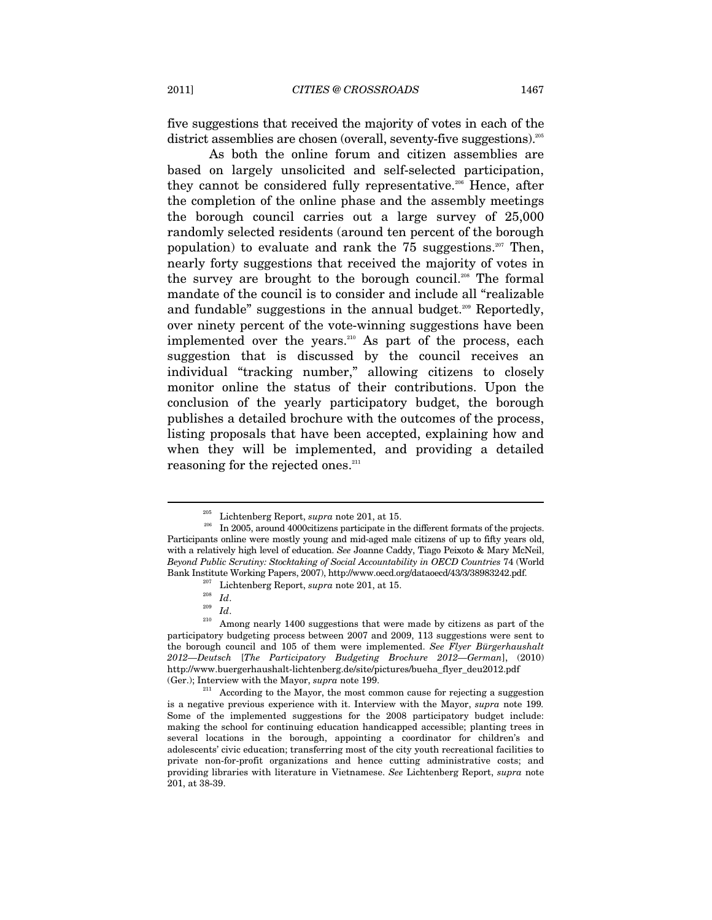five suggestions that received the majority of votes in each of the district assemblies are chosen (overall, seventy-five suggestions).[205]

As both the online forum and citizen assemblies are based on largely unsolicited and self-selected participation, they cannot be considered fully representative.[206] Hence, after the completion of the online phase and the assembly meetings the borough council carries out a large survey of 25,000 randomly selected residents (around ten percent of the borough population) to evaluate and rank the 75 suggestions.[207] Then, nearly forty suggestions that received the majority of votes in the survey are brought to the borough council.[208] The formal mandate of the council is to consider and include all "realizable and fundable" suggestions in the annual budget.[209] Reportedly, over ninety percent of the vote-winning suggestions have been implemented over the years.[210] As part of the process, each suggestion that is discussed by the council receives an individual "tracking number," allowing citizens to closely monitor online the status of their contributions. Upon the conclusion of the yearly participatory budget, the borough publishes a detailed brochure with the outcomes of the process, listing proposals that have been accepted, explaining how and when they will be implemented, and providing a detailed reasoning for the rejected ones.[211]

---

[205] Lichtenberg Report, *supra* note 201, at 15.

[206] In 2005, around 4000citizens participate in the different formats of the projects. Participants online were mostly young and mid-aged male citizens of up to fifty years old, with a relatively high level of education. *See* Joanne Caddy, Tiago Peixoto & Mary McNeil, *Beyond Public Scrutiny: Stocktaking of Social Accountability in OECD Countries* 74 (World Bank Institute Working Papers, 2007), http://www.oecd.org/dataoecd/43/3/38983242.pdf.

[207] Lichtenberg Report, *supra* note 201, at 15.

[208] *Id*.

[209] *Id*.

[210] Among nearly 1400 suggestions that were made by citizens as part of the participatory budgeting process between 2007 and 2009, 113 suggestions were sent to the borough council and 105 of them were implemented. *See Flyer Bürgerhaushalt 2012—Deutsch* [*The Participatory Budgeting Brochure 2012—German*], (2010) http://www.buergerhaushalt-lichtenberg.de/site/pictures/bueha_flyer_deu2012.pdf (Ger.); Interview with the Mayor, *supra* note 199.

[211] According to the Mayor, the most common cause for rejecting a suggestion is a negative previous experience with it. Interview with the Mayor, *supra* note 199. Some of the implemented suggestions for the 2008 participatory budget include: making the school for continuing education handicapped accessible; planting trees in several locations in the borough, appointing a coordinator for children's and adolescents' civic education; transferring most of the city youth recreational facilities to private non-for-profit organizations and hence cutting administrative costs; and providing libraries with literature in Vietnamese. *See* Lichtenberg Report, *supra* note 201, at 38-39.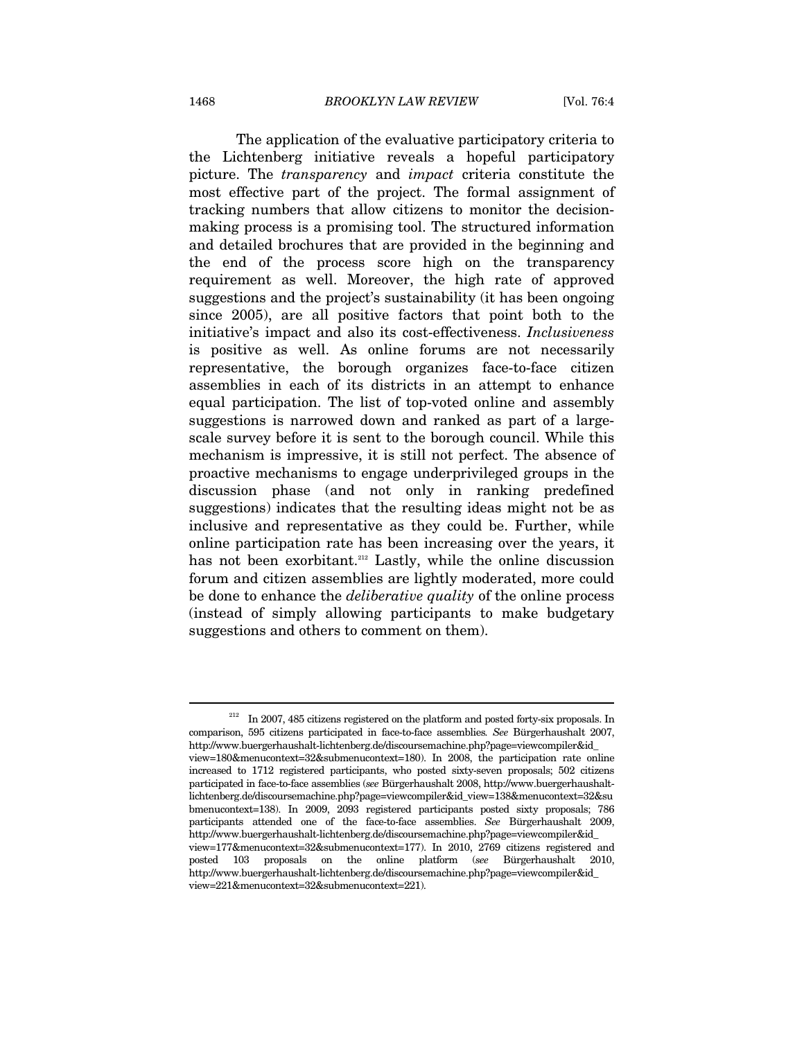The application of the evaluative participatory criteria to the Lichtenberg initiative reveals a hopeful participatory picture. The *transparency* and *impact* criteria constitute the most effective part of the project. The formal assignment of tracking numbers that allow citizens to monitor the decision-making process is a promising tool. The structured information and detailed brochures that are provided in the beginning and the end of the process score high on the transparency requirement as well. Moreover, the high rate of approved suggestions and the project's sustainability (it has been ongoing since 2005), are all positive factors that point both to the initiative's impact and also its cost-effectiveness. *Inclusiveness* is positive as well. As online forums are not necessarily representative, the borough organizes face-to-face citizen assemblies in each of its districts in an attempt to enhance equal participation. The list of top-voted online and assembly suggestions is narrowed down and ranked as part of a large-scale survey before it is sent to the borough council. While this mechanism is impressive, it is still not perfect. The absence of proactive mechanisms to engage underprivileged groups in the discussion phase (and not only in ranking predefined suggestions) indicates that the resulting ideas might not be as inclusive and representative as they could be. Further, while online participation rate has been increasing over the years, it has not been exorbitant.[212] Lastly, while the online discussion forum and citizen assemblies are lightly moderated, more could be done to enhance the *deliberative quality* of the online process (instead of simply allowing participants to make budgetary suggestions and others to comment on them).

---

[212] In 2007, 485 citizens registered on the platform and posted forty-six proposals. In comparison, 595 citizens participated in face-to-face assemblies. *See* Bürgerhaushalt 2007, http://www.buergerhaushalt-lichtenberg.de/discoursemachine.php?page=viewcompiler&id_view=180&menucontext=32&submenucontext=180). In 2008, the participation rate online increased to 1712 registered participants, who posted sixty-seven proposals; 502 citizens participated in face-to-face assemblies (*see* Bürgerhaushalt 2008, http://www.buergerhaushalt-lichtenberg.de/discoursemachine.php?page=viewcompiler&id_view=138&menucontext=32&submenucontext=138). In 2009, 2093 registered participants posted sixty proposals; 786 participants attended one of the face-to-face assemblies. *See* Bürgerhaushalt 2009, http://www.buergerhaushalt-lichtenberg.de/discoursemachine.php?page=viewcompiler&id_view=177&menucontext=32&submenucontext=177). In 2010, 2769 citizens registered and posted 103 proposals on the online platform (*see* Bürgerhaushalt 2010, http://www.buergerhaushalt-lichtenberg.de/discoursemachine.php?page=viewcompiler&id_view=221&menucontext=32&submenucontext=221).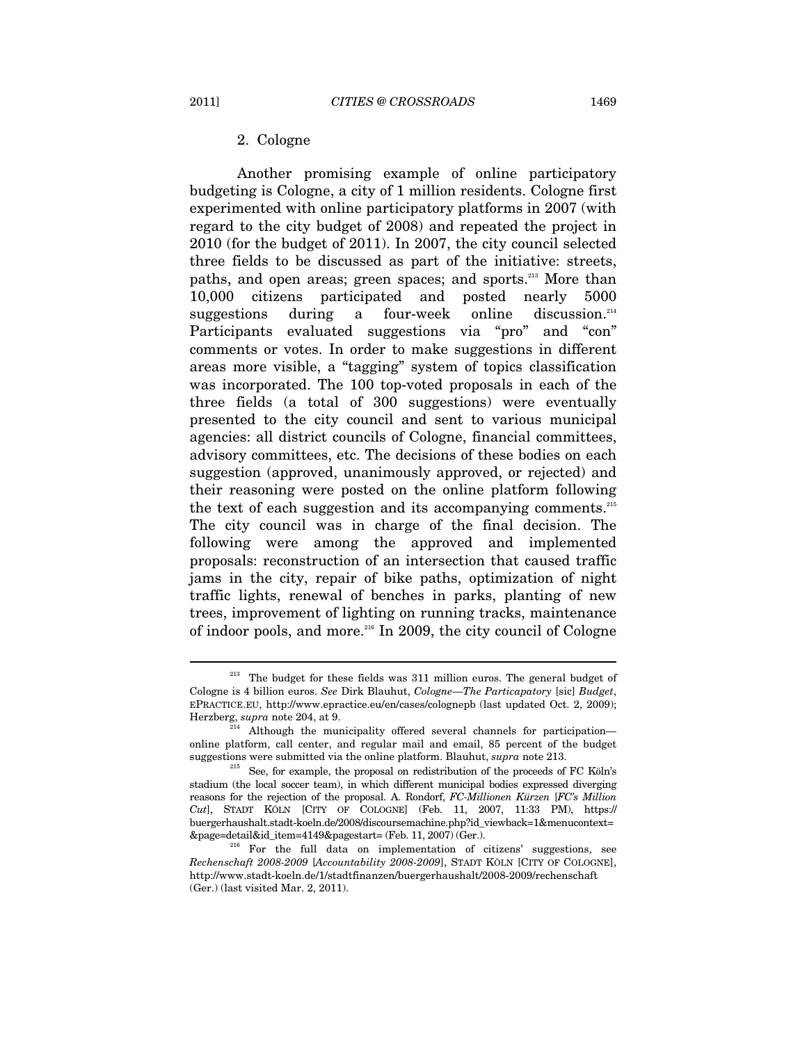### 2. Cologne

Another promising example of online participatory budgeting is Cologne, a city of 1 million residents. Cologne first experimented with online participatory platforms in 2007 (with regard to the city budget of 2008) and repeated the project in 2010 (for the budget of 2011). In 2007, the city council selected three fields to be discussed as part of the initiative: streets, paths, and open areas; green spaces; and sports.[213] More than 10,000 citizens participated and posted nearly 5000 suggestions during a four-week online discussion.[214] Participants evaluated suggestions via "pro" and "con" comments or votes. In order to make suggestions in different areas more visible, a "tagging" system of topics classification was incorporated. The 100 top-voted proposals in each of the three fields (a total of 300 suggestions) were eventually presented to the city council and sent to various municipal agencies: all district councils of Cologne, financial committees, advisory committees, etc. The decisions of these bodies on each suggestion (approved, unanimously approved, or rejected) and their reasoning were posted on the online platform following the text of each suggestion and its accompanying comments.[215] The city council was in charge of the final decision. The following were among the approved and implemented proposals: reconstruction of an intersection that caused traffic jams in the city, repair of bike paths, optimization of night traffic lights, renewal of benches in parks, planting of new trees, improvement of lighting on running tracks, maintenance of indoor pools, and more.[216] In 2009, the city council of Cologne

---

[213] The budget for these fields was 311 million euros. The general budget of Cologne is 4 billion euros. *See* Dirk Blauhut, *Cologne—The Particapatory* [sic] *Budget*, EPRACTICE.EU, http://www.epractice.eu/en/cases/colognepb (last updated Oct. 2, 2009); Herzberg, *supra* note 204, at 9.

[214] Although the municipality offered several channels for participation—online platform, call center, and regular mail and email, 85 percent of the budget suggestions were submitted via the online platform. Blauhut, *supra* note 213.

[215] See, for example, the proposal on redistribution of the proceeds of FC Köln's stadium (the local soccer team), in which different municipal bodies expressed diverging reasons for the rejection of the proposal. A. Rondorf, *FC-Millionen Kürzen* [*FC's Million Cut*], STADT KÖLN [CITY OF COLOGNE] (Feb. 11, 2007, 11:33 PM), https://buergerhaushalt.stadt-koeln.de/2008/discoursemachine.php?id_viewback=1&menucontext=&page=detail&id_item=4149&pagestart= (Feb. 11, 2007) (Ger.).

[216] For the full data on implementation of citizens' suggestions, see *Rechenschaft 2008-2009* [*Accountability 2008-2009*], STADT KÖLN [CITY OF COLOGNE], http://www.stadt-koeln.de/1/stadtfinanzen/buergerhaushalt/2008-2009/rechenschaft (Ger.) (last visited Mar. 2, 2011).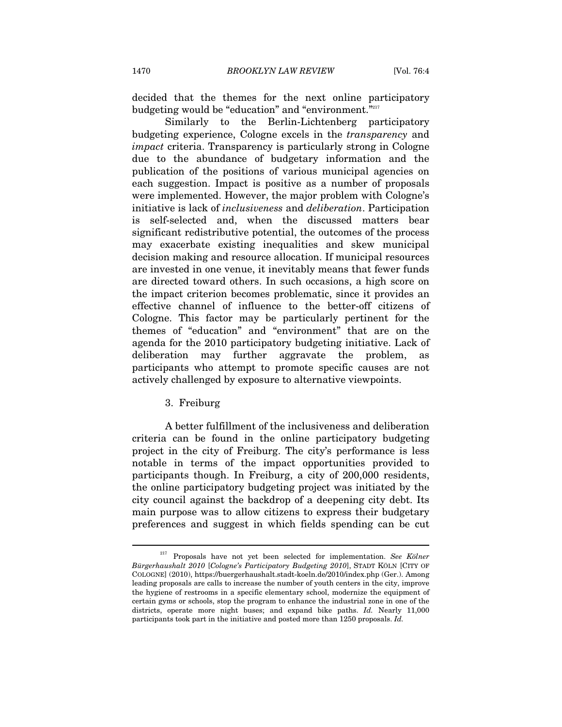decided that the themes for the next online participatory budgeting would be "education" and "environment."[217]

Similarly to the Berlin-Lichtenberg participatory budgeting experience, Cologne excels in the *transparency* and *impact* criteria. Transparency is particularly strong in Cologne due to the abundance of budgetary information and the publication of the positions of various municipal agencies on each suggestion. Impact is positive as a number of proposals were implemented. However, the major problem with Cologne's initiative is lack of *inclusiveness* and *deliberation*. Participation is self-selected and, when the discussed matters bear significant redistributive potential, the outcomes of the process may exacerbate existing inequalities and skew municipal decision making and resource allocation. If municipal resources are invested in one venue, it inevitably means that fewer funds are directed toward others. In such occasions, a high score on the impact criterion becomes problematic, since it provides an effective channel of influence to the better-off citizens of Cologne. This factor may be particularly pertinent for the themes of "education" and "environment" that are on the agenda for the 2010 participatory budgeting initiative. Lack of deliberation may further aggravate the problem, as participants who attempt to promote specific causes are not actively challenged by exposure to alternative viewpoints.

### 3. Freiburg

A better fulfillment of the inclusiveness and deliberation criteria can be found in the online participatory budgeting project in the city of Freiburg. The city's performance is less notable in terms of the impact opportunities provided to participants though. In Freiburg, a city of 200,000 residents, the online participatory budgeting project was initiated by the city council against the backdrop of a deepening city debt. Its main purpose was to allow citizens to express their budgetary preferences and suggest in which fields spending can be cut

---

[217] Proposals have not yet been selected for implementation. *See Kölner Bürgerhaushalt 2010* [*Cologne's Participatory Budgeting 2010*], STADT KÖLN [CITY OF COLOGNE] (2010), https://buergerhaushalt.stadt-koeln.de/2010/index.php (Ger.). Among leading proposals are calls to increase the number of youth centers in the city, improve the hygiene of restrooms in a specific elementary school, modernize the equipment of certain gyms or schools, stop the program to enhance the industrial zone in one of the districts, operate more night buses; and expand bike paths. *Id.* Nearly 11,000 participants took part in the initiative and posted more than 1250 proposals. *Id.*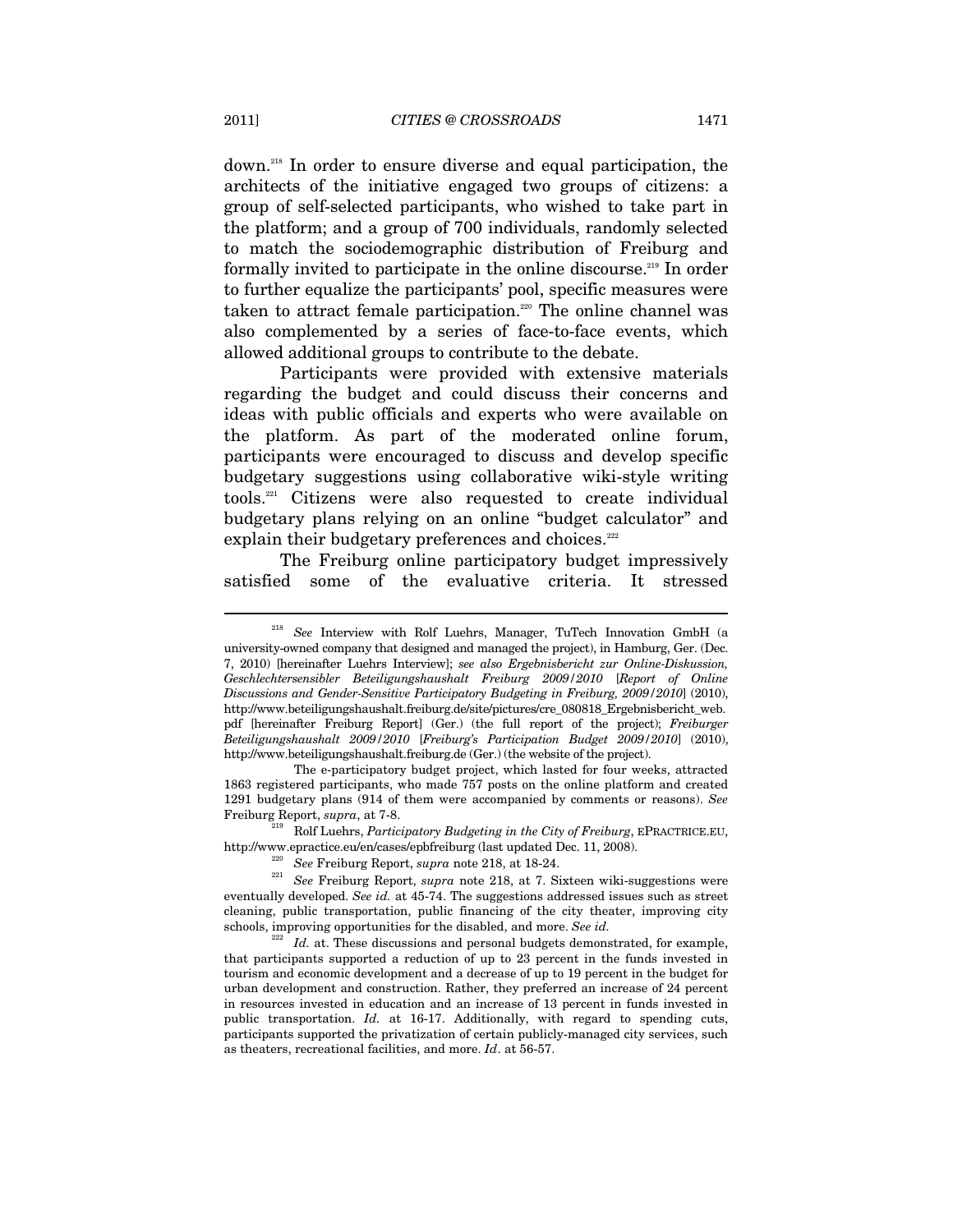down.[218] In order to ensure diverse and equal participation, the architects of the initiative engaged two groups of citizens: a group of self-selected participants, who wished to take part in the platform; and a group of 700 individuals, randomly selected to match the sociodemographic distribution of Freiburg and formally invited to participate in the online discourse.[219] In order to further equalize the participants' pool, specific measures were taken to attract female participation.[220] The online channel was also complemented by a series of face-to-face events, which allowed additional groups to contribute to the debate.

Participants were provided with extensive materials regarding the budget and could discuss their concerns and ideas with public officials and experts who were available on the platform. As part of the moderated online forum, participants were encouraged to discuss and develop specific budgetary suggestions using collaborative wiki-style writing tools.[221] Citizens were also requested to create individual budgetary plans relying on an online "budget calculator" and explain their budgetary preferences and choices.[222]

The Freiburg online participatory budget impressively satisfied some of the evaluative criteria. It stressed

---

[218] *See* Interview with Rolf Luehrs, Manager, TuTech Innovation GmbH (a university-owned company that designed and managed the project), in Hamburg, Ger. (Dec. 7, 2010) [hereinafter Luehrs Interview]; *see also Ergebnisbericht zur Online-Diskussion, Geschlechtersensibler Beteiligungshaushalt Freiburg 2009/2010* [*Report of Online Discussions and Gender-Sensitive Participatory Budgeting in Freiburg, 2009/2010*] (2010), http://www.beteiligungshaushalt.freiburg.de/site/pictures/cre_080818_Ergebnisbericht_web.pdf [hereinafter Freiburg Report] (Ger.) (the full report of the project); *Freiburger Beteiligungshaushalt 2009/2010* [*Freiburg's Participation Budget 2009/2010*] (2010), http://www.beteiligungshaushalt.freiburg.de (Ger.) (the website of the project).

The e-participatory budget project, which lasted for four weeks, attracted 1863 registered participants, who made 757 posts on the online platform and created 1291 budgetary plans (914 of them were accompanied by comments or reasons). *See* Freiburg Report, *supra*, at 7-8.

[219] Rolf Luehrs, *Participatory Budgeting in the City of Freiburg*, EPRACTICE.EU, http://www.epractice.eu/en/cases/epbfreiburg (last updated Dec. 11, 2008).

[220] *See* Freiburg Report, *supra* note 218, at 18-24.

[221] *See* Freiburg Report, *supra* note 218, at 7. Sixteen wiki-suggestions were eventually developed. *See id.* at 45-74. The suggestions addressed issues such as street cleaning, public transportation, public financing of the city theater, improving city schools, improving opportunities for the disabled, and more. *See id.*

[222] *Id.* at. These discussions and personal budgets demonstrated, for example, that participants supported a reduction of up to 23 percent in the funds invested in tourism and economic development and a decrease of up to 19 percent in the budget for urban development and construction. Rather, they preferred an increase of 24 percent in resources invested in education and an increase of 13 percent in funds invested in public transportation. *Id.* at 16-17. Additionally, with regard to spending cuts, participants supported the privatization of certain publicly-managed city services, such as theaters, recreational facilities, and more. *Id*. at 56-57.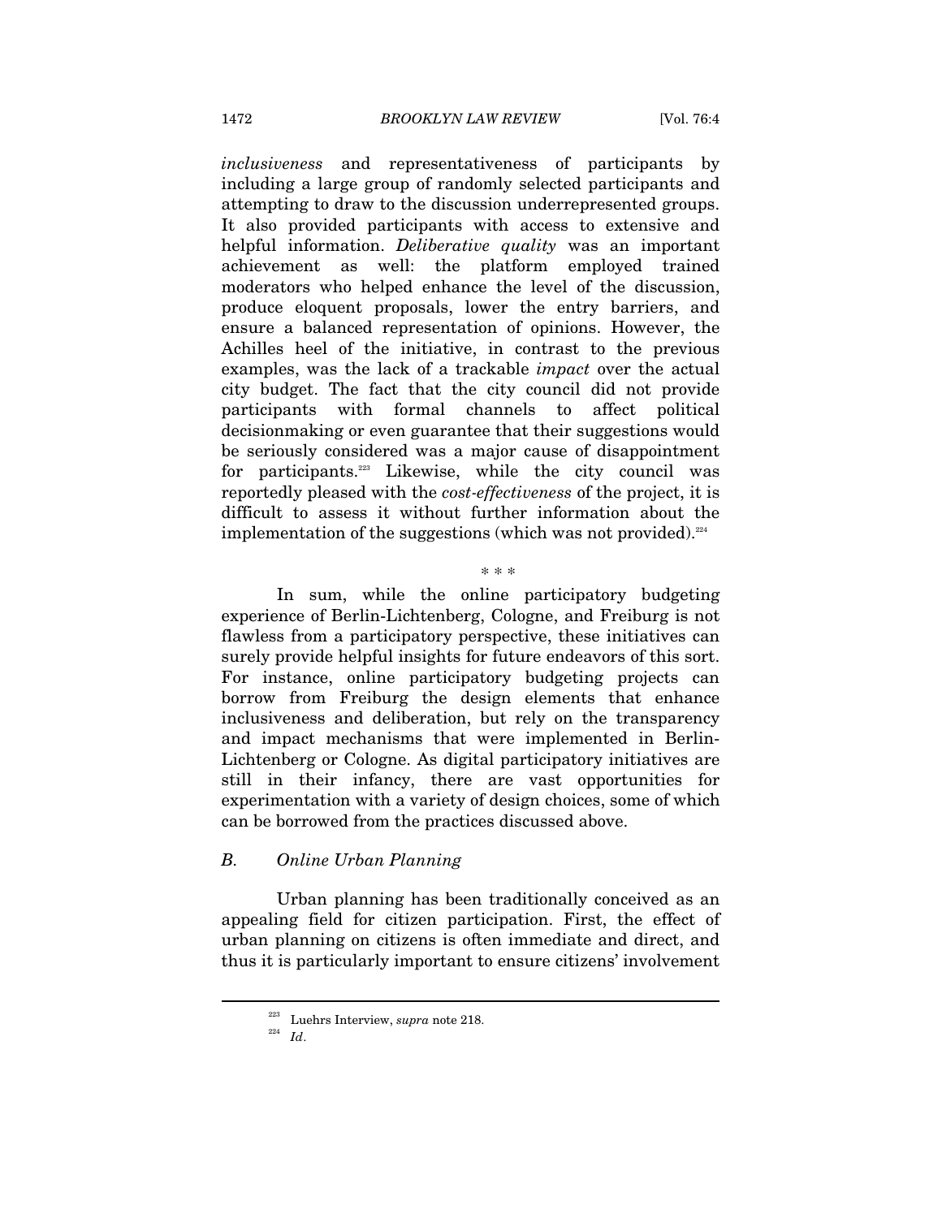*inclusiveness* and representativeness of participants by including a large group of randomly selected participants and attempting to draw to the discussion underrepresented groups. It also provided participants with access to extensive and helpful information. *Deliberative quality* was an important achievement as well: the platform employed trained moderators who helped enhance the level of the discussion, produce eloquent proposals, lower the entry barriers, and ensure a balanced representation of opinions. However, the Achilles heel of the initiative, in contrast to the previous examples, was the lack of a trackable *impact* over the actual city budget. The fact that the city council did not provide participants with formal channels to affect political decisionmaking or even guarantee that their suggestions would be seriously considered was a major cause of disappointment for participants.[223] Likewise, while the city council was reportedly pleased with the *cost-effectiveness* of the project, it is difficult to assess it without further information about the implementation of the suggestions (which was not provided).[224]

\* \* \*

In sum, while the online participatory budgeting experience of Berlin-Lichtenberg, Cologne, and Freiburg is not flawless from a participatory perspective, these initiatives can surely provide helpful insights for future endeavors of this sort. For instance, online participatory budgeting projects can borrow from Freiburg the design elements that enhance inclusiveness and deliberation, but rely on the transparency and impact mechanisms that were implemented in Berlin-Lichtenberg or Cologne. As digital participatory initiatives are still in their infancy, there are vast opportunities for experimentation with a variety of design choices, some of which can be borrowed from the practices discussed above.

### *B. Online Urban Planning*

Urban planning has been traditionally conceived as an appealing field for citizen participation. First, the effect of urban planning on citizens is often immediate and direct, and thus it is particularly important to ensure citizens' involvement

---

[223] Luehrs Interview, *supra* note 218.

[224] *Id*.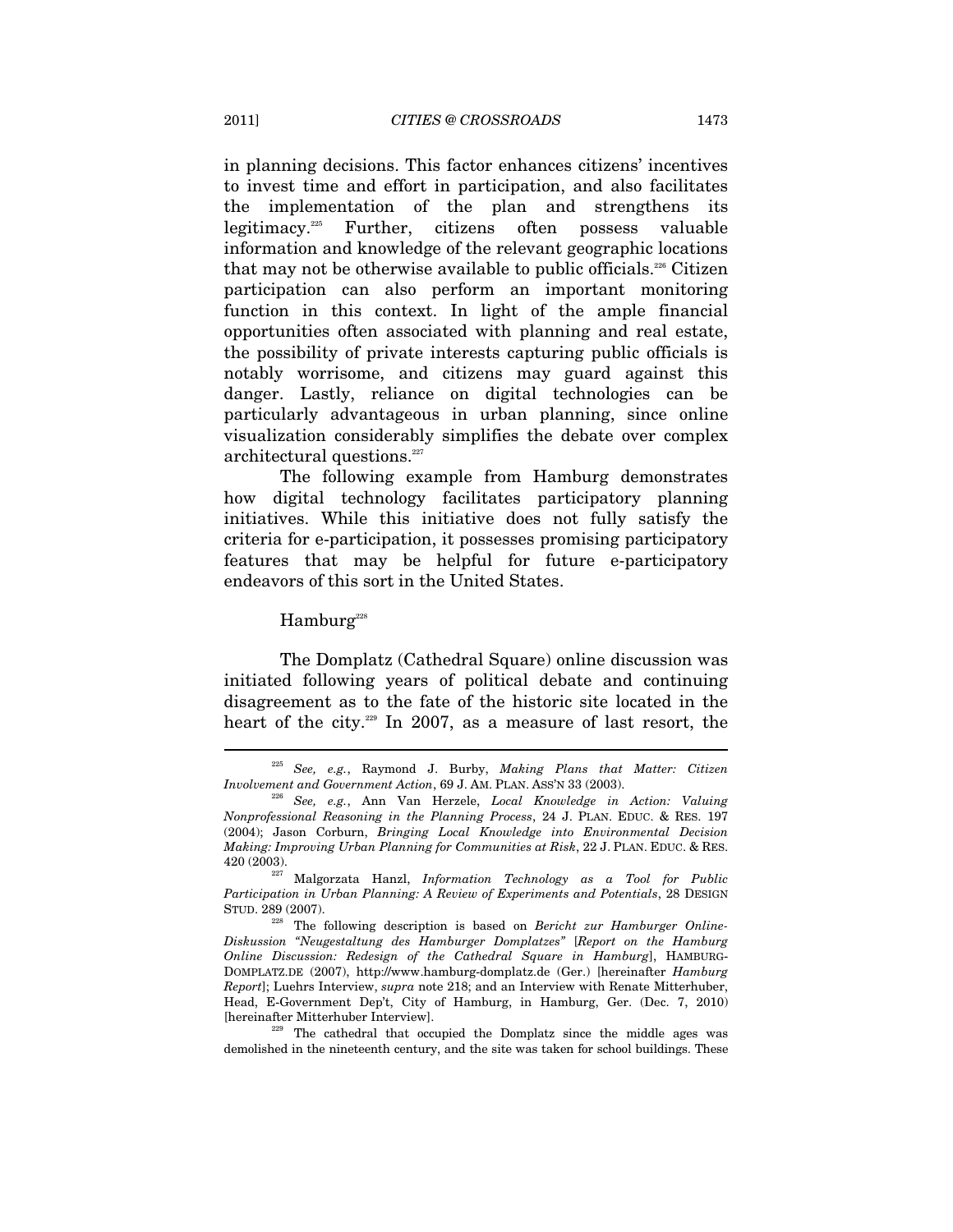in planning decisions. This factor enhances citizens' incentives to invest time and effort in participation, and also facilitates the implementation of the plan and strengthens its legitimacy.[225] Further, citizens often possess valuable information and knowledge of the relevant geographic locations that may not be otherwise available to public officials.[226] Citizen participation can also perform an important monitoring function in this context. In light of the ample financial opportunities often associated with planning and real estate, the possibility of private interests capturing public officials is notably worrisome, and citizens may guard against this danger. Lastly, reliance on digital technologies can be particularly advantageous in urban planning, since online visualization considerably simplifies the debate over complex architectural questions.[227]

The following example from Hamburg demonstrates how digital technology facilitates participatory planning initiatives. While this initiative does not fully satisfy the criteria for e-participation, it possesses promising participatory features that may be helpful for future e-participatory endeavors of this sort in the United States.

Hamburg[228]

The Domplatz (Cathedral Square) online discussion was initiated following years of political debate and continuing disagreement as to the fate of the historic site located in the heart of the city.[229] In 2007, as a measure of last resort, the

---

[225] *See, e.g.*, Raymond J. Burby, *Making Plans that Matter: Citizen Involvement and Government Action*, 69 J. AM. PLAN. ASS'N 33 (2003).

[226] *See, e.g.*, Ann Van Herzele, *Local Knowledge in Action: Valuing Nonprofessional Reasoning in the Planning Process*, 24 J. PLAN. EDUC. & RES. 197 (2004); Jason Corburn, *Bringing Local Knowledge into Environmental Decision Making: Improving Urban Planning for Communities at Risk*, 22 J. PLAN. EDUC. & RES. 420 (2003).

[227] Malgorzata Hanzl, *Information Technology as a Tool for Public Participation in Urban Planning: A Review of Experiments and Potentials*, 28 DESIGN STUD. 289 (2007).

[228] The following description is based on *Bericht zur Hamburger Online-Diskussion "Neugestaltung des Hamburger Domplatzes"* [*Report on the Hamburg Online Discussion: Redesign of the Cathedral Square in Hamburg*], HAMBURG-DOMPLATZ.DE (2007), http://www.hamburg-domplatz.de (Ger.) [hereinafter *Hamburg Report*]; Luehrs Interview, *supra* note 218; and an Interview with Renate Mitterhuber, Head, E-Government Dep't, City of Hamburg, in Hamburg, Ger. (Dec. 7, 2010) [hereinafter Mitterhuber Interview].

[229] The cathedral that occupied the Domplatz since the middle ages was demolished in the nineteenth century, and the site was taken for school buildings. These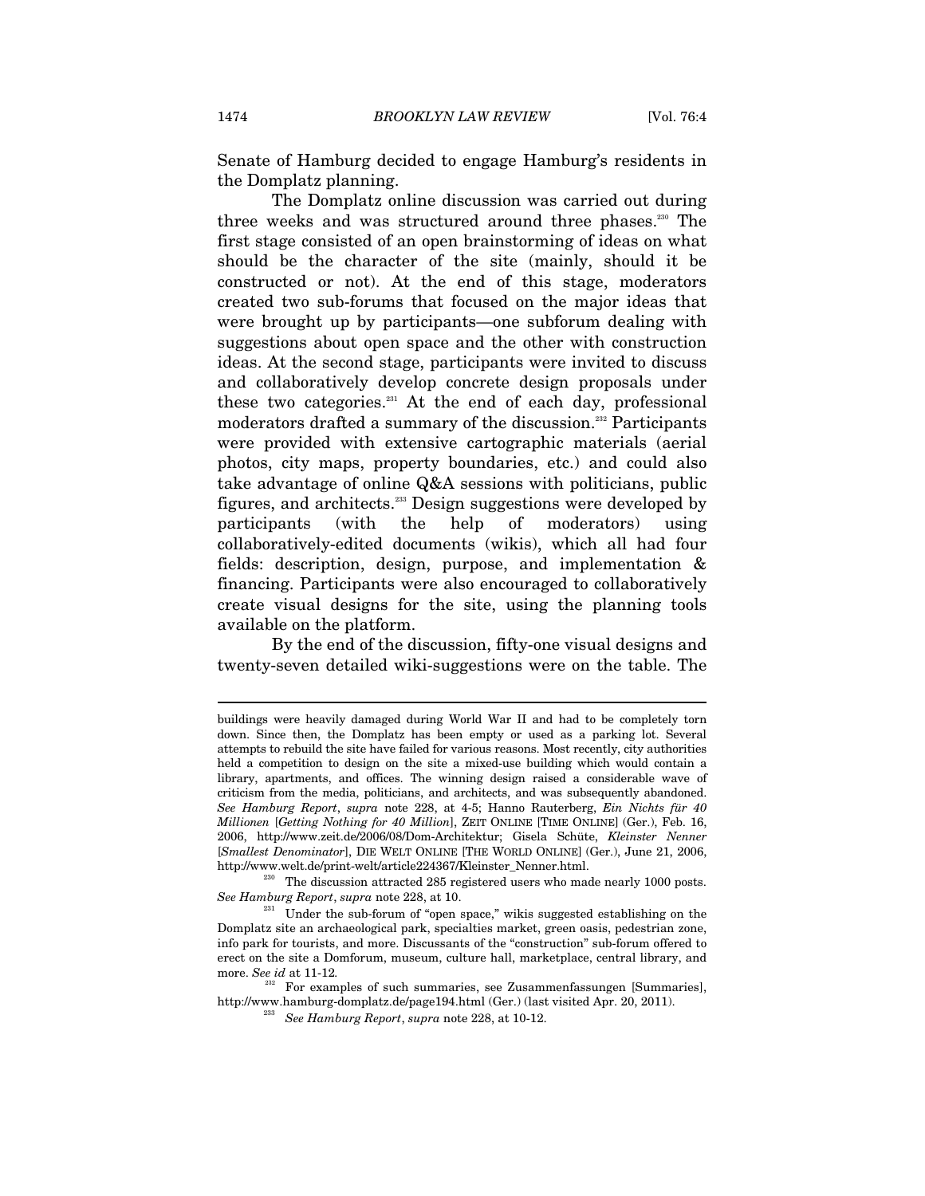Senate of Hamburg decided to engage Hamburg's residents in the Domplatz planning.

The Domplatz online discussion was carried out during three weeks and was structured around three phases.[230] The first stage consisted of an open brainstorming of ideas on what should be the character of the site (mainly, should it be constructed or not). At the end of this stage, moderators created two sub-forums that focused on the major ideas that were brought up by participants—one subforum dealing with suggestions about open space and the other with construction ideas. At the second stage, participants were invited to discuss and collaboratively develop concrete design proposals under these two categories.[231] At the end of each day, professional moderators drafted a summary of the discussion.[232] Participants were provided with extensive cartographic materials (aerial photos, city maps, property boundaries, etc.) and could also take advantage of online Q&A sessions with politicians, public figures, and architects.[233] Design suggestions were developed by participants (with the help of moderators) using collaboratively-edited documents (wikis), which all had four fields: description, design, purpose, and implementation & financing. Participants were also encouraged to collaboratively create visual designs for the site, using the planning tools available on the platform.

By the end of the discussion, fifty-one visual designs and twenty-seven detailed wiki-suggestions were on the table. The

---

buildings were heavily damaged during World War II and had to be completely torn down. Since then, the Domplatz has been empty or used as a parking lot. Several attempts to rebuild the site have failed for various reasons. Most recently, city authorities held a competition to design on the site a mixed-use building which would contain a library, apartments, and offices. The winning design raised a considerable wave of criticism from the media, politicians, and architects, and was subsequently abandoned. *See Hamburg Report*, *supra* note 228, at 4-5; Hanno Rauterberg, *Ein Nichts für 40 Millionen* [*Getting Nothing for 40 Million*], ZEIT ONLINE [TIME ONLINE] (Ger.), Feb. 16, 2006, http://www.zeit.de/2006/08/Dom-Architektur; Gisela Schüte, *Kleinster Nenner* [*Smallest Denominator*], DIE WELT ONLINE [THE WORLD ONLINE] (Ger.), June 21, 2006, http://www.welt.de/print-welt/article224367/Kleinster_Nenner.html.

[230] The discussion attracted 285 registered users who made nearly 1000 posts. *See Hamburg Report*, *supra* note 228, at 10.

[231] Under the sub-forum of "open space," wikis suggested establishing on the Domplatz site an archaeological park, specialties market, green oasis, pedestrian zone, info park for tourists, and more. Discussants of the "construction" sub-forum offered to erect on the site a Domforum, museum, culture hall, marketplace, central library, and more. *See id* at 11-12.

[232] For examples of such summaries, see Zusammenfassungen [Summaries], http://www.hamburg-domplatz.de/page194.html (Ger.) (last visited Apr. 20, 2011).

[233] *See Hamburg Report*, *supra* note 228, at 10-12.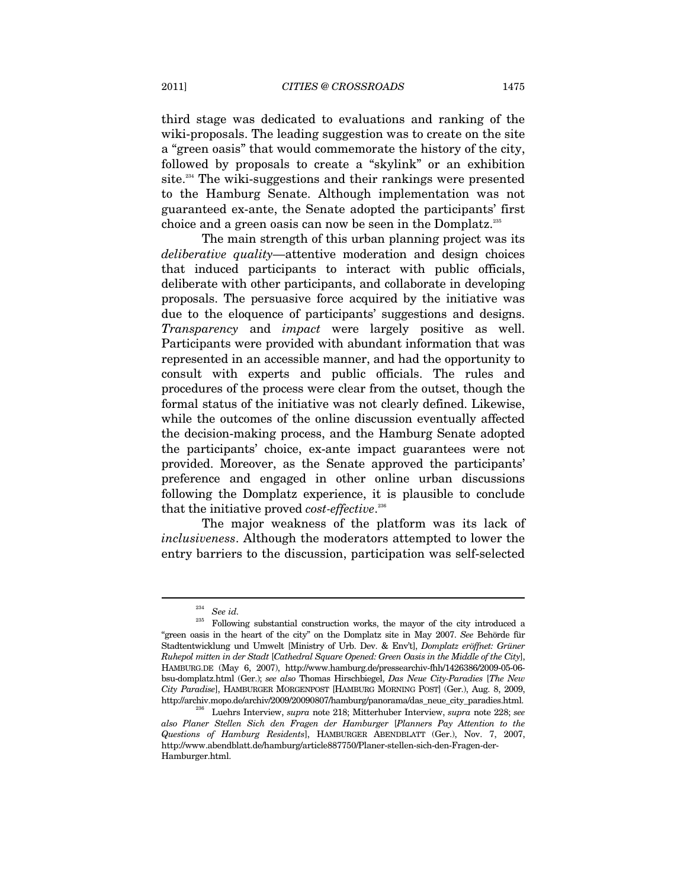third stage was dedicated to evaluations and ranking of the wiki-proposals. The leading suggestion was to create on the site a "green oasis" that would commemorate the history of the city, followed by proposals to create a "skylink" or an exhibition site.[234] The wiki-suggestions and their rankings were presented to the Hamburg Senate. Although implementation was not guaranteed ex-ante, the Senate adopted the participants' first choice and a green oasis can now be seen in the Domplatz.[235]

The main strength of this urban planning project was its *deliberative quality*—attentive moderation and design choices that induced participants to interact with public officials, deliberate with other participants, and collaborate in developing proposals. The persuasive force acquired by the initiative was due to the eloquence of participants' suggestions and designs. *Transparency* and *impact* were largely positive as well. Participants were provided with abundant information that was represented in an accessible manner, and had the opportunity to consult with experts and public officials. The rules and procedures of the process were clear from the outset, though the formal status of the initiative was not clearly defined. Likewise, while the outcomes of the online discussion eventually affected the decision-making process, and the Hamburg Senate adopted the participants' choice, ex-ante impact guarantees were not provided. Moreover, as the Senate approved the participants' preference and engaged in other online urban discussions following the Domplatz experience, it is plausible to conclude that the initiative proved *cost-effective*.[236]

The major weakness of the platform was its lack of *inclusiveness*. Although the moderators attempted to lower the entry barriers to the discussion, participation was self-selected

---

[234] *See id.*

[235] Following substantial construction works, the mayor of the city introduced a "green oasis in the heart of the city" on the Domplatz site in May 2007. *See* Behörde für Stadtentwicklung und Umwelt [Ministry of Urb. Dev. & Env't], *Domplatz eröffnet: Grüner Ruhepol mitten in der Stadt* [*Cathedral Square Opened: Green Oasis in the Middle of the City*], HAMBURG.DE (May 6, 2007), http://www.hamburg.de/pressearchiv-fhh/1426386/2009-05-06-bsu-domplatz.html (Ger.); *see also* Thomas Hirschbiegel, *Das Neue City-Paradies* [*The New City Paradise*], HAMBURGER MORGENPOST [HAMBURG MORNING POST] (Ger.), Aug. 8, 2009, http://archiv.mopo.de/archiv/2009/20090807/hamburg/panorama/das_neue_city_paradies.html.

[236] Luehrs Interview, *supra* note 218; Mitterhuber Interview, *supra* note 228; *see also Planer Stellen Sich den Fragen der Hamburger* [*Planners Pay Attention to the Questions of Hamburg Residents*], HAMBURGER ABENDBLATT (Ger.), Nov. 7, 2007, http://www.abendblatt.de/hamburg/article887750/Planer-stellen-sich-den-Fragen-der-Hamburger.html.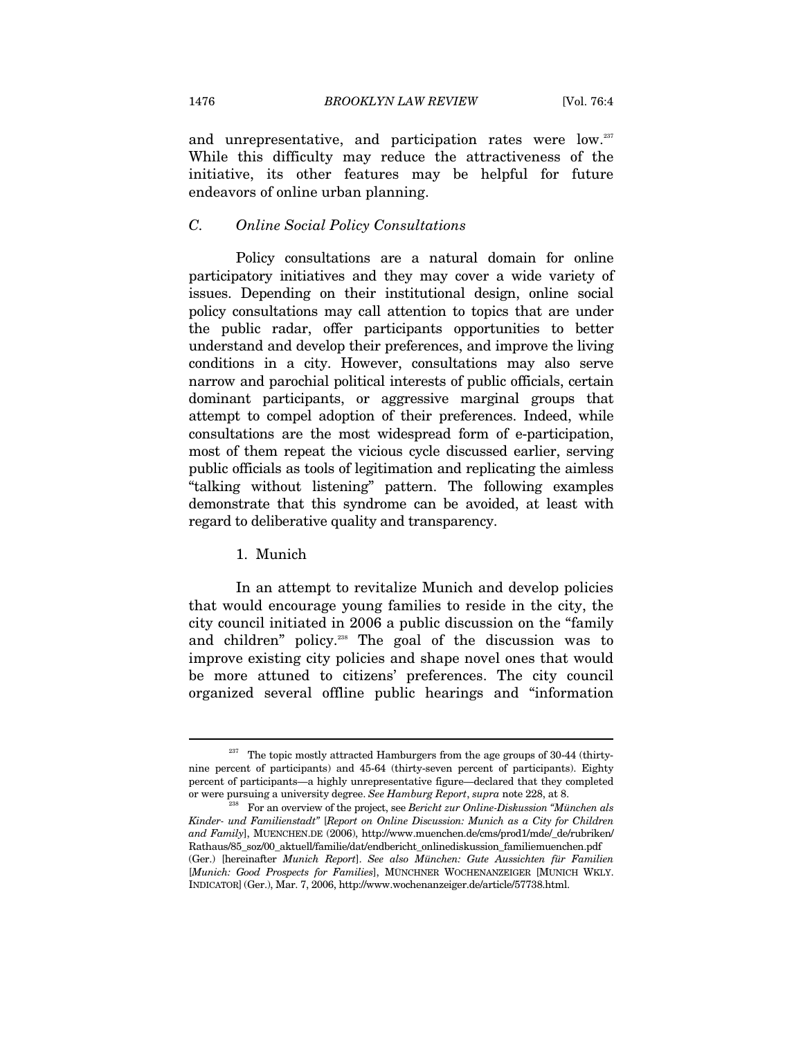and unrepresentative, and participation rates were low.[237] While this difficulty may reduce the attractiveness of the initiative, its other features may be helpful for future endeavors of online urban planning.

### C. *Online Social Policy Consultations*

Policy consultations are a natural domain for online participatory initiatives and they may cover a wide variety of issues. Depending on their institutional design, online social policy consultations may call attention to topics that are under the public radar, offer participants opportunities to better understand and develop their preferences, and improve the living conditions in a city. However, consultations may also serve narrow and parochial political interests of public officials, certain dominant participants, or aggressive marginal groups that attempt to compel adoption of their preferences. Indeed, while consultations are the most widespread form of e-participation, most of them repeat the vicious cycle discussed earlier, serving public officials as tools of legitimation and replicating the aimless "talking without listening" pattern. The following examples demonstrate that this syndrome can be avoided, at least with regard to deliberative quality and transparency.

#### 1. Munich

In an attempt to revitalize Munich and develop policies that would encourage young families to reside in the city, the city council initiated in 2006 a public discussion on the "family and children" policy.[238] The goal of the discussion was to improve existing city policies and shape novel ones that would be more attuned to citizens' preferences. The city council organized several offline public hearings and "information

---

[237] The topic mostly attracted Hamburgers from the age groups of 30-44 (thirty-nine percent of participants) and 45-64 (thirty-seven percent of participants). Eighty percent of participants—a highly unrepresentative figure—declared that they completed or were pursuing a university degree. *See Hamburg Report*, *supra* note 228, at 8.

[238] For an overview of the project, see *Bericht zur Online-Diskussion "München als Kinder- und Familienstadt"* [*Report on Online Discussion: Munich as a City for Children and Family*], MUENCHEN.DE (2006), http://www.muenchen.de/cms/prod1/mde/_de/rubriken/Rathaus/85_soz/00_aktuell/familie/dat/endbericht_onlinediskussion_familiemuenchen.pdf (Ger.) [hereinafter *Munich Report*]. *See also München: Gute Aussichten für Familien* [*Munich: Good Prospects for Families*], MÜNCHNER WOCHENANZEIGER [MUNICH WKLY. INDICATOR] (Ger.), Mar. 7, 2006, http://www.wochenanzeiger.de/article/57738.html.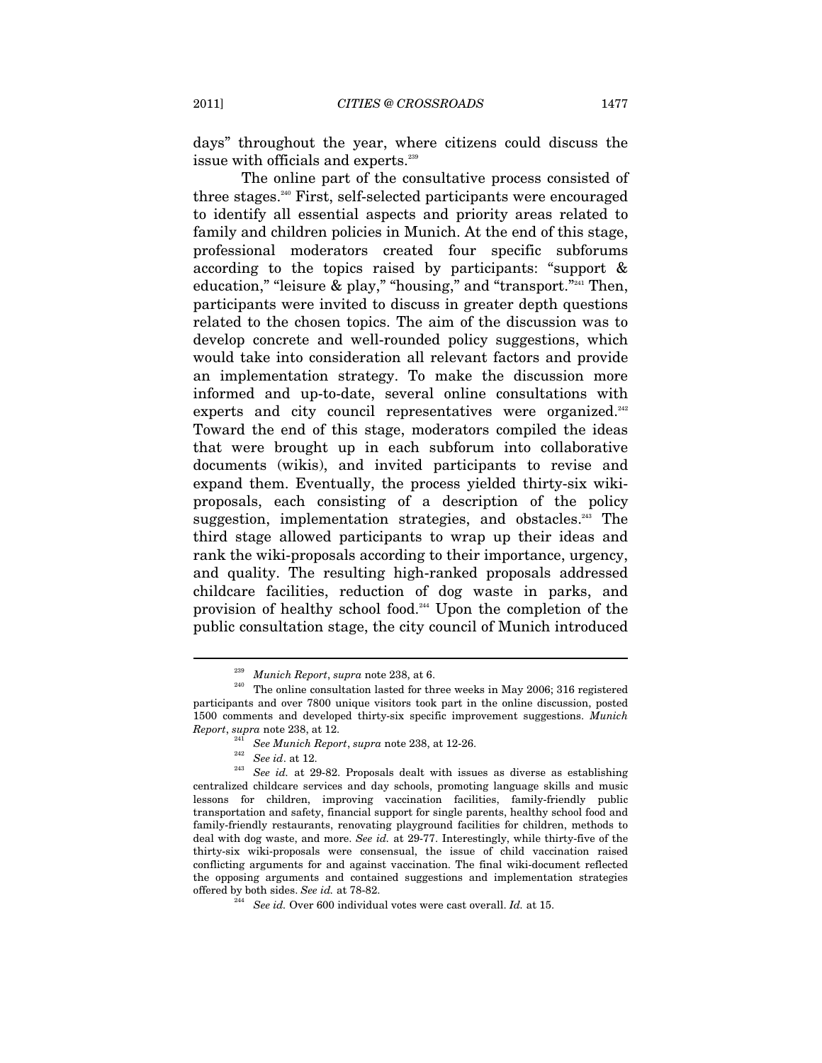days" throughout the year, where citizens could discuss the issue with officials and experts.[239]

The online part of the consultative process consisted of three stages.[240] First, self-selected participants were encouraged to identify all essential aspects and priority areas related to family and children policies in Munich. At the end of this stage, professional moderators created four specific subforums according to the topics raised by participants: "support & education," "leisure & play," "housing," and "transport."[241] Then, participants were invited to discuss in greater depth questions related to the chosen topics. The aim of the discussion was to develop concrete and well-rounded policy suggestions, which would take into consideration all relevant factors and provide an implementation strategy. To make the discussion more informed and up-to-date, several online consultations with experts and city council representatives were organized.[242] Toward the end of this stage, moderators compiled the ideas that were brought up in each subforum into collaborative documents (wikis), and invited participants to revise and expand them. Eventually, the process yielded thirty-six wiki-proposals, each consisting of a description of the policy suggestion, implementation strategies, and obstacles.[243] The third stage allowed participants to wrap up their ideas and rank the wiki-proposals according to their importance, urgency, and quality. The resulting high-ranked proposals addressed childcare facilities, reduction of dog waste in parks, and provision of healthy school food.[244] Upon the completion of the public consultation stage, the city council of Munich introduced

---

[239] *Munich Report*, *supra* note 238, at 6.

[240] The online consultation lasted for three weeks in May 2006; 316 registered participants and over 7800 unique visitors took part in the online discussion, posted 1500 comments and developed thirty-six specific improvement suggestions. *Munich Report*, *supra* note 238, at 12.

[241] *See Munich Report*, *supra* note 238, at 12-26.

[242] *See id*. at 12.

[243] *See id.* at 29-82. Proposals dealt with issues as diverse as establishing centralized childcare services and day schools, promoting language skills and music lessons for children, improving vaccination facilities, family-friendly public transportation and safety, financial support for single parents, healthy school food and family-friendly restaurants, renovating playground facilities for children, methods to deal with dog waste, and more. *See id.* at 29-77. Interestingly, while thirty-five of the thirty-six wiki-proposals were consensual, the issue of child vaccination raised conflicting arguments for and against vaccination. The final wiki-document reflected the opposing arguments and contained suggestions and implementation strategies offered by both sides. *See id.* at 78-82.

[244] *See id.* Over 600 individual votes were cast overall. *Id.* at 15.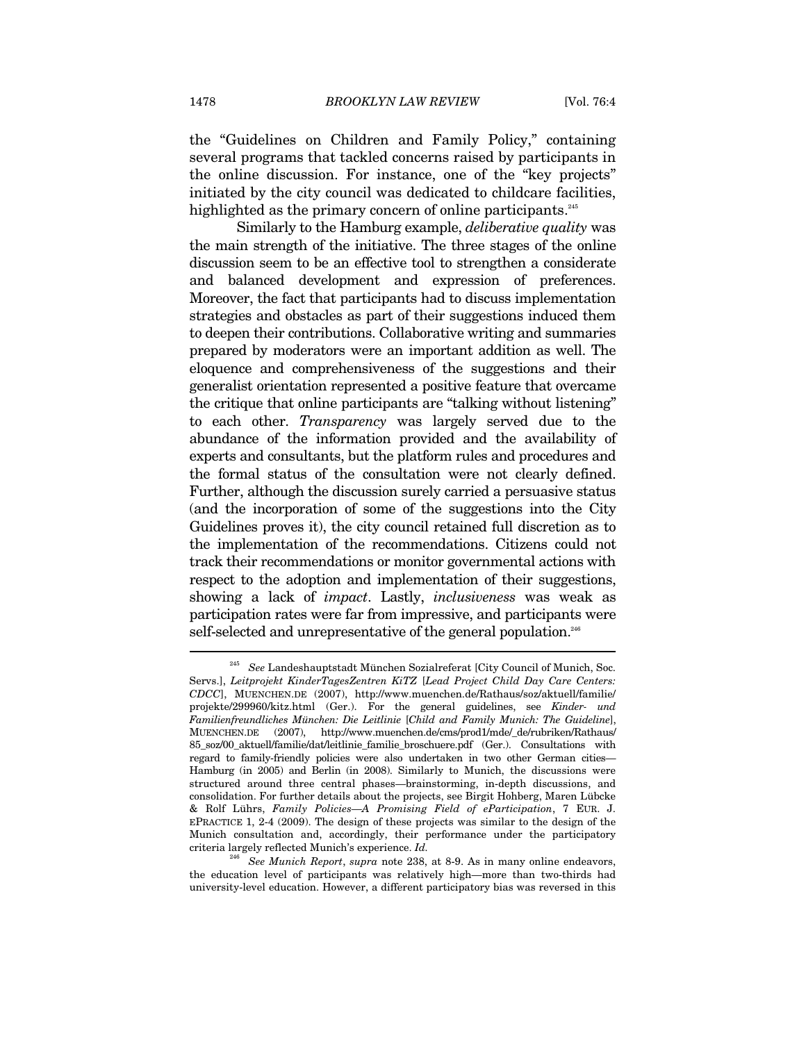the "Guidelines on Children and Family Policy," containing several programs that tackled concerns raised by participants in the online discussion. For instance, one of the "key projects" initiated by the city council was dedicated to childcare facilities, highlighted as the primary concern of online participants.[245]

Similarly to the Hamburg example, *deliberative quality* was the main strength of the initiative. The three stages of the online discussion seem to be an effective tool to strengthen a considerate and balanced development and expression of preferences. Moreover, the fact that participants had to discuss implementation strategies and obstacles as part of their suggestions induced them to deepen their contributions. Collaborative writing and summaries prepared by moderators were an important addition as well. The eloquence and comprehensiveness of the suggestions and their generalist orientation represented a positive feature that overcame the critique that online participants are "talking without listening" to each other. *Transparency* was largely served due to the abundance of the information provided and the availability of experts and consultants, but the platform rules and procedures and the formal status of the consultation were not clearly defined. Further, although the discussion surely carried a persuasive status (and the incorporation of some of the suggestions into the City Guidelines proves it), the city council retained full discretion as to the implementation of the recommendations. Citizens could not track their recommendations or monitor governmental actions with respect to the adoption and implementation of their suggestions, showing a lack of *impact*. Lastly, *inclusiveness* was weak as participation rates were far from impressive, and participants were self-selected and unrepresentative of the general population.[246]

---

[245] *See* Landeshauptstadt München Sozialreferat [City Council of Munich, Soc. Servs.], *Leitprojekt KinderTagesZentren KiTZ* [*Lead Project Child Day Care Centers: CDCC*], MUENCHEN.DE (2007), http://www.muenchen.de/Rathaus/soz/aktuell/familie/projekte/299960/kitz.html (Ger.). For the general guidelines, see *Kinder- und Familienfreundliches München: Die Leitlinie* [*Child and Family Munich: The Guideline*], MUENCHEN.DE (2007), http://www.muenchen.de/cms/prod1/mde/_de/rubriken/Rathaus/85_soz/00_aktuell/familie/dat/leitlinie_familie_broschuere.pdf (Ger.). Consultations with regard to family-friendly policies were also undertaken in two other German cities—Hamburg (in 2005) and Berlin (in 2008). Similarly to Munich, the discussions were structured around three central phases—brainstorming, in-depth discussions, and consolidation. For further details about the projects, see Birgit Hohberg, Maren Lübcke & Rolf Lührs, *Family Policies—A Promising Field of eParticipation*, 7 EUR. J. EPRACTICE 1, 2-4 (2009). The design of these projects was similar to the design of the Munich consultation and, accordingly, their performance under the participatory criteria largely reflected Munich's experience. *Id.*

[246] *See Munich Report*, *supra* note 238, at 8-9. As in many online endeavors, the education level of participants was relatively high—more than two-thirds had university-level education. However, a different participatory bias was reversed in this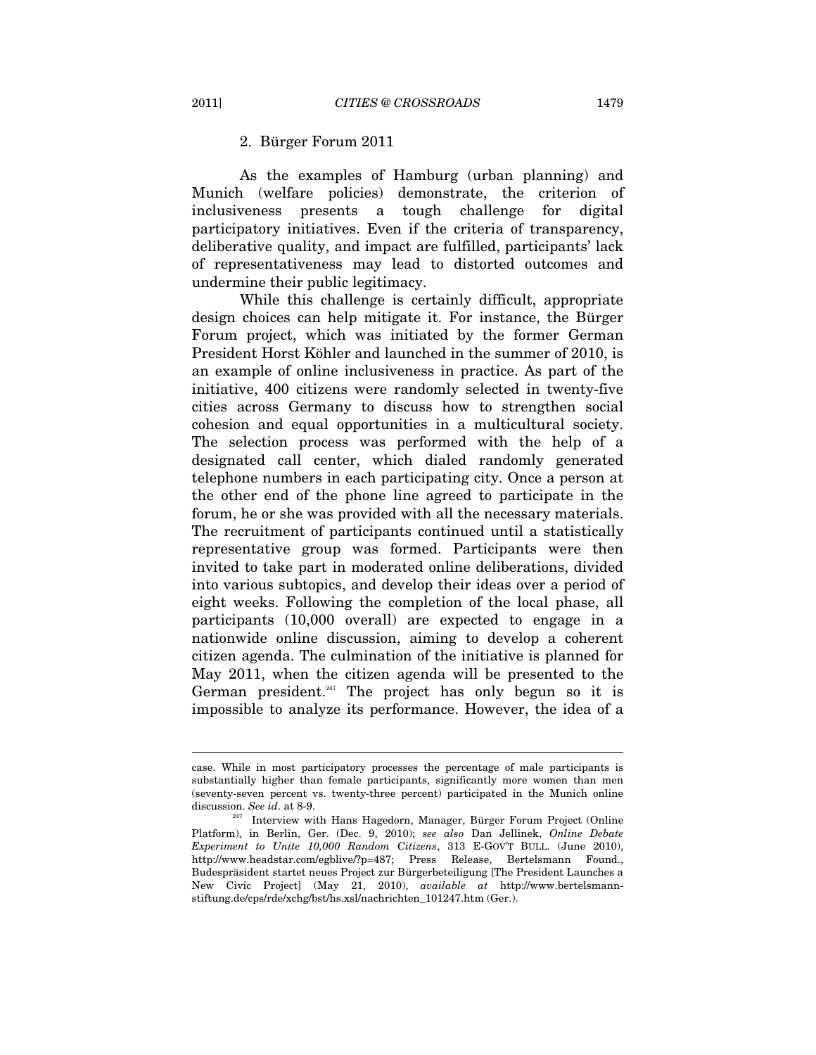### 2. Bürger Forum 2011

As the examples of Hamburg (urban planning) and Munich (welfare policies) demonstrate, the criterion of inclusiveness presents a tough challenge for digital participatory initiatives. Even if the criteria of transparency, deliberative quality, and impact are fulfilled, participants' lack of representativeness may lead to distorted outcomes and undermine their public legitimacy.

While this challenge is certainly difficult, appropriate design choices can help mitigate it. For instance, the Bürger Forum project, which was initiated by the former German President Horst Köhler and launched in the summer of 2010, is an example of online inclusiveness in practice. As part of the initiative, 400 citizens were randomly selected in twenty-five cities across Germany to discuss how to strengthen social cohesion and equal opportunities in a multicultural society. The selection process was performed with the help of a designated call center, which dialed randomly generated telephone numbers in each participating city. Once a person at the other end of the phone line agreed to participate in the forum, he or she was provided with all the necessary materials. The recruitment of participants continued until a statistically representative group was formed. Participants were then invited to take part in moderated online deliberations, divided into various subtopics, and develop their ideas over a period of eight weeks. Following the completion of the local phase, all participants (10,000 overall) are expected to engage in a nationwide online discussion, aiming to develop a coherent citizen agenda. The culmination of the initiative is planned for May 2011, when the citizen agenda will be presented to the German president.[247] The project has only begun so it is impossible to analyze its performance. However, the idea of a

---

case. While in most participatory processes the percentage of male participants is substantially higher than female participants, significantly more women than men (seventy-seven percent vs. twenty-three percent) participated in the Munich online discussion. *See id*. at 8-9.

[247] Interview with Hans Hagedorn, Manager, Bürger Forum Project (Online Platform), in Berlin, Ger. (Dec. 9, 2010); *see also* Dan Jellinek, *Online Debate Experiment to Unite 10,000 Random Citizens*, 313 E-GOV'T BULL. (June 2010), http://www.headstar.com/egblive/?p=487; Press Release, Bertelsmann Found., Budespräsident startet neues Project zur Bürgerbeteiligung [The President Launches a New Civic Project] (May 21, 2010), *available at* http://www.bertelsmann-stiftung.de/cps/rde/xchg/bst/hs.xsl/nachrichten_101247.htm (Ger.).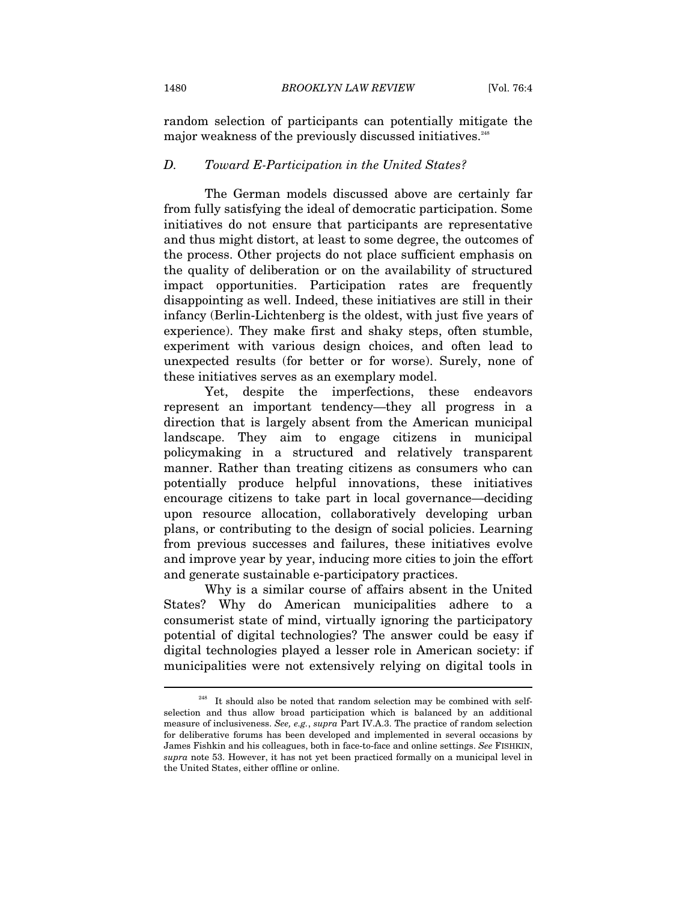random selection of participants can potentially mitigate the major weakness of the previously discussed initiatives.[248]

### *D. Toward E-Participation in the United States?*

The German models discussed above are certainly far from fully satisfying the ideal of democratic participation. Some initiatives do not ensure that participants are representative and thus might distort, at least to some degree, the outcomes of the process. Other projects do not place sufficient emphasis on the quality of deliberation or on the availability of structured impact opportunities. Participation rates are frequently disappointing as well. Indeed, these initiatives are still in their infancy (Berlin-Lichtenberg is the oldest, with just five years of experience). They make first and shaky steps, often stumble, experiment with various design choices, and often lead to unexpected results (for better or for worse). Surely, none of these initiatives serves as an exemplary model.

Yet, despite the imperfections, these endeavors represent an important tendency—they all progress in a direction that is largely absent from the American municipal landscape. They aim to engage citizens in municipal policymaking in a structured and relatively transparent manner. Rather than treating citizens as consumers who can potentially produce helpful innovations, these initiatives encourage citizens to take part in local governance—deciding upon resource allocation, collaboratively developing urban plans, or contributing to the design of social policies. Learning from previous successes and failures, these initiatives evolve and improve year by year, inducing more cities to join the effort and generate sustainable e-participatory practices.

Why is a similar course of affairs absent in the United States? Why do American municipalities adhere to a consumerist state of mind, virtually ignoring the participatory potential of digital technologies? The answer could be easy if digital technologies played a lesser role in American society: if municipalities were not extensively relying on digital tools in

---

[248] It should also be noted that random selection may be combined with self-selection and thus allow broad participation which is balanced by an additional measure of inclusiveness. *See, e.g.*, *supra* Part IV.A.3. The practice of random selection for deliberative forums has been developed and implemented in several occasions by James Fishkin and his colleagues, both in face-to-face and online settings. *See* FISHKIN, *supra* note 53. However, it has not yet been practiced formally on a municipal level in the United States, either offline or online.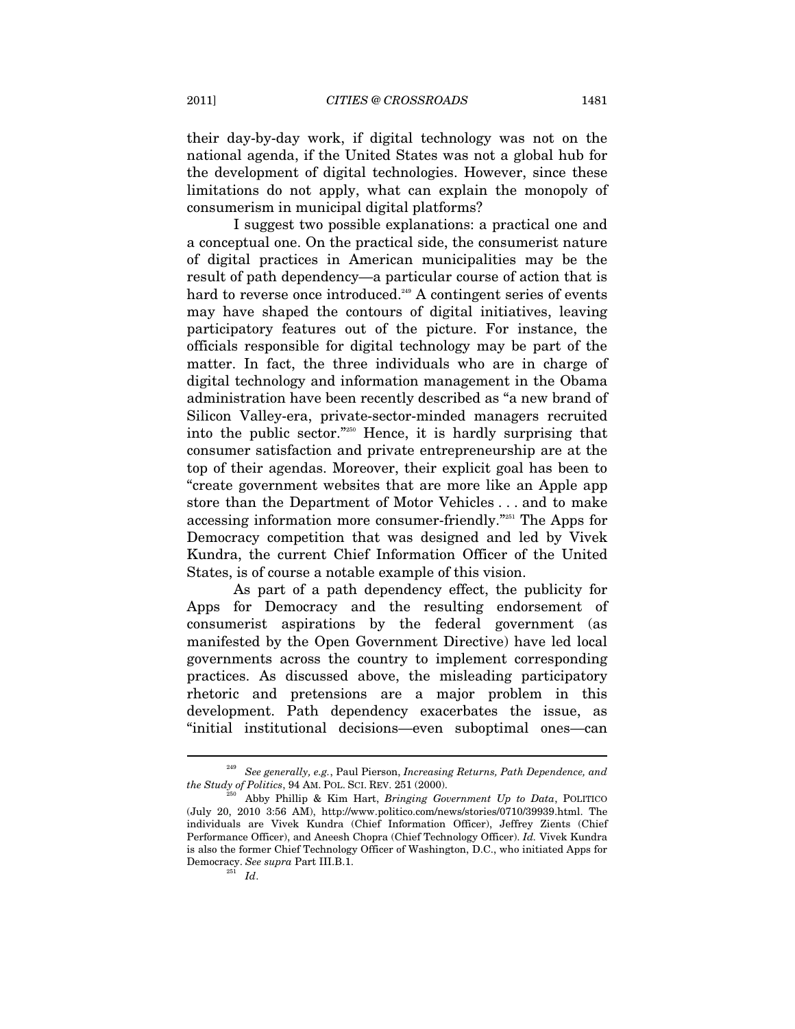their day-by-day work, if digital technology was not on the national agenda, if the United States was not a global hub for the development of digital technologies. However, since these limitations do not apply, what can explain the monopoly of consumerism in municipal digital platforms?

I suggest two possible explanations: a practical one and a conceptual one. On the practical side, the consumerist nature of digital practices in American municipalities may be the result of path dependency—a particular course of action that is hard to reverse once introduced.[249] A contingent series of events may have shaped the contours of digital initiatives, leaving participatory features out of the picture. For instance, the officials responsible for digital technology may be part of the matter. In fact, the three individuals who are in charge of digital technology and information management in the Obama administration have been recently described as "a new brand of Silicon Valley-era, private-sector-minded managers recruited into the public sector."[250] Hence, it is hardly surprising that consumer satisfaction and private entrepreneurship are at the top of their agendas. Moreover, their explicit goal has been to "create government websites that are more like an Apple app store than the Department of Motor Vehicles . . . and to make accessing information more consumer-friendly."[251] The Apps for Democracy competition that was designed and led by Vivek Kundra, the current Chief Information Officer of the United States, is of course a notable example of this vision.

As part of a path dependency effect, the publicity for Apps for Democracy and the resulting endorsement of consumerist aspirations by the federal government (as manifested by the Open Government Directive) have led local governments across the country to implement corresponding practices. As discussed above, the misleading participatory rhetoric and pretensions are a major problem in this development. Path dependency exacerbates the issue, as "initial institutional decisions—even suboptimal ones—can

---

[249] *See generally, e.g.*, Paul Pierson, *Increasing Returns, Path Dependence, and the Study of Politics*, 94 AM. POL. SCI. REV. 251 (2000).

[250] Abby Phillip & Kim Hart, *Bringing Government Up to Data*, POLITICO (July 20, 2010 3:56 AM), http://www.politico.com/news/stories/0710/39939.html. The individuals are Vivek Kundra (Chief Information Officer), Jeffrey Zients (Chief Performance Officer), and Aneesh Chopra (Chief Technology Officer). *Id.* Vivek Kundra is also the former Chief Technology Officer of Washington, D.C., who initiated Apps for Democracy. *See supra* Part III.B.1.

[251] *Id*.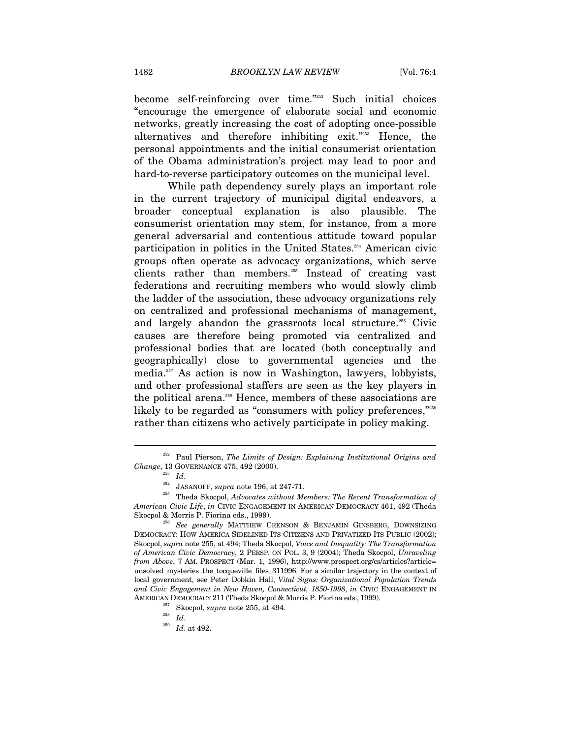become self-reinforcing over time."[252] Such initial choices "encourage the emergence of elaborate social and economic networks, greatly increasing the cost of adopting once-possible alternatives and therefore inhibiting exit."[253] Hence, the personal appointments and the initial consumerist orientation of the Obama administration's project may lead to poor and hard-to-reverse participatory outcomes on the municipal level.

While path dependency surely plays an important role in the current trajectory of municipal digital endeavors, a broader conceptual explanation is also plausible. The consumerist orientation may stem, for instance, from a more general adversarial and contentious attitude toward popular participation in politics in the United States.[254] American civic groups often operate as advocacy organizations, which serve clients rather than members.[255] Instead of creating vast federations and recruiting members who would slowly climb the ladder of the association, these advocacy organizations rely on centralized and professional mechanisms of management, and largely abandon the grassroots local structure.[256] Civic causes are therefore being promoted via centralized and professional bodies that are located (both conceptually and geographically) close to governmental agencies and the media.[257] As action is now in Washington, lawyers, lobbyists, and other professional staffers are seen as the key players in the political arena.[258] Hence, members of these associations are likely to be regarded as "consumers with policy preferences,"[259] rather than citizens who actively participate in policy making.

---

[252] Paul Pierson, *The Limits of Design: Explaining Institutional Origins and Change*, 13 GOVERNANCE 475, 492 (2000).

[253] *Id*.

[254] JASANOFF, *supra* note 196, at 247-71.

[255] Theda Skocpol, *Advocates without Members: The Recent Transformation of American Civic Life*, *in* CIVIC ENGAGEMENT IN AMERICAN DEMOCRACY 461, 492 (Theda Skocpol & Morris P. Fiorina eds., 1999).

[256] *See generally* MATTHEW CRENSON & BENJAMIN GINSBERG, DOWNSIZING DEMOCRACY: HOW AMERICA SIDELINED ITS CITIZENS AND PRIVATIZED ITS PUBLIC (2002); Skocpol, *supra* note 255, at 494; Theda Skocpol, *Voice and Inequality: The Transformation of American Civic Democracy*, 2 PERSP. ON POL. 3, 9 (2004); Theda Skocpol, *Unraveling from Above*, 7 AM. PROSPECT (Mar. 1, 1996), http://www.prospect.org/cs/articles?article=unsolved_mysteries_the_tocqueville_files_311996. For a similar trajectory in the context of local government, see Peter Dobkin Hall, *Vital Signs: Organizational Population Trends and Civic Engagement in New Haven, Connecticut, 1850-1998*, *in* CIVIC ENGAGEMENT IN AMERICAN DEMOCRACY 211 (Theda Skocpol & Morris P. Fiorina eds., 1999).

[257] Skocpol, *supra* note 255, at 494.

[258] *Id*.

[259] *Id*. at 492.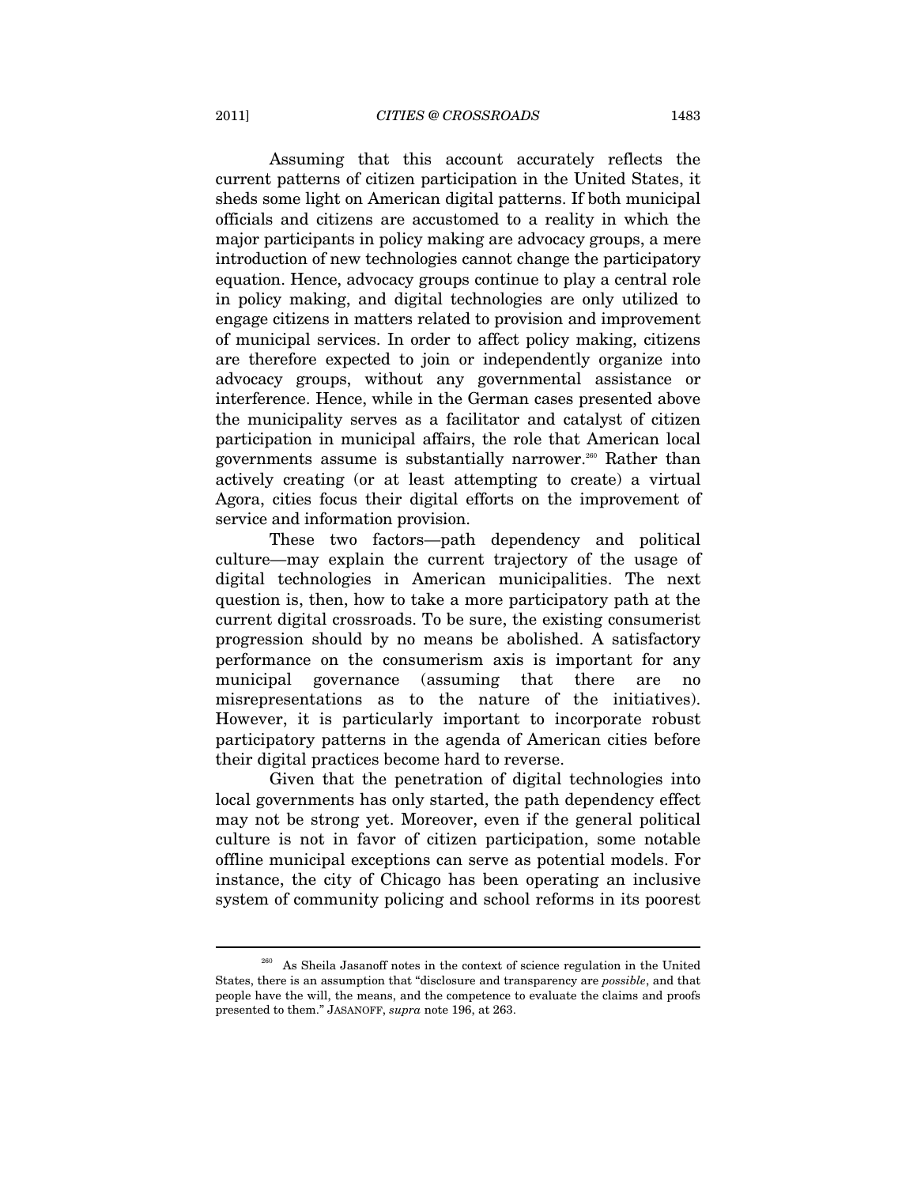Assuming that this account accurately reflects the current patterns of citizen participation in the United States, it sheds some light on American digital patterns. If both municipal officials and citizens are accustomed to a reality in which the major participants in policy making are advocacy groups, a mere introduction of new technologies cannot change the participatory equation. Hence, advocacy groups continue to play a central role in policy making, and digital technologies are only utilized to engage citizens in matters related to provision and improvement of municipal services. In order to affect policy making, citizens are therefore expected to join or independently organize into advocacy groups, without any governmental assistance or interference. Hence, while in the German cases presented above the municipality serves as a facilitator and catalyst of citizen participation in municipal affairs, the role that American local governments assume is substantially narrower.[260] Rather than actively creating (or at least attempting to create) a virtual Agora, cities focus their digital efforts on the improvement of service and information provision.

These two factors—path dependency and political culture—may explain the current trajectory of the usage of digital technologies in American municipalities. The next question is, then, how to take a more participatory path at the current digital crossroads. To be sure, the existing consumerist progression should by no means be abolished. A satisfactory performance on the consumerism axis is important for any municipal governance (assuming that there are no misrepresentations as to the nature of the initiatives). However, it is particularly important to incorporate robust participatory patterns in the agenda of American cities before their digital practices become hard to reverse.

Given that the penetration of digital technologies into local governments has only started, the path dependency effect may not be strong yet. Moreover, even if the general political culture is not in favor of citizen participation, some notable offline municipal exceptions can serve as potential models. For instance, the city of Chicago has been operating an inclusive system of community policing and school reforms in its poorest

---

[260] As Sheila Jasanoff notes in the context of science regulation in the United States, there is an assumption that "disclosure and transparency are *possible*, and that people have the will, the means, and the competence to evaluate the claims and proofs presented to them." JASANOFF, *supra* note 196, at 263.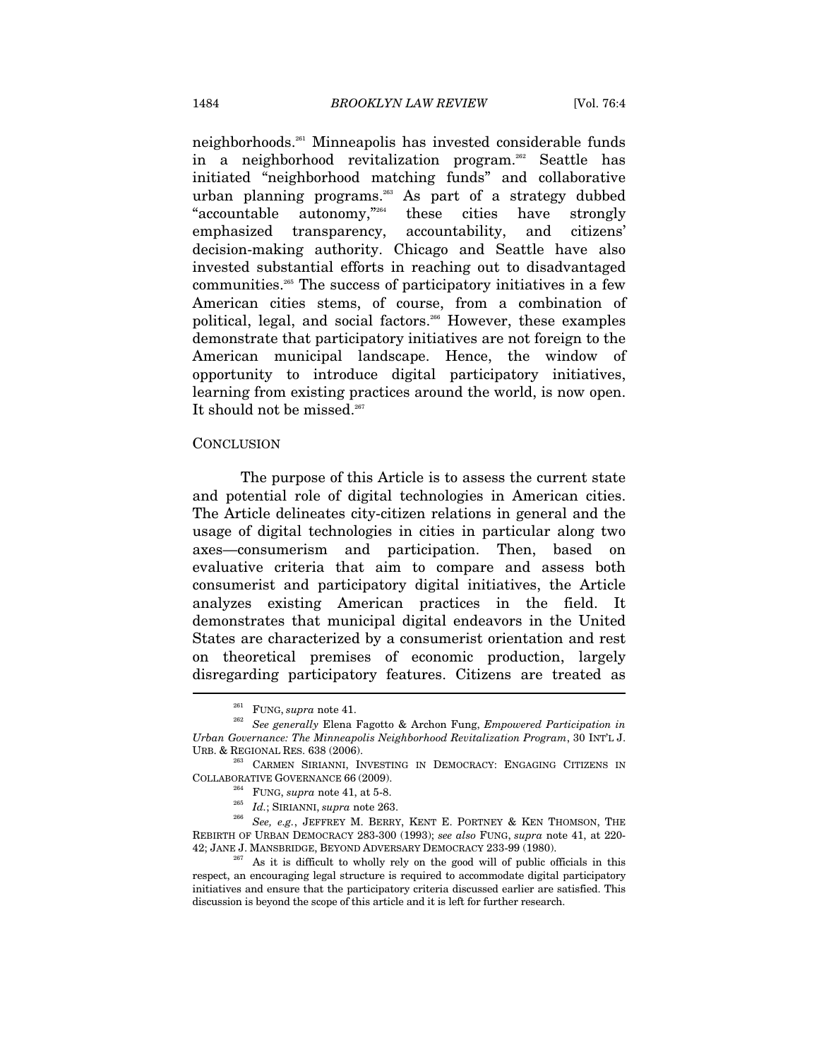neighborhoods.[261] Minneapolis has invested considerable funds in a neighborhood revitalization program.[262] Seattle has initiated "neighborhood matching funds" and collaborative urban planning programs.[263] As part of a strategy dubbed "accountable autonomy,"[264] these cities have strongly emphasized transparency, accountability, and citizens' decision-making authority. Chicago and Seattle have also invested substantial efforts in reaching out to disadvantaged communities.[265] The success of participatory initiatives in a few American cities stems, of course, from a combination of political, legal, and social factors.[266] However, these examples demonstrate that participatory initiatives are not foreign to the American municipal landscape. Hence, the window of opportunity to introduce digital participatory initiatives, learning from existing practices around the world, is now open. It should not be missed.[267]

## CONCLUSION

The purpose of this Article is to assess the current state and potential role of digital technologies in American cities. The Article delineates city-citizen relations in general and the usage of digital technologies in cities in particular along two axes—consumerism and participation. Then, based on evaluative criteria that aim to compare and assess both consumerist and participatory digital initiatives, the Article analyzes existing American practices in the field. It demonstrates that municipal digital endeavors in the United States are characterized by a consumerist orientation and rest on theoretical premises of economic production, largely disregarding participatory features. Citizens are treated as

---

[261] FUNG, *supra* note 41.

[262] *See generally* Elena Fagotto & Archon Fung, *Empowered Participation in Urban Governance: The Minneapolis Neighborhood Revitalization Program*, 30 INT'L J. URB. & REGIONAL RES. 638 (2006).

[263] CARMEN SIRIANNI, INVESTING IN DEMOCRACY: ENGAGING CITIZENS IN COLLABORATIVE GOVERNANCE 66 (2009).

[264] FUNG, *supra* note 41, at 5-8.

[265] *Id.*; SIRIANNI, *supra* note 263.

[266] *See, e.g.*, JEFFREY M. BERRY, KENT E. PORTNEY & KEN THOMSON, THE REBIRTH OF URBAN DEMOCRACY 283-300 (1993); *see also* FUNG, *supra* note 41, at 220-42; JANE J. MANSBRIDGE, BEYOND ADVERSARY DEMOCRACY 233-99 (1980).

[267] As it is difficult to wholly rely on the good will of public officials in this respect, an encouraging legal structure is required to accommodate digital participatory initiatives and ensure that the participatory criteria discussed earlier are satisfied. This discussion is beyond the scope of this article and it is left for further research.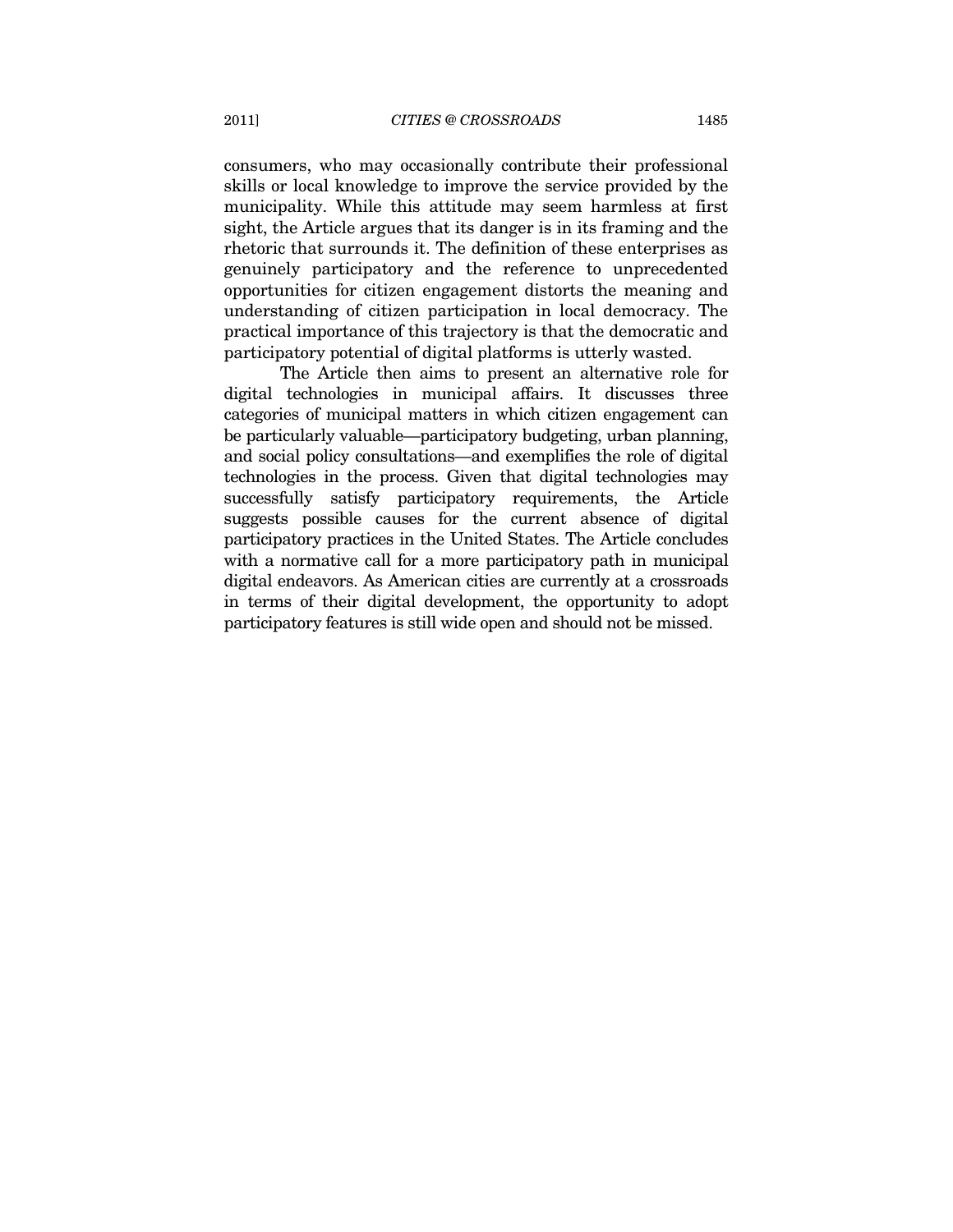consumers, who may occasionally contribute their professional skills or local knowledge to improve the service provided by the municipality. While this attitude may seem harmless at first sight, the Article argues that its danger is in its framing and the rhetoric that surrounds it. The definition of these enterprises as genuinely participatory and the reference to unprecedented opportunities for citizen engagement distorts the meaning and understanding of citizen participation in local democracy. The practical importance of this trajectory is that the democratic and participatory potential of digital platforms is utterly wasted.

The Article then aims to present an alternative role for digital technologies in municipal affairs. It discusses three categories of municipal matters in which citizen engagement can be particularly valuable—participatory budgeting, urban planning, and social policy consultations—and exemplifies the role of digital technologies in the process. Given that digital technologies may successfully satisfy participatory requirements, the Article suggests possible causes for the current absence of digital participatory practices in the United States. The Article concludes with a normative call for a more participatory path in municipal digital endeavors. As American cities are currently at a crossroads in terms of their digital development, the opportunity to adopt participatory features is still wide open and should not be missed.